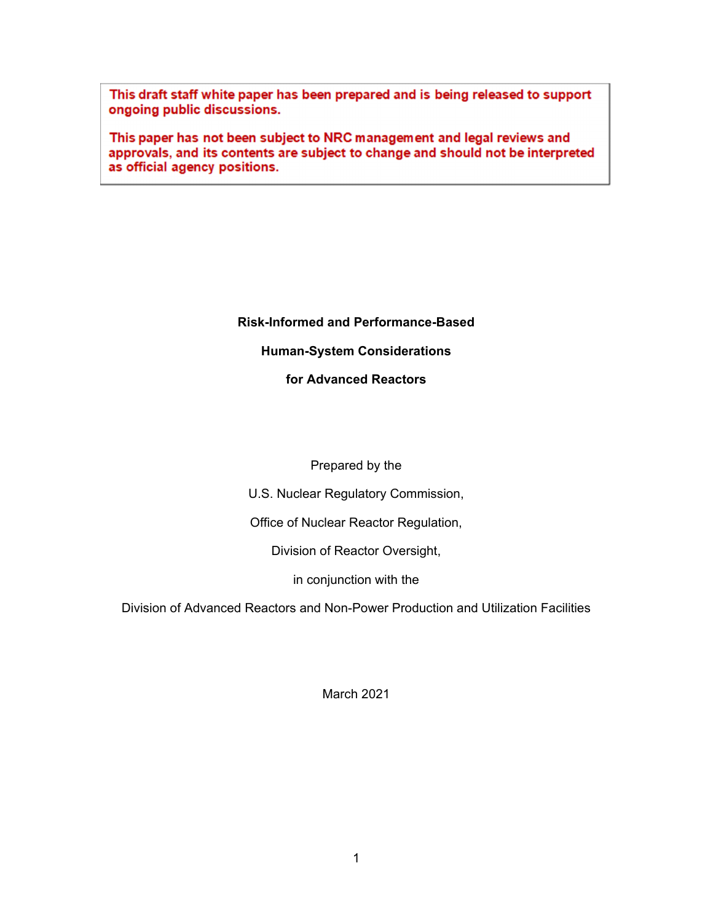This draft staff white paper has been prepared and is being released to support ongoing public discussions.

This paper has not been subject to NRC management and legal reviews and approvals, and its contents are subject to change and should not be interpreted as official agency positions.

# Risk-Informed and Performance-Based Human-System Considerations for Advanced Reactors

Prepared by the

U.S. Nuclear Regulatory Commission,

Office of Nuclear Reactor Regulation,

Division of Reactor Oversight,

in conjunction with the

Division of Advanced Reactors and Non-Power Production and Utilization Facilities

March 2021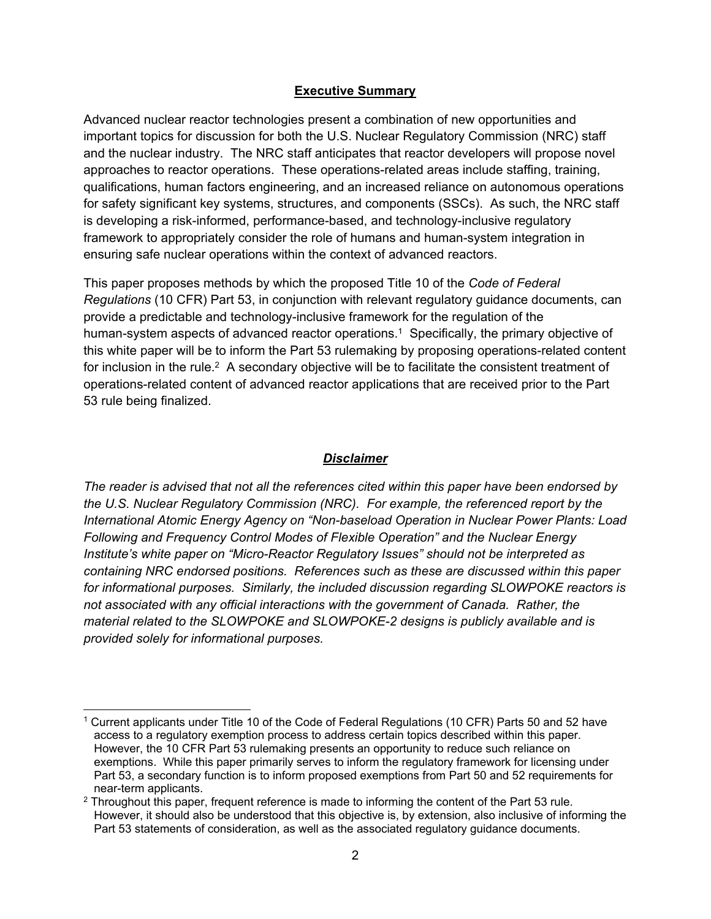## Executive Summary

Advanced nuclear reactor technologies present a combination of new opportunities and important topics for discussion for both the U.S. Nuclear Regulatory Commission (NRC) staff and the nuclear industry. The NRC staff anticipates that reactor developers will propose novel approaches to reactor operations. These operations-related areas include staffing, training, qualifications, human factors engineering, and an increased reliance on autonomous operations for safety significant key systems, structures, and components (SSCs). As such, the NRC staff is developing a risk-informed, performance-based, and technology-inclusive regulatory framework to appropriately consider the role of humans and human-system integration in ensuring safe nuclear operations within the context of advanced reactors.

This paper proposes methods by which the proposed Title 10 of the *Code of Federal Regulations* (10 CFR) Part 53, in conjunction with relevant regulatory guidance documents, can provide a predictable and technology-inclusive framework for the regulation of the human-system aspects of advanced reactor operations.[1] Specifically, the primary objective of this white paper will be to inform the Part 53 rulemaking by proposing operations-related content for inclusion in the rule.[2] A secondary objective will be to facilitate the consistent treatment of operations-related content of advanced reactor applications that are received prior to the Part 53 rule being finalized.

## ***Disclaimer***

*The reader is advised that not all the references cited within this paper have been endorsed by the U.S. Nuclear Regulatory Commission (NRC). For example, the referenced report by the International Atomic Energy Agency on "Non-baseload Operation in Nuclear Power Plants: Load Following and Frequency Control Modes of Flexible Operation" and the Nuclear Energy Institute's white paper on "Micro-Reactor Regulatory Issues" should not be interpreted as containing NRC endorsed positions. References such as these are discussed within this paper for informational purposes. Similarly, the included discussion regarding SLOWPOKE reactors is not associated with any official interactions with the government of Canada. Rather, the material related to the SLOWPOKE and SLOWPOKE-2 designs is publicly available and is provided solely for informational purposes.*

---

[1] Current applicants under Title 10 of the Code of Federal Regulations (10 CFR) Parts 50 and 52 have access to a regulatory exemption process to address certain topics described within this paper. However, the 10 CFR Part 53 rulemaking presents an opportunity to reduce such reliance on exemptions. While this paper primarily serves to inform the regulatory framework for licensing under Part 53, a secondary function is to inform proposed exemptions from Part 50 and 52 requirements for near-term applicants.

[2] Throughout this paper, frequent reference is made to informing the content of the Part 53 rule. However, it should also be understood that this objective is, by extension, also inclusive of informing the Part 53 statements of consideration, as well as the associated regulatory guidance documents.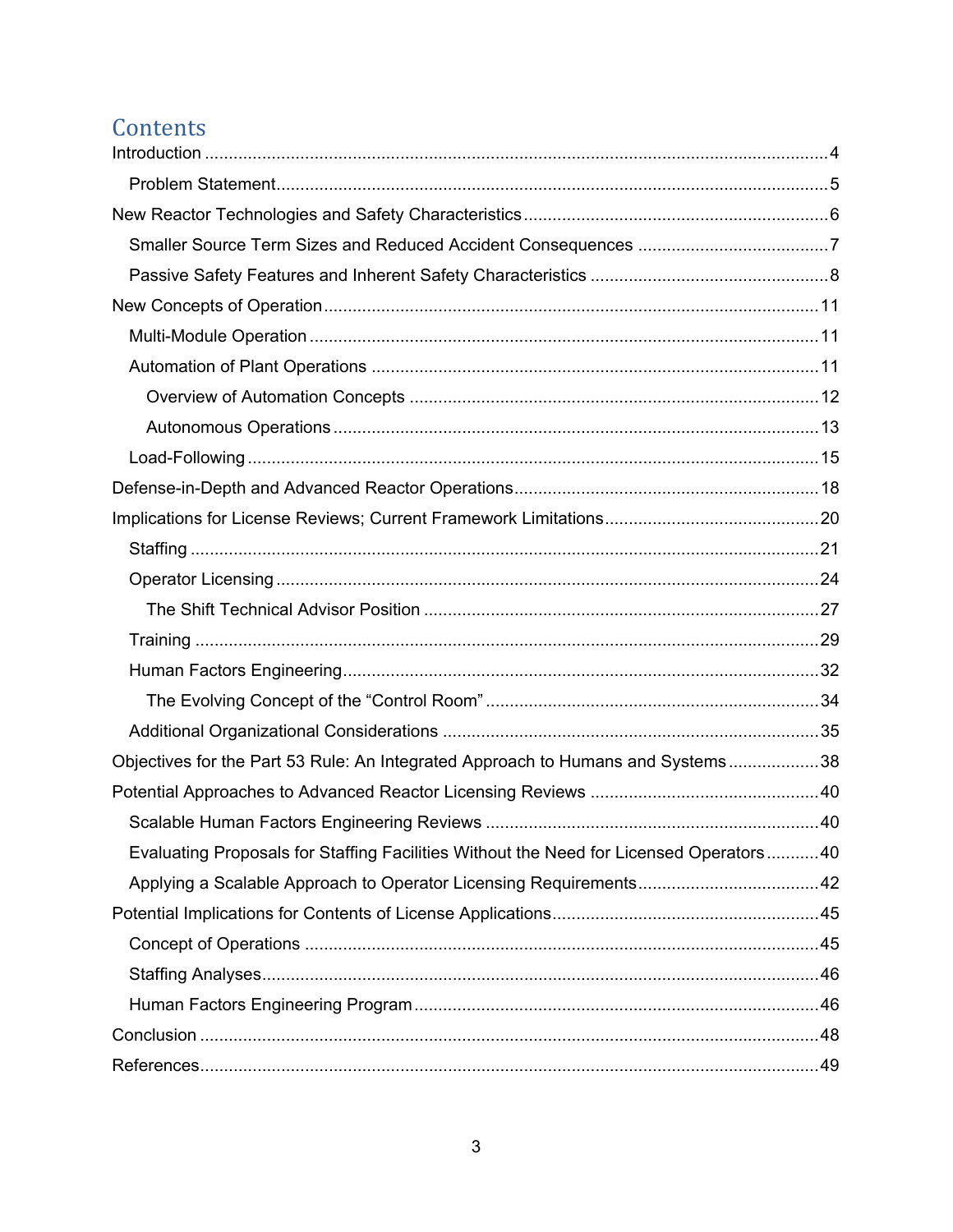# Contents

- Introduction ..... 4
  - Problem Statement ..... 5
- New Reactor Technologies and Safety Characteristics ..... 6
  - Smaller Source Term Sizes and Reduced Accident Consequences ..... 7
  - Passive Safety Features and Inherent Safety Characteristics ..... 8
- New Concepts of Operation ..... 11
  - Multi-Module Operation ..... 11
  - Automation of Plant Operations ..... 11
    - Overview of Automation Concepts ..... 12
    - Autonomous Operations ..... 13
  - Load-Following ..... 15
- Defense-in-Depth and Advanced Reactor Operations ..... 18
- Implications for License Reviews; Current Framework Limitations ..... 20
  - Staffing ..... 21
  - Operator Licensing ..... 24
    - The Shift Technical Advisor Position ..... 27
  - Training ..... 29
  - Human Factors Engineering ..... 32
    - The Evolving Concept of the "Control Room" ..... 34
  - Additional Organizational Considerations ..... 35
- Objectives for the Part 53 Rule: An Integrated Approach to Humans and Systems ..... 38
- Potential Approaches to Advanced Reactor Licensing Reviews ..... 40
  - Scalable Human Factors Engineering Reviews ..... 40
  - Evaluating Proposals for Staffing Facilities Without the Need for Licensed Operators ..... 40
  - Applying a Scalable Approach to Operator Licensing Requirements ..... 42
- Potential Implications for Contents of License Applications ..... 45
  - Concept of Operations ..... 45
  - Staffing Analyses ..... 46
  - Human Factors Engineering Program ..... 46
- Conclusion ..... 48
- References ..... 49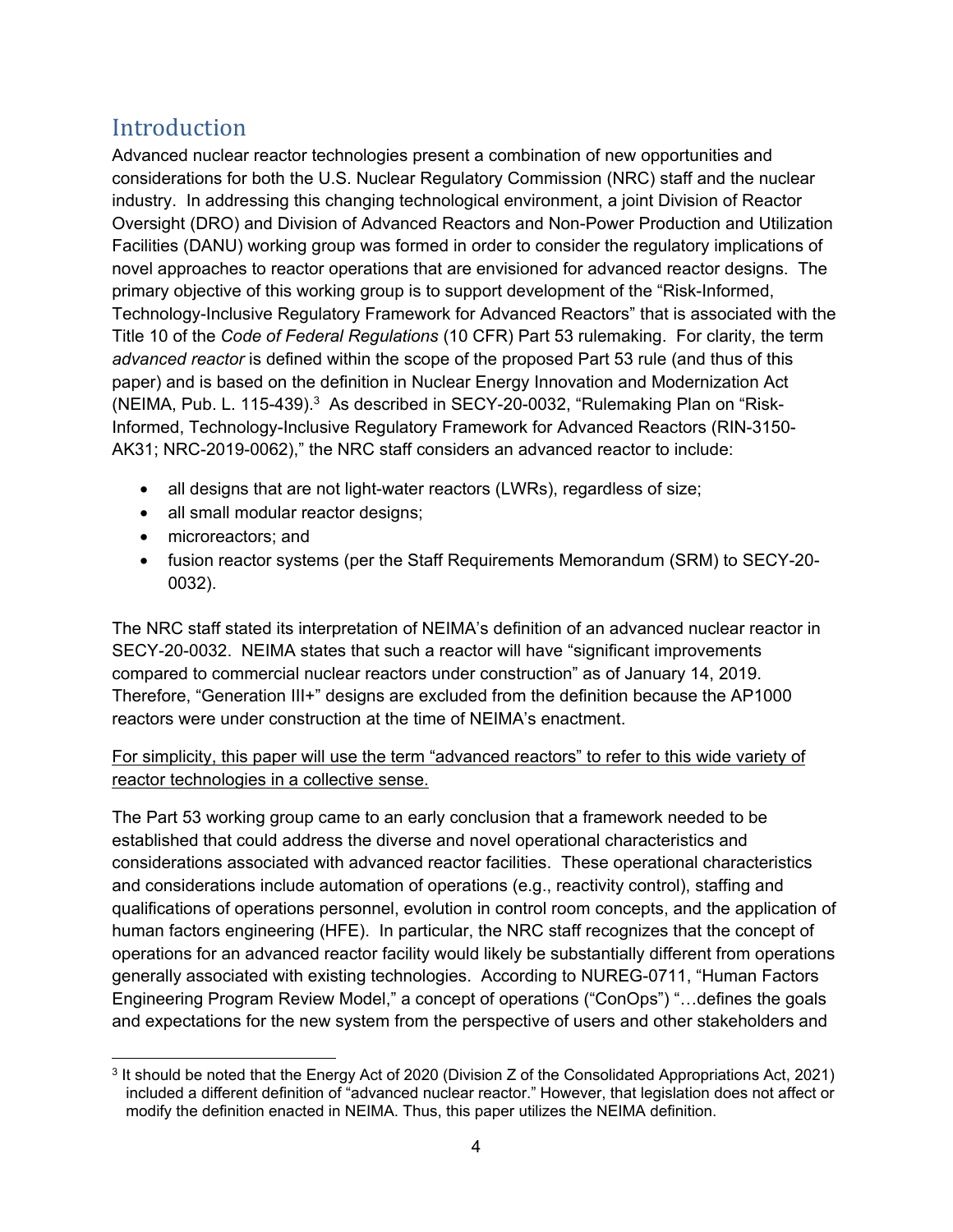## Introduction

Advanced nuclear reactor technologies present a combination of new opportunities and considerations for both the U.S. Nuclear Regulatory Commission (NRC) staff and the nuclear industry. In addressing this changing technological environment, a joint Division of Reactor Oversight (DRO) and Division of Advanced Reactors and Non-Power Production and Utilization Facilities (DANU) working group was formed in order to consider the regulatory implications of novel approaches to reactor operations that are envisioned for advanced reactor designs. The primary objective of this working group is to support development of the "Risk-Informed, Technology-Inclusive Regulatory Framework for Advanced Reactors" that is associated with the Title 10 of the *Code of Federal Regulations* (10 CFR) Part 53 rulemaking. For clarity, the term *advanced reactor* is defined within the scope of the proposed Part 53 rule (and thus of this paper) and is based on the definition in Nuclear Energy Innovation and Modernization Act (NEIMA, Pub. L. 115-439).[3] As described in SECY-20-0032, "Rulemaking Plan on "Risk-Informed, Technology-Inclusive Regulatory Framework for Advanced Reactors (RIN-3150-AK31; NRC-2019-0062)," the NRC staff considers an advanced reactor to include:

- all designs that are not light-water reactors (LWRs), regardless of size;
- all small modular reactor designs;
- microreactors; and
- fusion reactor systems (per the Staff Requirements Memorandum (SRM) to SECY-20-0032).

The NRC staff stated its interpretation of NEIMA's definition of an advanced nuclear reactor in SECY-20-0032. NEIMA states that such a reactor will have "significant improvements compared to commercial nuclear reactors under construction" as of January 14, 2019. Therefore, "Generation III+" designs are excluded from the definition because the AP1000 reactors were under construction at the time of NEIMA's enactment.

<u>For simplicity, this paper will use the term "advanced reactors" to refer to this wide variety of reactor technologies in a collective sense.</u>

The Part 53 working group came to an early conclusion that a framework needed to be established that could address the diverse and novel operational characteristics and considerations associated with advanced reactor facilities. These operational characteristics and considerations include automation of operations (e.g., reactivity control), staffing and qualifications of operations personnel, evolution in control room concepts, and the application of human factors engineering (HFE). In particular, the NRC staff recognizes that the concept of operations for an advanced reactor facility would likely be substantially different from operations generally associated with existing technologies. According to NUREG-0711, "Human Factors Engineering Program Review Model," a concept of operations ("ConOps") "…defines the goals and expectations for the new system from the perspective of users and other stakeholders and

[3] It should be noted that the Energy Act of 2020 (Division Z of the Consolidated Appropriations Act, 2021) included a different definition of "advanced nuclear reactor." However, that legislation does not affect or modify the definition enacted in NEIMA. Thus, this paper utilizes the NEIMA definition.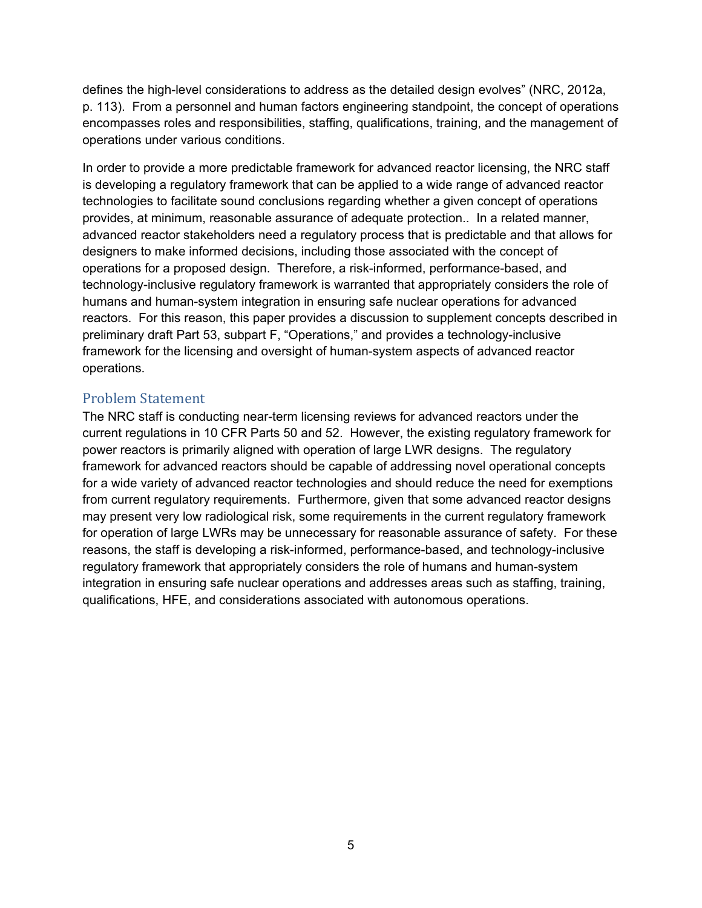defines the high-level considerations to address as the detailed design evolves" (NRC, 2012a, p. 113). From a personnel and human factors engineering standpoint, the concept of operations encompasses roles and responsibilities, staffing, qualifications, training, and the management of operations under various conditions.

In order to provide a more predictable framework for advanced reactor licensing, the NRC staff is developing a regulatory framework that can be applied to a wide range of advanced reactor technologies to facilitate sound conclusions regarding whether a given concept of operations provides, at minimum, reasonable assurance of adequate protection.. In a related manner, advanced reactor stakeholders need a regulatory process that is predictable and that allows for designers to make informed decisions, including those associated with the concept of operations for a proposed design. Therefore, a risk-informed, performance-based, and technology-inclusive regulatory framework is warranted that appropriately considers the role of humans and human-system integration in ensuring safe nuclear operations for advanced reactors. For this reason, this paper provides a discussion to supplement concepts described in preliminary draft Part 53, subpart F, "Operations," and provides a technology-inclusive framework for the licensing and oversight of human-system aspects of advanced reactor operations.

## Problem Statement

The NRC staff is conducting near-term licensing reviews for advanced reactors under the current regulations in 10 CFR Parts 50 and 52. However, the existing regulatory framework for power reactors is primarily aligned with operation of large LWR designs. The regulatory framework for advanced reactors should be capable of addressing novel operational concepts for a wide variety of advanced reactor technologies and should reduce the need for exemptions from current regulatory requirements. Furthermore, given that some advanced reactor designs may present very low radiological risk, some requirements in the current regulatory framework for operation of large LWRs may be unnecessary for reasonable assurance of safety. For these reasons, the staff is developing a risk-informed, performance-based, and technology-inclusive regulatory framework that appropriately considers the role of humans and human-system integration in ensuring safe nuclear operations and addresses areas such as staffing, training, qualifications, HFE, and considerations associated with autonomous operations.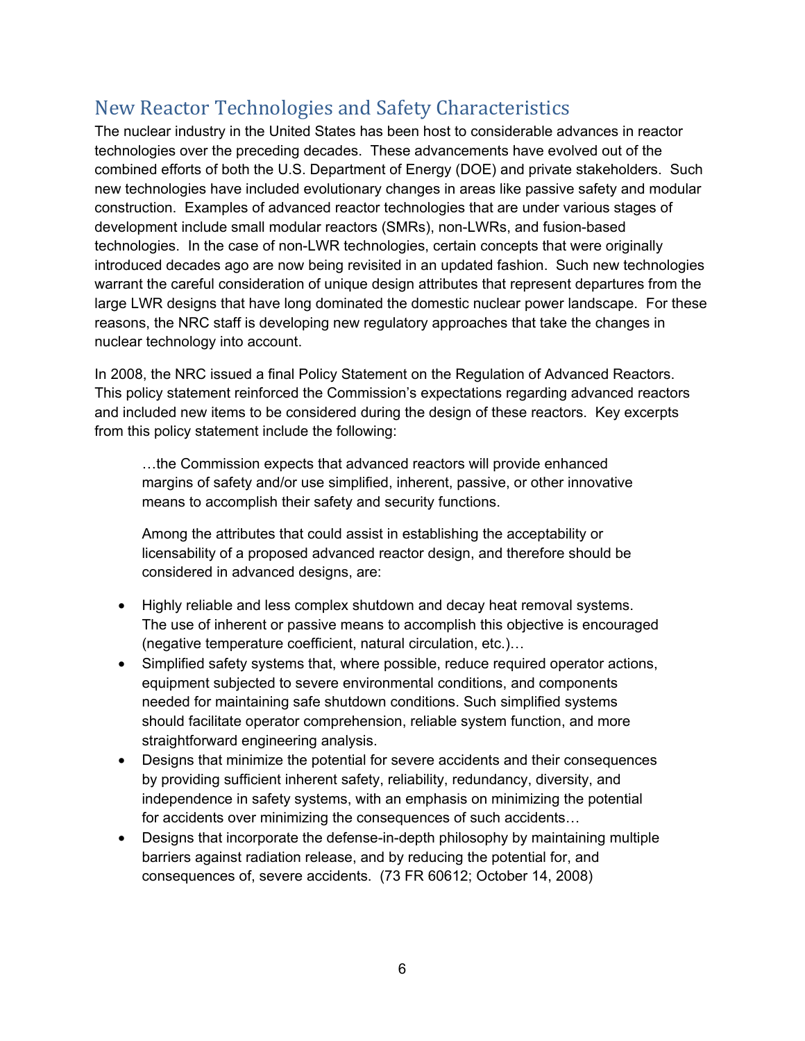## New Reactor Technologies and Safety Characteristics

The nuclear industry in the United States has been host to considerable advances in reactor technologies over the preceding decades. These advancements have evolved out of the combined efforts of both the U.S. Department of Energy (DOE) and private stakeholders. Such new technologies have included evolutionary changes in areas like passive safety and modular construction. Examples of advanced reactor technologies that are under various stages of development include small modular reactors (SMRs), non-LWRs, and fusion-based technologies. In the case of non-LWR technologies, certain concepts that were originally introduced decades ago are now being revisited in an updated fashion. Such new technologies warrant the careful consideration of unique design attributes that represent departures from the large LWR designs that have long dominated the domestic nuclear power landscape. For these reasons, the NRC staff is developing new regulatory approaches that take the changes in nuclear technology into account.

In 2008, the NRC issued a final Policy Statement on the Regulation of Advanced Reactors. This policy statement reinforced the Commission's expectations regarding advanced reactors and included new items to be considered during the design of these reactors. Key excerpts from this policy statement include the following:

> …the Commission expects that advanced reactors will provide enhanced margins of safety and/or use simplified, inherent, passive, or other innovative means to accomplish their safety and security functions.
>
> Among the attributes that could assist in establishing the acceptability or licensability of a proposed advanced reactor design, and therefore should be considered in advanced designs, are:
>
> - Highly reliable and less complex shutdown and decay heat removal systems. The use of inherent or passive means to accomplish this objective is encouraged (negative temperature coefficient, natural circulation, etc.)…
> - Simplified safety systems that, where possible, reduce required operator actions, equipment subjected to severe environmental conditions, and components needed for maintaining safe shutdown conditions. Such simplified systems should facilitate operator comprehension, reliable system function, and more straightforward engineering analysis.
> - Designs that minimize the potential for severe accidents and their consequences by providing sufficient inherent safety, reliability, redundancy, diversity, and independence in safety systems, with an emphasis on minimizing the potential for accidents over minimizing the consequences of such accidents…
> - Designs that incorporate the defense-in-depth philosophy by maintaining multiple barriers against radiation release, and by reducing the potential for, and consequences of, severe accidents. (73 FR 60612; October 14, 2008)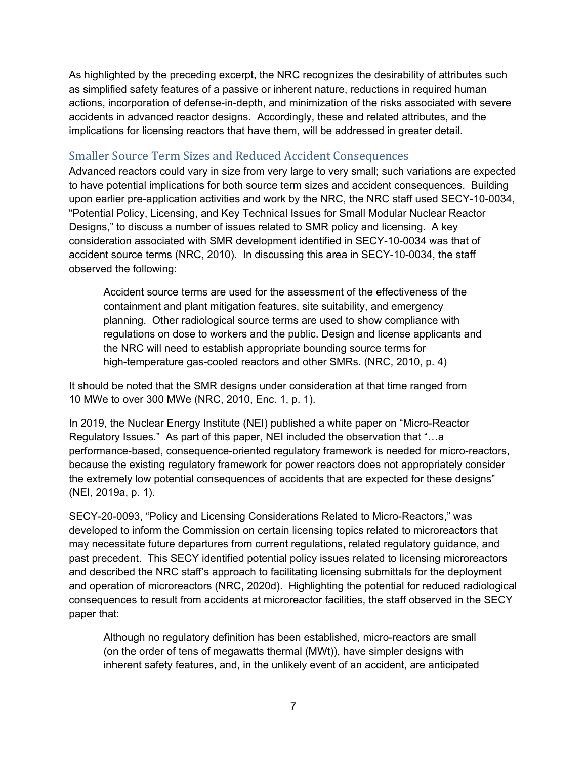As highlighted by the preceding excerpt, the NRC recognizes the desirability of attributes such as simplified safety features of a passive or inherent nature, reductions in required human actions, incorporation of defense-in-depth, and minimization of the risks associated with severe accidents in advanced reactor designs. Accordingly, these and related attributes, and the implications for licensing reactors that have them, will be addressed in greater detail.

## Smaller Source Term Sizes and Reduced Accident Consequences

Advanced reactors could vary in size from very large to very small; such variations are expected to have potential implications for both source term sizes and accident consequences. Building upon earlier pre-application activities and work by the NRC, the NRC staff used SECY-10-0034, "Potential Policy, Licensing, and Key Technical Issues for Small Modular Nuclear Reactor Designs," to discuss a number of issues related to SMR policy and licensing. A key consideration associated with SMR development identified in SECY-10-0034 was that of accident source terms (NRC, 2010). In discussing this area in SECY-10-0034, the staff observed the following:

> Accident source terms are used for the assessment of the effectiveness of the containment and plant mitigation features, site suitability, and emergency planning. Other radiological source terms are used to show compliance with regulations on dose to workers and the public. Design and license applicants and the NRC will need to establish appropriate bounding source terms for high-temperature gas-cooled reactors and other SMRs. (NRC, 2010, p. 4)

It should be noted that the SMR designs under consideration at that time ranged from 10 MWe to over 300 MWe (NRC, 2010, Enc. 1, p. 1).

In 2019, the Nuclear Energy Institute (NEI) published a white paper on "Micro-Reactor Regulatory Issues." As part of this paper, NEI included the observation that "…a performance-based, consequence-oriented regulatory framework is needed for micro-reactors, because the existing regulatory framework for power reactors does not appropriately consider the extremely low potential consequences of accidents that are expected for these designs" (NEI, 2019a, p. 1).

SECY-20-0093, "Policy and Licensing Considerations Related to Micro-Reactors," was developed to inform the Commission on certain licensing topics related to microreactors that may necessitate future departures from current regulations, related regulatory guidance, and past precedent. This SECY identified potential policy issues related to licensing microreactors and described the NRC staff's approach to facilitating licensing submittals for the deployment and operation of microreactors (NRC, 2020d). Highlighting the potential for reduced radiological consequences to result from accidents at microreactor facilities, the staff observed in the SECY paper that:

> Although no regulatory definition has been established, micro-reactors are small (on the order of tens of megawatts thermal (MWt)), have simpler designs with inherent safety features, and, in the unlikely event of an accident, are anticipated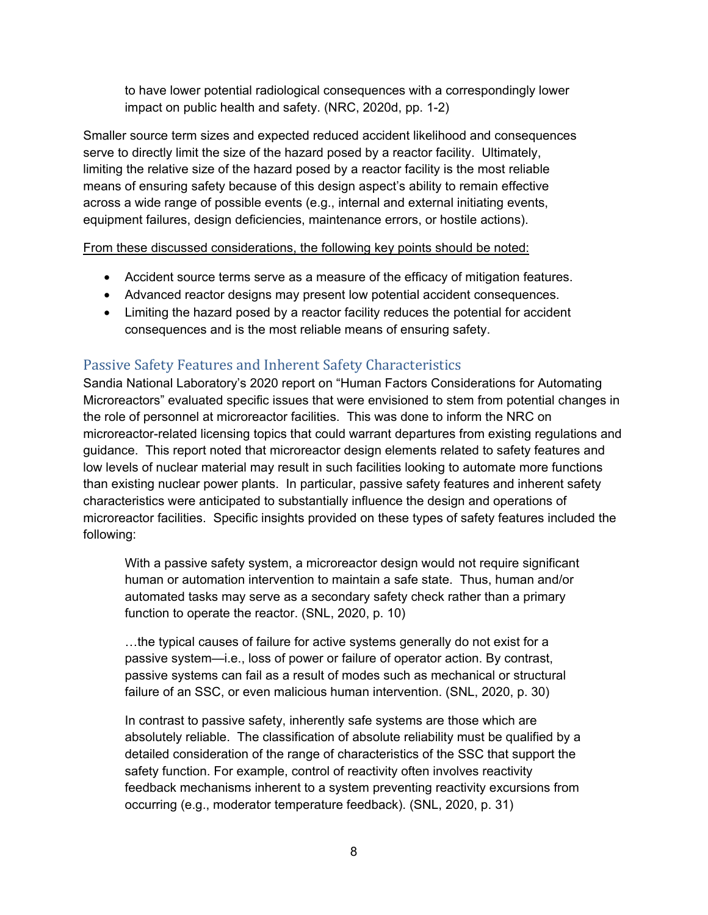> to have lower potential radiological consequences with a correspondingly lower impact on public health and safety. (NRC, 2020d, pp. 1-2)

Smaller source term sizes and expected reduced accident likelihood and consequences serve to directly limit the size of the hazard posed by a reactor facility. Ultimately, limiting the relative size of the hazard posed by a reactor facility is the most reliable means of ensuring safety because of this design aspect's ability to remain effective across a wide range of possible events (e.g., internal and external initiating events, equipment failures, design deficiencies, maintenance errors, or hostile actions).

<u>From these discussed considerations, the following key points should be noted:</u>

- Accident source terms serve as a measure of the efficacy of mitigation features.
- Advanced reactor designs may present low potential accident consequences.
- Limiting the hazard posed by a reactor facility reduces the potential for accident consequences and is the most reliable means of ensuring safety.

## Passive Safety Features and Inherent Safety Characteristics

Sandia National Laboratory's 2020 report on "Human Factors Considerations for Automating Microreactors" evaluated specific issues that were envisioned to stem from potential changes in the role of personnel at microreactor facilities. This was done to inform the NRC on microreactor-related licensing topics that could warrant departures from existing regulations and guidance. This report noted that microreactor design elements related to safety features and low levels of nuclear material may result in such facilities looking to automate more functions than existing nuclear power plants. In particular, passive safety features and inherent safety characteristics were anticipated to substantially influence the design and operations of microreactor facilities. Specific insights provided on these types of safety features included the following:

> With a passive safety system, a microreactor design would not require significant human or automation intervention to maintain a safe state. Thus, human and/or automated tasks may serve as a secondary safety check rather than a primary function to operate the reactor. (SNL, 2020, p. 10)
>
> …the typical causes of failure for active systems generally do not exist for a passive system—i.e., loss of power or failure of operator action. By contrast, passive systems can fail as a result of modes such as mechanical or structural failure of an SSC, or even malicious human intervention. (SNL, 2020, p. 30)
>
> In contrast to passive safety, inherently safe systems are those which are absolutely reliable. The classification of absolute reliability must be qualified by a detailed consideration of the range of characteristics of the SSC that support the safety function. For example, control of reactivity often involves reactivity feedback mechanisms inherent to a system preventing reactivity excursions from occurring (e.g., moderator temperature feedback). (SNL, 2020, p. 31)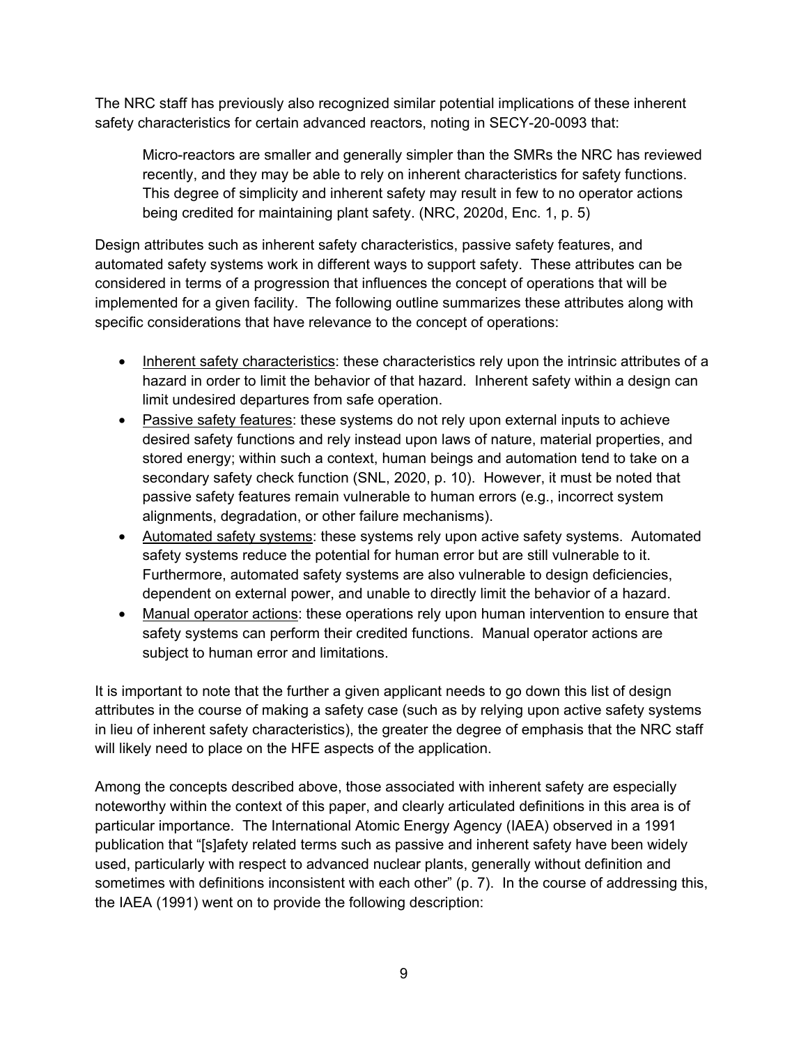The NRC staff has previously also recognized similar potential implications of these inherent safety characteristics for certain advanced reactors, noting in SECY-20-0093 that:

> Micro-reactors are smaller and generally simpler than the SMRs the NRC has reviewed recently, and they may be able to rely on inherent characteristics for safety functions. This degree of simplicity and inherent safety may result in few to no operator actions being credited for maintaining plant safety. (NRC, 2020d, Enc. 1, p. 5)

Design attributes such as inherent safety characteristics, passive safety features, and automated safety systems work in different ways to support safety. These attributes can be considered in terms of a progression that influences the concept of operations that will be implemented for a given facility. The following outline summarizes these attributes along with specific considerations that have relevance to the concept of operations:

- <u>Inherent safety characteristics</u>: these characteristics rely upon the intrinsic attributes of a hazard in order to limit the behavior of that hazard. Inherent safety within a design can limit undesired departures from safe operation.
- <u>Passive safety features</u>: these systems do not rely upon external inputs to achieve desired safety functions and rely instead upon laws of nature, material properties, and stored energy; within such a context, human beings and automation tend to take on a secondary safety check function (SNL, 2020, p. 10). However, it must be noted that passive safety features remain vulnerable to human errors (e.g., incorrect system alignments, degradation, or other failure mechanisms).
- <u>Automated safety systems</u>: these systems rely upon active safety systems. Automated safety systems reduce the potential for human error but are still vulnerable to it. Furthermore, automated safety systems are also vulnerable to design deficiencies, dependent on external power, and unable to directly limit the behavior of a hazard.
- <u>Manual operator actions</u>: these operations rely upon human intervention to ensure that safety systems can perform their credited functions. Manual operator actions are subject to human error and limitations.

It is important to note that the further a given applicant needs to go down this list of design attributes in the course of making a safety case (such as by relying upon active safety systems in lieu of inherent safety characteristics), the greater the degree of emphasis that the NRC staff will likely need to place on the HFE aspects of the application.

Among the concepts described above, those associated with inherent safety are especially noteworthy within the context of this paper, and clearly articulated definitions in this area is of particular importance. The International Atomic Energy Agency (IAEA) observed in a 1991 publication that "[s]afety related terms such as passive and inherent safety have been widely used, particularly with respect to advanced nuclear plants, generally without definition and sometimes with definitions inconsistent with each other" (p. 7). In the course of addressing this, the IAEA (1991) went on to provide the following description: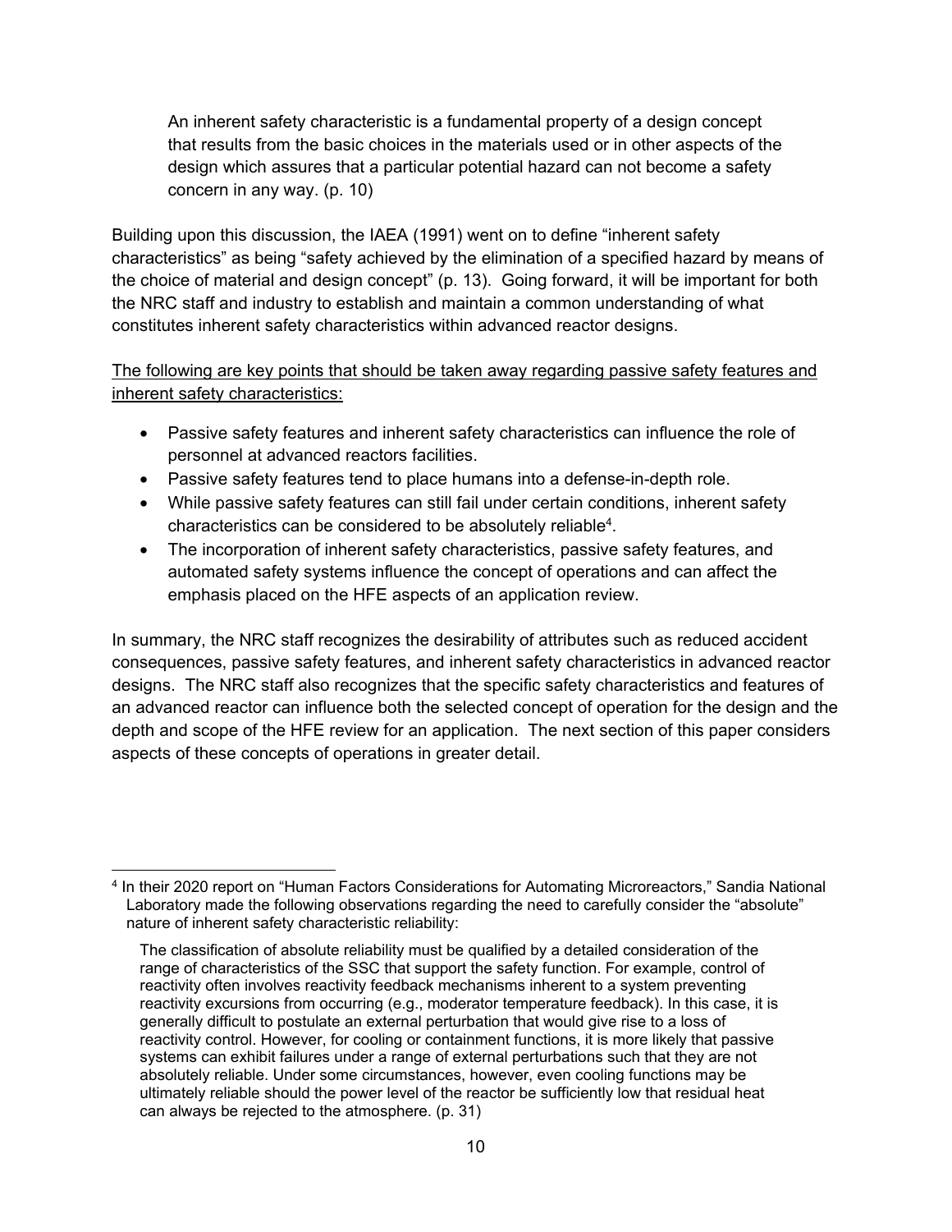> An inherent safety characteristic is a fundamental property of a design concept that results from the basic choices in the materials used or in other aspects of the design which assures that a particular potential hazard can not become a safety concern in any way. (p. 10)

Building upon this discussion, the IAEA (1991) went on to define "inherent safety characteristics" as being "safety achieved by the elimination of a specified hazard by means of the choice of material and design concept" (p. 13). Going forward, it will be important for both the NRC staff and industry to establish and maintain a common understanding of what constitutes inherent safety characteristics within advanced reactor designs.

<u>The following are key points that should be taken away regarding passive safety features and inherent safety characteristics:</u>

- Passive safety features and inherent safety characteristics can influence the role of personnel at advanced reactors facilities.
- Passive safety features tend to place humans into a defense-in-depth role.
- While passive safety features can still fail under certain conditions, inherent safety characteristics can be considered to be absolutely reliable[4].
- The incorporation of inherent safety characteristics, passive safety features, and automated safety systems influence the concept of operations and can affect the emphasis placed on the HFE aspects of an application review.

In summary, the NRC staff recognizes the desirability of attributes such as reduced accident consequences, passive safety features, and inherent safety characteristics in advanced reactor designs. The NRC staff also recognizes that the specific safety characteristics and features of an advanced reactor can influence both the selected concept of operation for the design and the depth and scope of the HFE review for an application. The next section of this paper considers aspects of these concepts of operations in greater detail.

---

[4] In their 2020 report on "Human Factors Considerations for Automating Microreactors," Sandia National Laboratory made the following observations regarding the need to carefully consider the "absolute" nature of inherent safety characteristic reliability:

> The classification of absolute reliability must be qualified by a detailed consideration of the range of characteristics of the SSC that support the safety function. For example, control of reactivity often involves reactivity feedback mechanisms inherent to a system preventing reactivity excursions from occurring (e.g., moderator temperature feedback). In this case, it is generally difficult to postulate an external perturbation that would give rise to a loss of reactivity control. However, for cooling or containment functions, it is more likely that passive systems can exhibit failures under a range of external perturbations such that they are not absolutely reliable. Under some circumstances, however, even cooling functions may be ultimately reliable should the power level of the reactor be sufficiently low that residual heat can always be rejected to the atmosphere. (p. 31)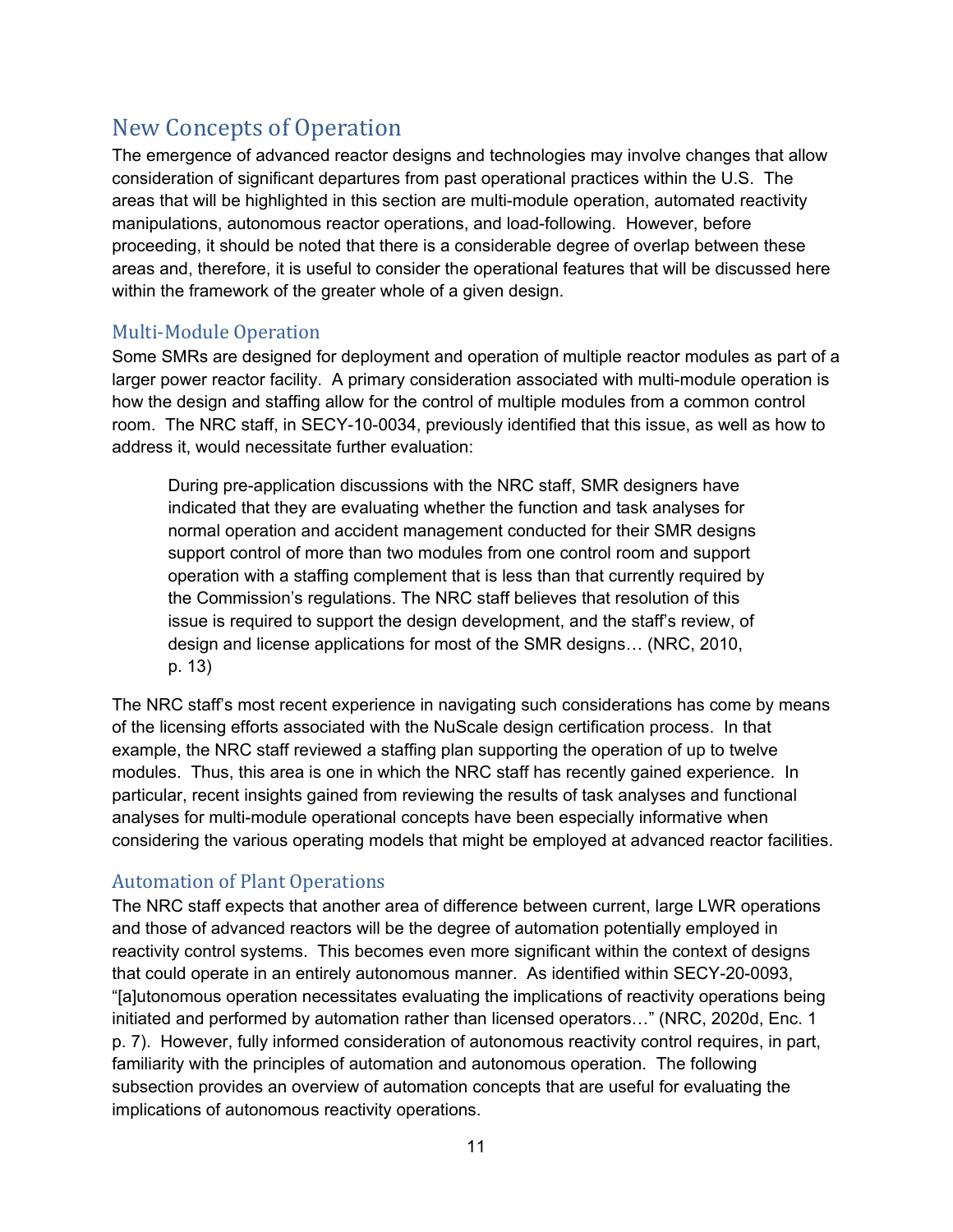# New Concepts of Operation

The emergence of advanced reactor designs and technologies may involve changes that allow consideration of significant departures from past operational practices within the U.S. The areas that will be highlighted in this section are multi-module operation, automated reactivity manipulations, autonomous reactor operations, and load-following. However, before proceeding, it should be noted that there is a considerable degree of overlap between these areas and, therefore, it is useful to consider the operational features that will be discussed here within the framework of the greater whole of a given design.

## Multi-Module Operation

Some SMRs are designed for deployment and operation of multiple reactor modules as part of a larger power reactor facility. A primary consideration associated with multi-module operation is how the design and staffing allow for the control of multiple modules from a common control room. The NRC staff, in SECY-10-0034, previously identified that this issue, as well as how to address it, would necessitate further evaluation:

> During pre-application discussions with the NRC staff, SMR designers have indicated that they are evaluating whether the function and task analyses for normal operation and accident management conducted for their SMR designs support control of more than two modules from one control room and support operation with a staffing complement that is less than that currently required by the Commission's regulations. The NRC staff believes that resolution of this issue is required to support the design development, and the staff's review, of design and license applications for most of the SMR designs… (NRC, 2010, p. 13)

The NRC staff's most recent experience in navigating such considerations has come by means of the licensing efforts associated with the NuScale design certification process. In that example, the NRC staff reviewed a staffing plan supporting the operation of up to twelve modules. Thus, this area is one in which the NRC staff has recently gained experience. In particular, recent insights gained from reviewing the results of task analyses and functional analyses for multi-module operational concepts have been especially informative when considering the various operating models that might be employed at advanced reactor facilities.

## Automation of Plant Operations

The NRC staff expects that another area of difference between current, large LWR operations and those of advanced reactors will be the degree of automation potentially employed in reactivity control systems. This becomes even more significant within the context of designs that could operate in an entirely autonomous manner. As identified within SECY-20-0093, "[a]utonomous operation necessitates evaluating the implications of reactivity operations being initiated and performed by automation rather than licensed operators…" (NRC, 2020d, Enc. 1 p. 7). However, fully informed consideration of autonomous reactivity control requires, in part, familiarity with the principles of automation and autonomous operation. The following subsection provides an overview of automation concepts that are useful for evaluating the implications of autonomous reactivity operations.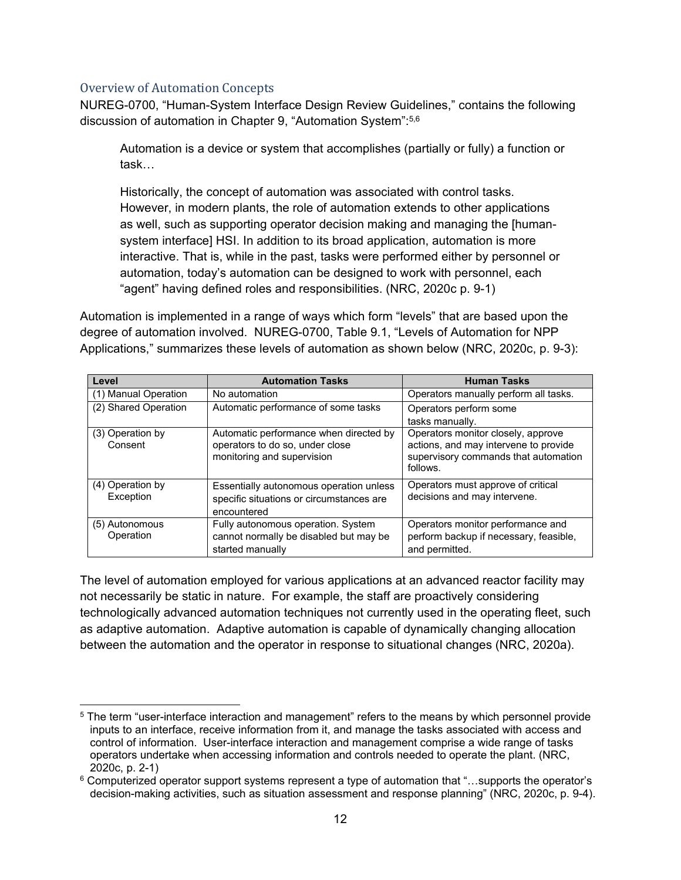## Overview of Automation Concepts

NUREG-0700, "Human-System Interface Design Review Guidelines," contains the following discussion of automation in Chapter 9, "Automation System":[5,6]

> Automation is a device or system that accomplishes (partially or fully) a function or task…
>
> Historically, the concept of automation was associated with control tasks. However, in modern plants, the role of automation extends to other applications as well, such as supporting operator decision making and managing the [human-system interface] HSI. In addition to its broad application, automation is more interactive. That is, while in the past, tasks were performed either by personnel or automation, today's automation can be designed to work with personnel, each "agent" having defined roles and responsibilities. (NRC, 2020c p. 9-1)

Automation is implemented in a range of ways which form "levels" that are based upon the degree of automation involved. NUREG-0700, Table 9.1, "Levels of Automation for NPP Applications," summarizes these levels of automation as shown below (NRC, 2020c, p. 9-3):

| Level | Automation Tasks | Human Tasks |
|---|---|---|
| (1) Manual Operation | No automation | Operators manually perform all tasks. |
| (2) Shared Operation | Automatic performance of some tasks | Operators perform some tasks manually. |
| (3) Operation by Consent | Automatic performance when directed by operators to do so, under close monitoring and supervision | Operators monitor closely, approve actions, and may intervene to provide supervisory commands that automation follows. |
| (4) Operation by Exception | Essentially autonomous operation unless specific situations or circumstances are encountered | Operators must approve of critical decisions and may intervene. |
| (5) Autonomous Operation | Fully autonomous operation. System cannot normally be disabled but may be started manually | Operators monitor performance and perform backup if necessary, feasible, and permitted. |

The level of automation employed for various applications at an advanced reactor facility may not necessarily be static in nature. For example, the staff are proactively considering technologically advanced automation techniques not currently used in the operating fleet, such as adaptive automation. Adaptive automation is capable of dynamically changing allocation between the automation and the operator in response to situational changes (NRC, 2020a).

---

[5] The term "user-interface interaction and management" refers to the means by which personnel provide inputs to an interface, receive information from it, and manage the tasks associated with access and control of information. User-interface interaction and management comprise a wide range of tasks operators undertake when accessing information and controls needed to operate the plant. (NRC, 2020c, p. 2-1)

[6] Computerized operator support systems represent a type of automation that "…supports the operator's decision-making activities, such as situation assessment and response planning" (NRC, 2020c, p. 9-4).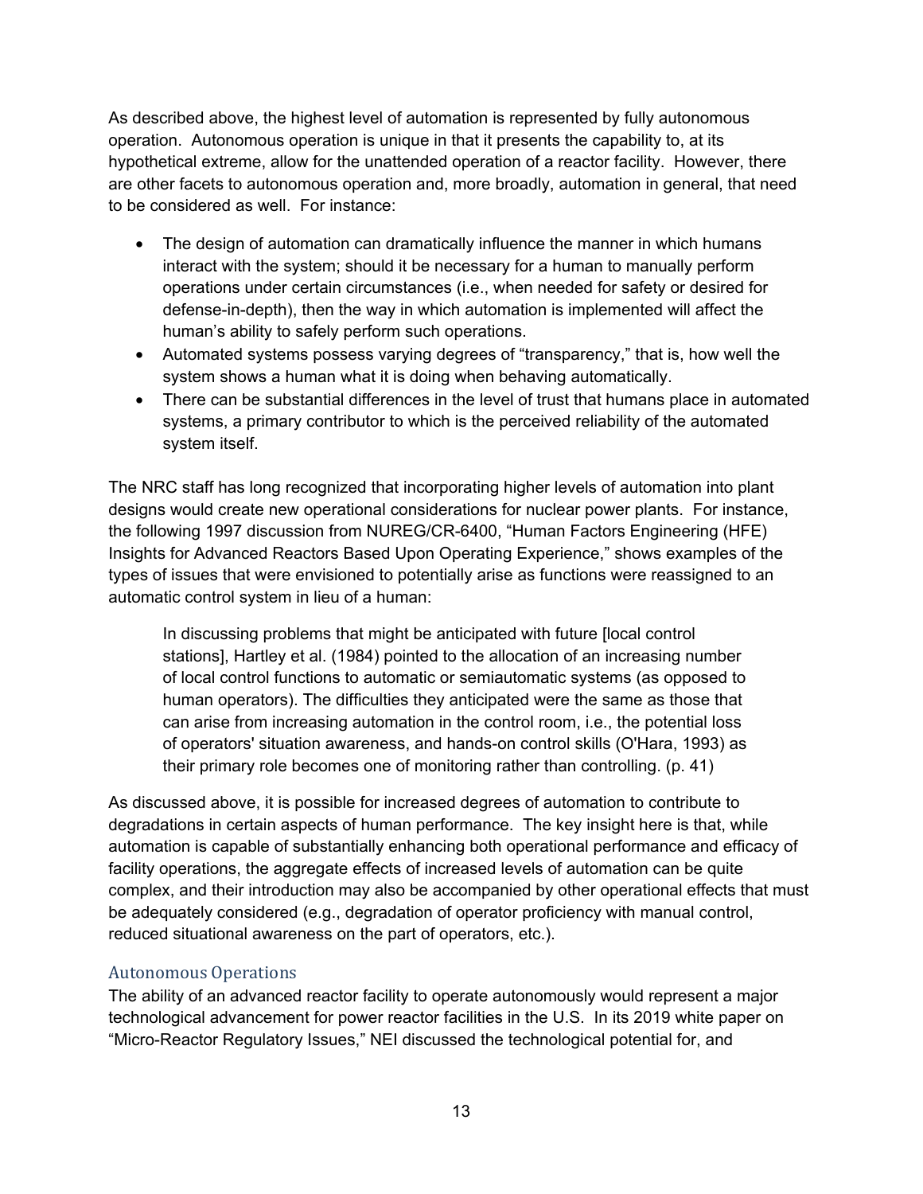As described above, the highest level of automation is represented by fully autonomous operation. Autonomous operation is unique in that it presents the capability to, at its hypothetical extreme, allow for the unattended operation of a reactor facility. However, there are other facets to autonomous operation and, more broadly, automation in general, that need to be considered as well. For instance:

- The design of automation can dramatically influence the manner in which humans interact with the system; should it be necessary for a human to manually perform operations under certain circumstances (i.e., when needed for safety or desired for defense-in-depth), then the way in which automation is implemented will affect the human's ability to safely perform such operations.
- Automated systems possess varying degrees of "transparency," that is, how well the system shows a human what it is doing when behaving automatically.
- There can be substantial differences in the level of trust that humans place in automated systems, a primary contributor to which is the perceived reliability of the automated system itself.

The NRC staff has long recognized that incorporating higher levels of automation into plant designs would create new operational considerations for nuclear power plants. For instance, the following 1997 discussion from NUREG/CR-6400, "Human Factors Engineering (HFE) Insights for Advanced Reactors Based Upon Operating Experience," shows examples of the types of issues that were envisioned to potentially arise as functions were reassigned to an automatic control system in lieu of a human:

> In discussing problems that might be anticipated with future [local control stations], Hartley et al. (1984) pointed to the allocation of an increasing number of local control functions to automatic or semiautomatic systems (as opposed to human operators). The difficulties they anticipated were the same as those that can arise from increasing automation in the control room, i.e., the potential loss of operators' situation awareness, and hands-on control skills (O'Hara, 1993) as their primary role becomes one of monitoring rather than controlling. (p. 41)

As discussed above, it is possible for increased degrees of automation to contribute to degradations in certain aspects of human performance. The key insight here is that, while automation is capable of substantially enhancing both operational performance and efficacy of facility operations, the aggregate effects of increased levels of automation can be quite complex, and their introduction may also be accompanied by other operational effects that must be adequately considered (e.g., degradation of operator proficiency with manual control, reduced situational awareness on the part of operators, etc.).

## Autonomous Operations

The ability of an advanced reactor facility to operate autonomously would represent a major technological advancement for power reactor facilities in the U.S. In its 2019 white paper on "Micro-Reactor Regulatory Issues," NEI discussed the technological potential for, and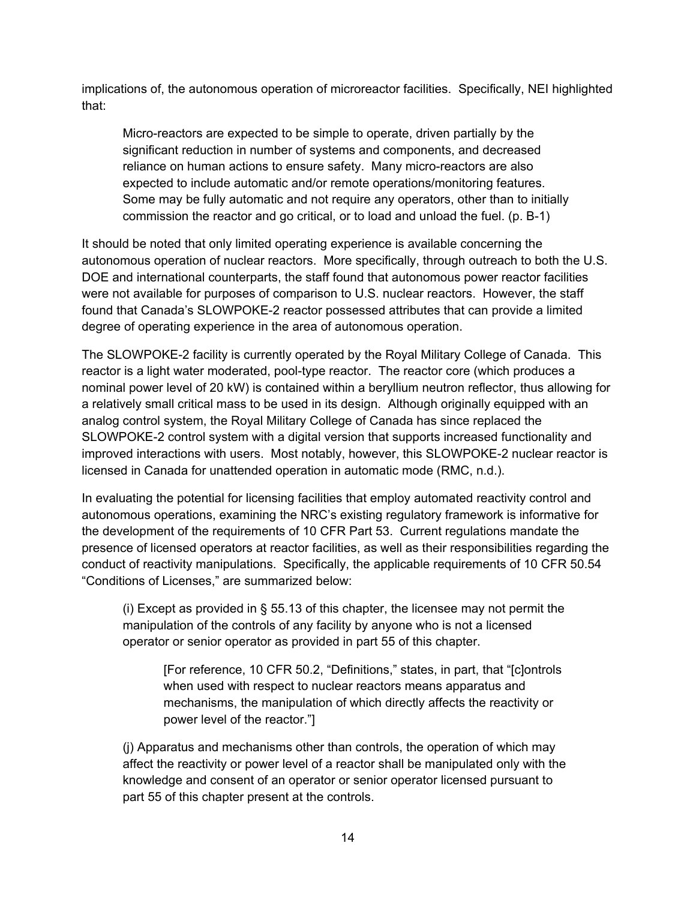implications of, the autonomous operation of microreactor facilities. Specifically, NEI highlighted that:

> Micro-reactors are expected to be simple to operate, driven partially by the significant reduction in number of systems and components, and decreased reliance on human actions to ensure safety. Many micro-reactors are also expected to include automatic and/or remote operations/monitoring features. Some may be fully automatic and not require any operators, other than to initially commission the reactor and go critical, or to load and unload the fuel. (p. B-1)

It should be noted that only limited operating experience is available concerning the autonomous operation of nuclear reactors. More specifically, through outreach to both the U.S. DOE and international counterparts, the staff found that autonomous power reactor facilities were not available for purposes of comparison to U.S. nuclear reactors. However, the staff found that Canada's SLOWPOKE-2 reactor possessed attributes that can provide a limited degree of operating experience in the area of autonomous operation.

The SLOWPOKE-2 facility is currently operated by the Royal Military College of Canada. This reactor is a light water moderated, pool-type reactor. The reactor core (which produces a nominal power level of 20 kW) is contained within a beryllium neutron reflector, thus allowing for a relatively small critical mass to be used in its design. Although originally equipped with an analog control system, the Royal Military College of Canada has since replaced the SLOWPOKE-2 control system with a digital version that supports increased functionality and improved interactions with users. Most notably, however, this SLOWPOKE-2 nuclear reactor is licensed in Canada for unattended operation in automatic mode (RMC, n.d.).

In evaluating the potential for licensing facilities that employ automated reactivity control and autonomous operations, examining the NRC's existing regulatory framework is informative for the development of the requirements of 10 CFR Part 53. Current regulations mandate the presence of licensed operators at reactor facilities, as well as their responsibilities regarding the conduct of reactivity manipulations. Specifically, the applicable requirements of 10 CFR 50.54 "Conditions of Licenses," are summarized below:

> (i) Except as provided in § 55.13 of this chapter, the licensee may not permit the manipulation of the controls of any facility by anyone who is not a licensed operator or senior operator as provided in part 55 of this chapter.
>
> > [For reference, 10 CFR 50.2, "Definitions," states, in part, that "[c]ontrols when used with respect to nuclear reactors means apparatus and mechanisms, the manipulation of which directly affects the reactivity or power level of the reactor."]
>
> (j) Apparatus and mechanisms other than controls, the operation of which may affect the reactivity or power level of a reactor shall be manipulated only with the knowledge and consent of an operator or senior operator licensed pursuant to part 55 of this chapter present at the controls.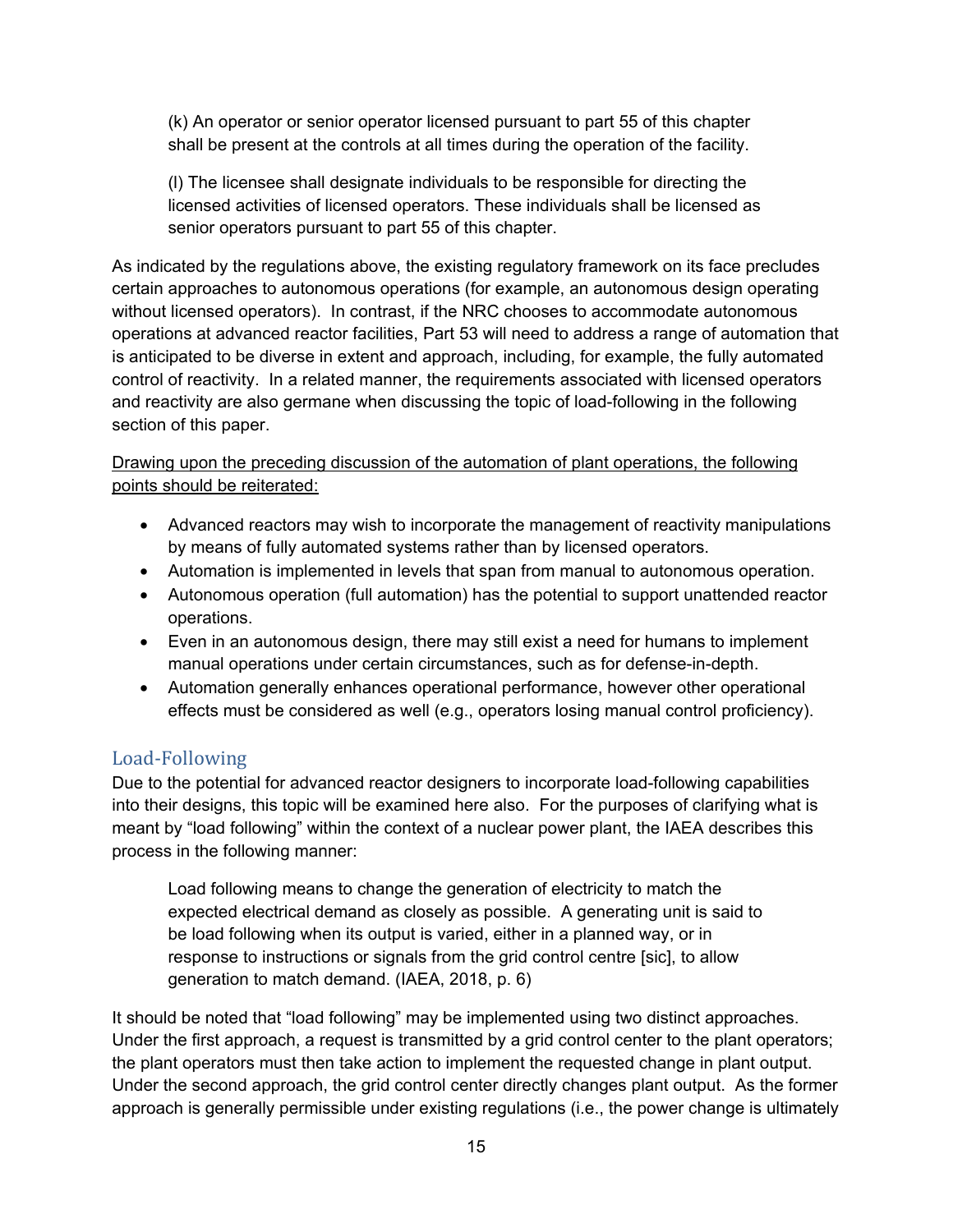> (k) An operator or senior operator licensed pursuant to part 55 of this chapter shall be present at the controls at all times during the operation of the facility.
>
> (l) The licensee shall designate individuals to be responsible for directing the licensed activities of licensed operators. These individuals shall be licensed as senior operators pursuant to part 55 of this chapter.

As indicated by the regulations above, the existing regulatory framework on its face precludes certain approaches to autonomous operations (for example, an autonomous design operating without licensed operators). In contrast, if the NRC chooses to accommodate autonomous operations at advanced reactor facilities, Part 53 will need to address a range of automation that is anticipated to be diverse in extent and approach, including, for example, the fully automated control of reactivity. In a related manner, the requirements associated with licensed operators and reactivity are also germane when discussing the topic of load-following in the following section of this paper.

<u>Drawing upon the preceding discussion of the automation of plant operations, the following points should be reiterated:</u>

- Advanced reactors may wish to incorporate the management of reactivity manipulations by means of fully automated systems rather than by licensed operators.
- Automation is implemented in levels that span from manual to autonomous operation.
- Autonomous operation (full automation) has the potential to support unattended reactor operations.
- Even in an autonomous design, there may still exist a need for humans to implement manual operations under certain circumstances, such as for defense-in-depth.
- Automation generally enhances operational performance, however other operational effects must be considered as well (e.g., operators losing manual control proficiency).

## Load-Following

Due to the potential for advanced reactor designers to incorporate load-following capabilities into their designs, this topic will be examined here also. For the purposes of clarifying what is meant by "load following" within the context of a nuclear power plant, the IAEA describes this process in the following manner:

> Load following means to change the generation of electricity to match the expected electrical demand as closely as possible. A generating unit is said to be load following when its output is varied, either in a planned way, or in response to instructions or signals from the grid control centre [sic], to allow generation to match demand. (IAEA, 2018, p. 6)

It should be noted that "load following" may be implemented using two distinct approaches. Under the first approach, a request is transmitted by a grid control center to the plant operators; the plant operators must then take action to implement the requested change in plant output. Under the second approach, the grid control center directly changes plant output. As the former approach is generally permissible under existing regulations (i.e., the power change is ultimately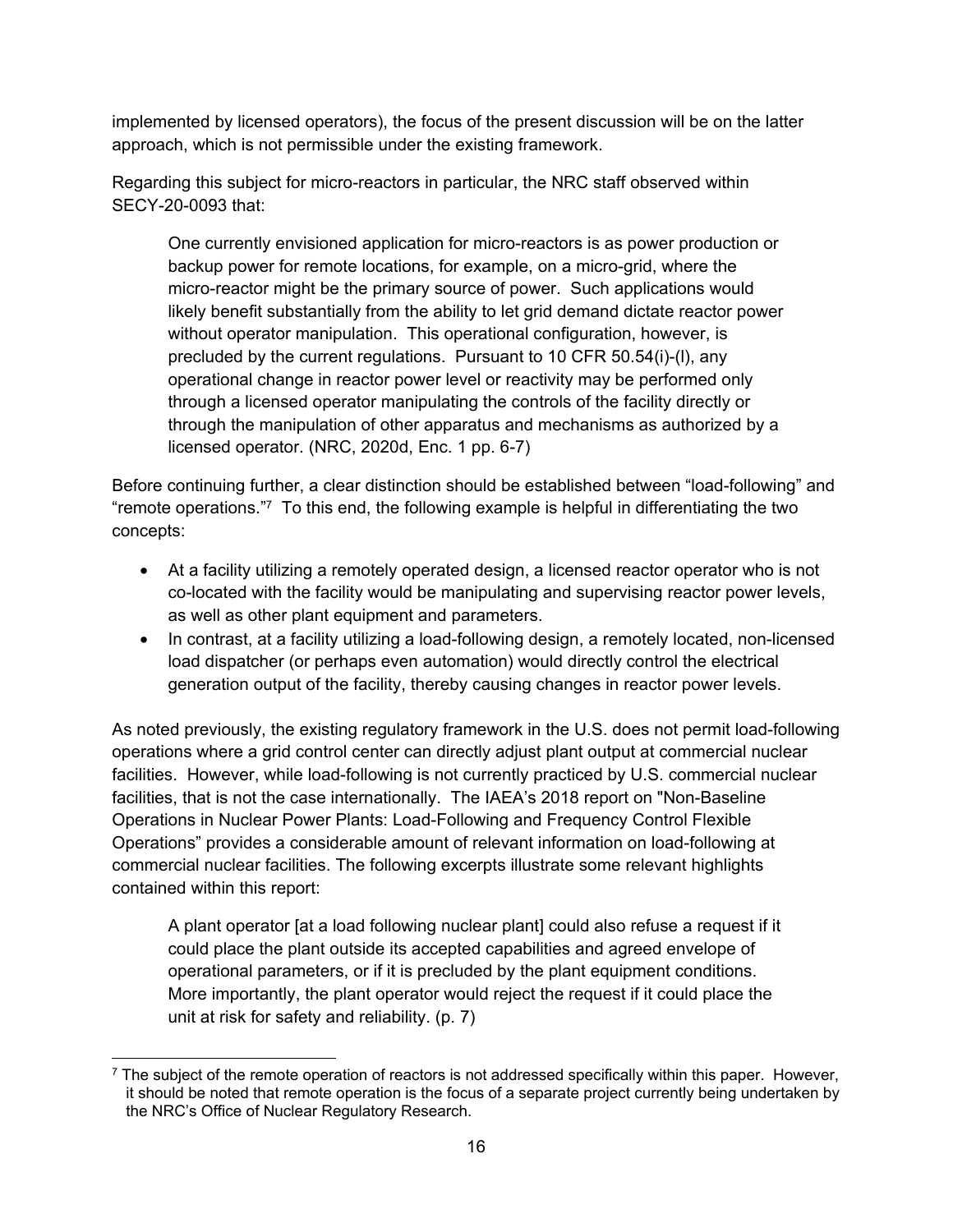implemented by licensed operators), the focus of the present discussion will be on the latter approach, which is not permissible under the existing framework.

Regarding this subject for micro-reactors in particular, the NRC staff observed within SECY-20-0093 that:

> One currently envisioned application for micro-reactors is as power production or backup power for remote locations, for example, on a micro-grid, where the micro-reactor might be the primary source of power. Such applications would likely benefit substantially from the ability to let grid demand dictate reactor power without operator manipulation. This operational configuration, however, is precluded by the current regulations. Pursuant to 10 CFR 50.54(i)-(l), any operational change in reactor power level or reactivity may be performed only through a licensed operator manipulating the controls of the facility directly or through the manipulation of other apparatus and mechanisms as authorized by a licensed operator. (NRC, 2020d, Enc. 1 pp. 6-7)

Before continuing further, a clear distinction should be established between "load-following" and "remote operations."[7] To this end, the following example is helpful in differentiating the two concepts:

- At a facility utilizing a remotely operated design, a licensed reactor operator who is not co-located with the facility would be manipulating and supervising reactor power levels, as well as other plant equipment and parameters.
- In contrast, at a facility utilizing a load-following design, a remotely located, non-licensed load dispatcher (or perhaps even automation) would directly control the electrical generation output of the facility, thereby causing changes in reactor power levels.

As noted previously, the existing regulatory framework in the U.S. does not permit load-following operations where a grid control center can directly adjust plant output at commercial nuclear facilities. However, while load-following is not currently practiced by U.S. commercial nuclear facilities, that is not the case internationally. The IAEA's 2018 report on "Non-Baseline Operations in Nuclear Power Plants: Load-Following and Frequency Control Flexible Operations" provides a considerable amount of relevant information on load-following at commercial nuclear facilities. The following excerpts illustrate some relevant highlights contained within this report:

> A plant operator [at a load following nuclear plant] could also refuse a request if it could place the plant outside its accepted capabilities and agreed envelope of operational parameters, or if it is precluded by the plant equipment conditions. More importantly, the plant operator would reject the request if it could place the unit at risk for safety and reliability. (p. 7)

[7] The subject of the remote operation of reactors is not addressed specifically within this paper. However, it should be noted that remote operation is the focus of a separate project currently being undertaken by the NRC's Office of Nuclear Regulatory Research.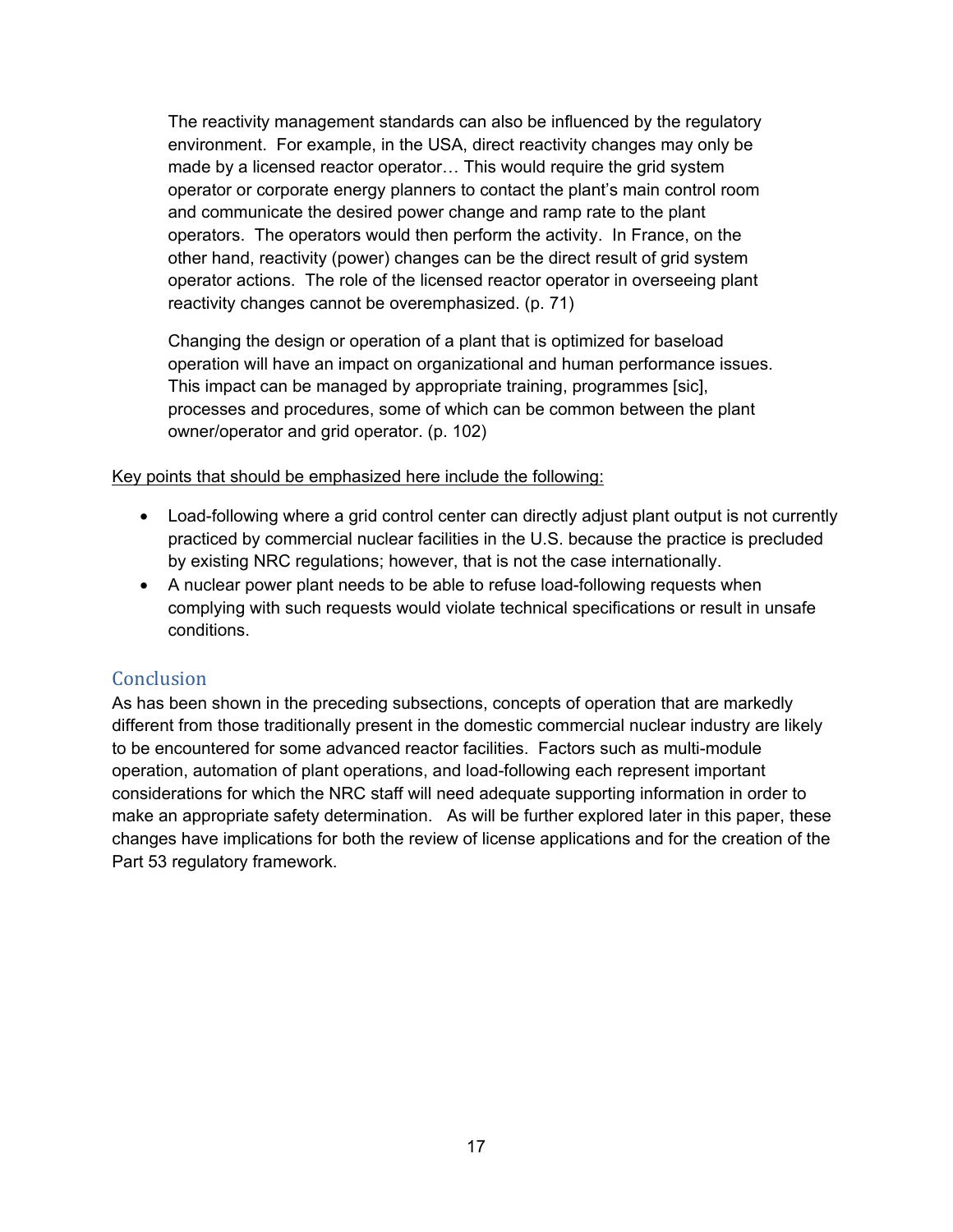> The reactivity management standards can also be influenced by the regulatory environment. For example, in the USA, direct reactivity changes may only be made by a licensed reactor operator… This would require the grid system operator or corporate energy planners to contact the plant's main control room and communicate the desired power change and ramp rate to the plant operators. The operators would then perform the activity. In France, on the other hand, reactivity (power) changes can be the direct result of grid system operator actions. The role of the licensed reactor operator in overseeing plant reactivity changes cannot be overemphasized. (p. 71)

> Changing the design or operation of a plant that is optimized for baseload operation will have an impact on organizational and human performance issues. This impact can be managed by appropriate training, programmes [sic], processes and procedures, some of which can be common between the plant owner/operator and grid operator. (p. 102)

<u>Key points that should be emphasized here include the following:</u>

- Load-following where a grid control center can directly adjust plant output is not currently practiced by commercial nuclear facilities in the U.S. because the practice is precluded by existing NRC regulations; however, that is not the case internationally.
- A nuclear power plant needs to be able to refuse load-following requests when complying with such requests would violate technical specifications or result in unsafe conditions.

## Conclusion

As has been shown in the preceding subsections, concepts of operation that are markedly different from those traditionally present in the domestic commercial nuclear industry are likely to be encountered for some advanced reactor facilities. Factors such as multi-module operation, automation of plant operations, and load-following each represent important considerations for which the NRC staff will need adequate supporting information in order to make an appropriate safety determination. As will be further explored later in this paper, these changes have implications for both the review of license applications and for the creation of the Part 53 regulatory framework.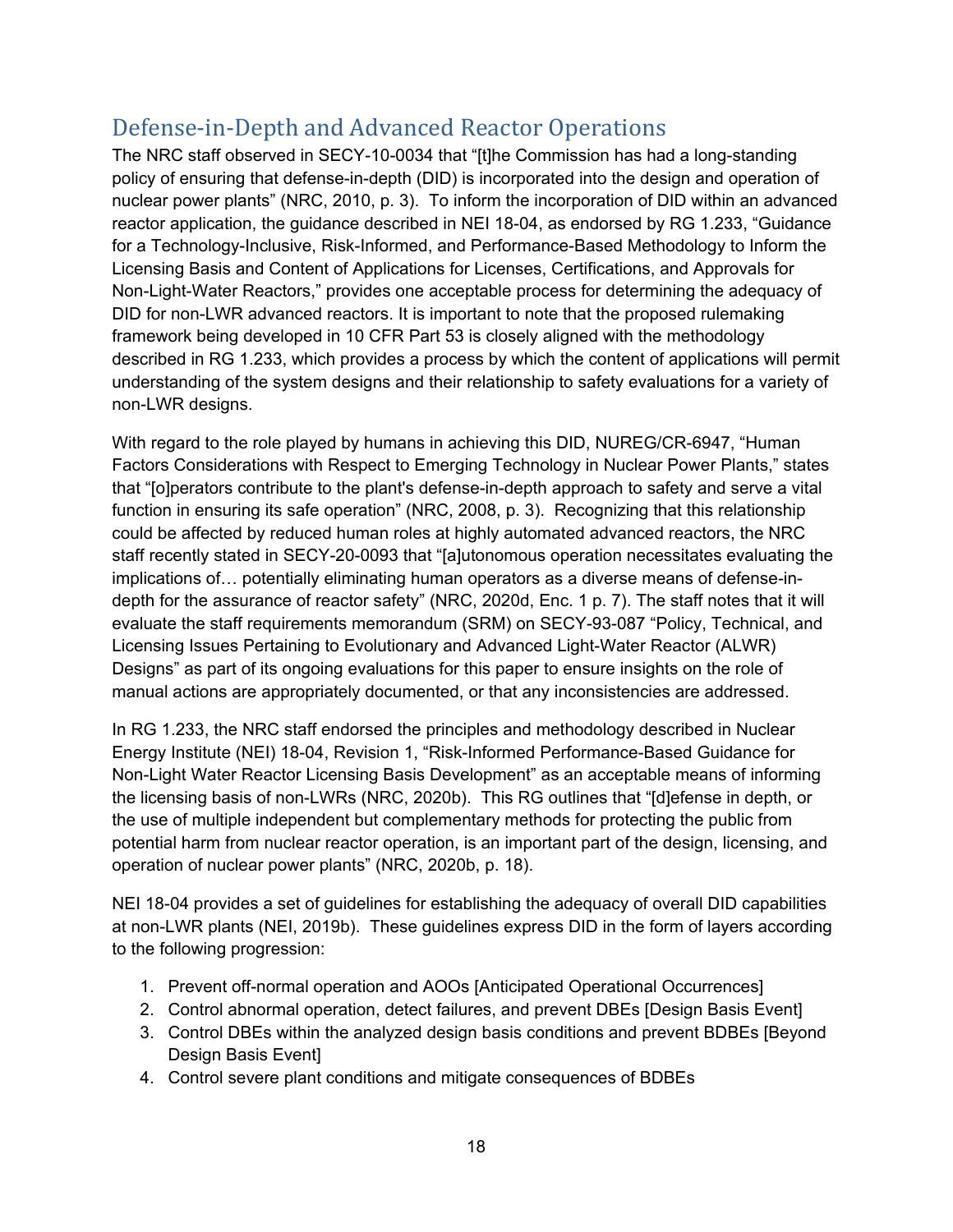## Defense-in-Depth and Advanced Reactor Operations

The NRC staff observed in SECY-10-0034 that "[t]he Commission has had a long-standing policy of ensuring that defense-in-depth (DID) is incorporated into the design and operation of nuclear power plants" (NRC, 2010, p. 3). To inform the incorporation of DID within an advanced reactor application, the guidance described in NEI 18-04, as endorsed by RG 1.233, "Guidance for a Technology-Inclusive, Risk-Informed, and Performance-Based Methodology to Inform the Licensing Basis and Content of Applications for Licenses, Certifications, and Approvals for Non-Light-Water Reactors," provides one acceptable process for determining the adequacy of DID for non-LWR advanced reactors. It is important to note that the proposed rulemaking framework being developed in 10 CFR Part 53 is closely aligned with the methodology described in RG 1.233, which provides a process by which the content of applications will permit understanding of the system designs and their relationship to safety evaluations for a variety of non-LWR designs.

With regard to the role played by humans in achieving this DID, NUREG/CR-6947, "Human Factors Considerations with Respect to Emerging Technology in Nuclear Power Plants," states that "[o]perators contribute to the plant's defense-in-depth approach to safety and serve a vital function in ensuring its safe operation" (NRC, 2008, p. 3). Recognizing that this relationship could be affected by reduced human roles at highly automated advanced reactors, the NRC staff recently stated in SECY-20-0093 that "[a]utonomous operation necessitates evaluating the implications of… potentially eliminating human operators as a diverse means of defense-in-depth for the assurance of reactor safety" (NRC, 2020d, Enc. 1 p. 7). The staff notes that it will evaluate the staff requirements memorandum (SRM) on SECY-93-087 "Policy, Technical, and Licensing Issues Pertaining to Evolutionary and Advanced Light-Water Reactor (ALWR) Designs" as part of its ongoing evaluations for this paper to ensure insights on the role of manual actions are appropriately documented, or that any inconsistencies are addressed.

In RG 1.233, the NRC staff endorsed the principles and methodology described in Nuclear Energy Institute (NEI) 18-04, Revision 1, "Risk-Informed Performance-Based Guidance for Non-Light Water Reactor Licensing Basis Development" as an acceptable means of informing the licensing basis of non-LWRs (NRC, 2020b). This RG outlines that "[d]efense in depth, or the use of multiple independent but complementary methods for protecting the public from potential harm from nuclear reactor operation, is an important part of the design, licensing, and operation of nuclear power plants" (NRC, 2020b, p. 18).

NEI 18-04 provides a set of guidelines for establishing the adequacy of overall DID capabilities at non-LWR plants (NEI, 2019b). These guidelines express DID in the form of layers according to the following progression:

1. Prevent off-normal operation and AOOs [Anticipated Operational Occurrences]
2. Control abnormal operation, detect failures, and prevent DBEs [Design Basis Event]
3. Control DBEs within the analyzed design basis conditions and prevent BDBEs [Beyond Design Basis Event]
4. Control severe plant conditions and mitigate consequences of BDBEs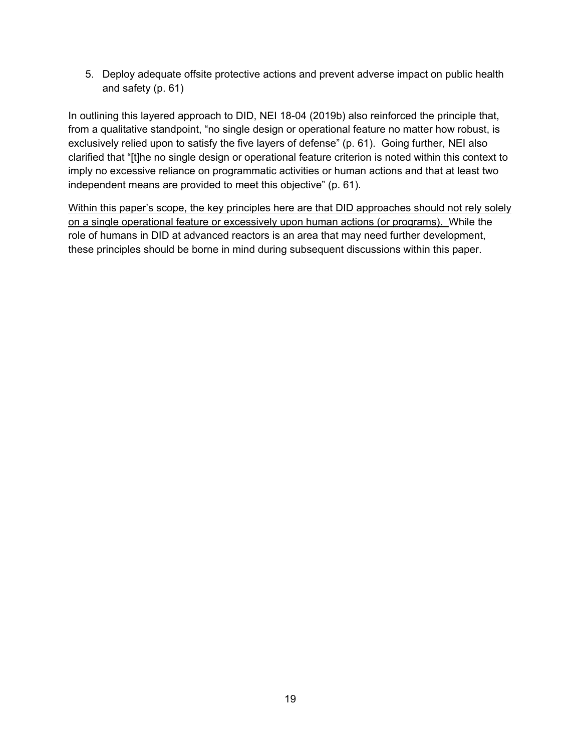5. Deploy adequate offsite protective actions and prevent adverse impact on public health and safety (p. 61)

In outlining this layered approach to DID, NEI 18-04 (2019b) also reinforced the principle that, from a qualitative standpoint, "no single design or operational feature no matter how robust, is exclusively relied upon to satisfy the five layers of defense" (p. 61). Going further, NEI also clarified that "[t]he no single design or operational feature criterion is noted within this context to imply no excessive reliance on programmatic activities or human actions and that at least two independent means are provided to meet this objective" (p. 61).

<u>Within this paper's scope, the key principles here are that DID approaches should not rely solely on a single operational feature or excessively upon human actions (or programs).</u> While the role of humans in DID at advanced reactors is an area that may need further development, these principles should be borne in mind during subsequent discussions within this paper.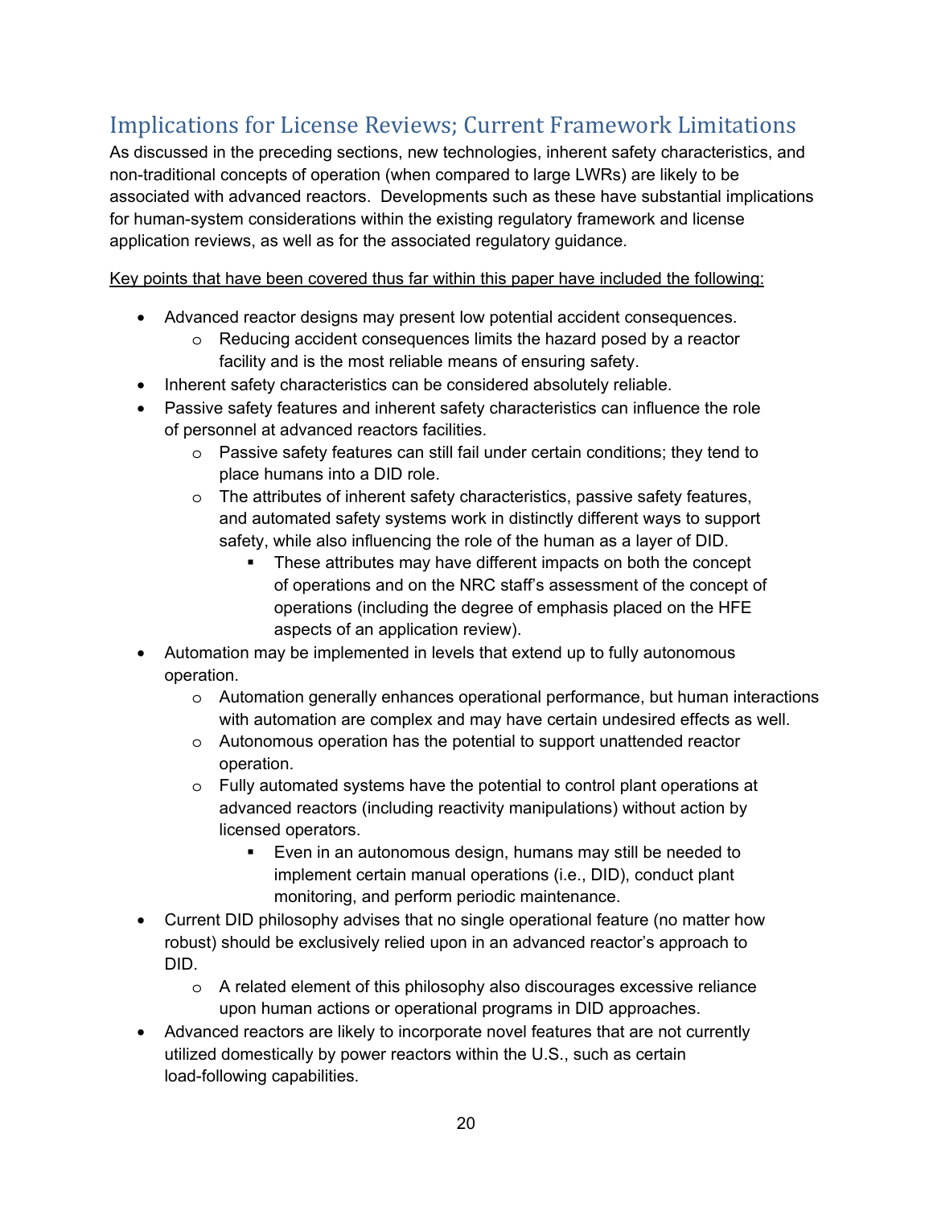## Implications for License Reviews; Current Framework Limitations

As discussed in the preceding sections, new technologies, inherent safety characteristics, and non-traditional concepts of operation (when compared to large LWRs) are likely to be associated with advanced reactors. Developments such as these have substantial implications for human-system considerations within the existing regulatory framework and license application reviews, as well as for the associated regulatory guidance.

<u>Key points that have been covered thus far within this paper have included the following:</u>

- Advanced reactor designs may present low potential accident consequences.
  - Reducing accident consequences limits the hazard posed by a reactor facility and is the most reliable means of ensuring safety.
- Inherent safety characteristics can be considered absolutely reliable.
- Passive safety features and inherent safety characteristics can influence the role of personnel at advanced reactors facilities.
  - Passive safety features can still fail under certain conditions; they tend to place humans into a DID role.
  - The attributes of inherent safety characteristics, passive safety features, and automated safety systems work in distinctly different ways to support safety, while also influencing the role of the human as a layer of DID.
    - These attributes may have different impacts on both the concept of operations and on the NRC staff's assessment of the concept of operations (including the degree of emphasis placed on the HFE aspects of an application review).
- Automation may be implemented in levels that extend up to fully autonomous operation.
  - Automation generally enhances operational performance, but human interactions with automation are complex and may have certain undesired effects as well.
  - Autonomous operation has the potential to support unattended reactor operation.
  - Fully automated systems have the potential to control plant operations at advanced reactors (including reactivity manipulations) without action by licensed operators.
    - Even in an autonomous design, humans may still be needed to implement certain manual operations (i.e., DID), conduct plant monitoring, and perform periodic maintenance.
- Current DID philosophy advises that no single operational feature (no matter how robust) should be exclusively relied upon in an advanced reactor's approach to DID.
  - A related element of this philosophy also discourages excessive reliance upon human actions or operational programs in DID approaches.
- Advanced reactors are likely to incorporate novel features that are not currently utilized domestically by power reactors within the U.S., such as certain load-following capabilities.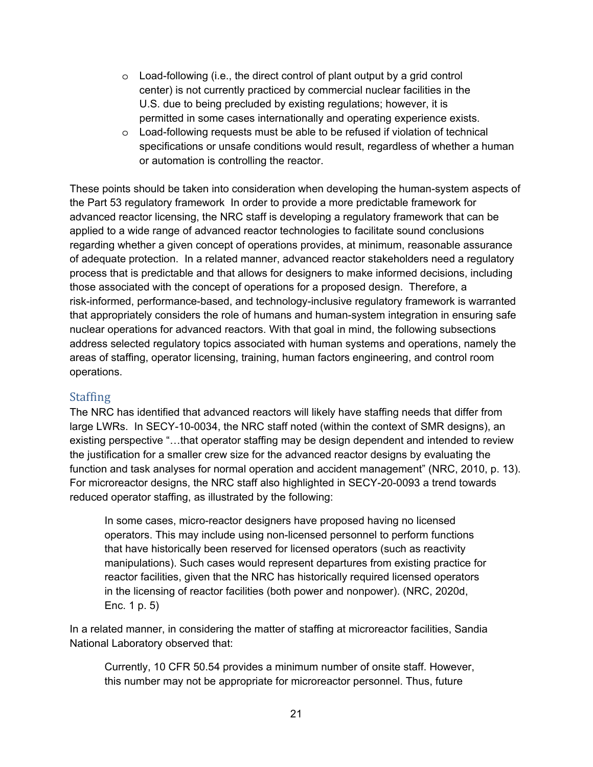- Load-following (i.e., the direct control of plant output by a grid control center) is not currently practiced by commercial nuclear facilities in the U.S. due to being precluded by existing regulations; however, it is permitted in some cases internationally and operating experience exists.
- Load-following requests must be able to be refused if violation of technical specifications or unsafe conditions would result, regardless of whether a human or automation is controlling the reactor.

These points should be taken into consideration when developing the human-system aspects of the Part 53 regulatory framework  In order to provide a more predictable framework for advanced reactor licensing, the NRC staff is developing a regulatory framework that can be applied to a wide range of advanced reactor technologies to facilitate sound conclusions regarding whether a given concept of operations provides, at minimum, reasonable assurance of adequate protection.  In a related manner, advanced reactor stakeholders need a regulatory process that is predictable and that allows for designers to make informed decisions, including those associated with the concept of operations for a proposed design.  Therefore, a risk-informed, performance-based, and technology-inclusive regulatory framework is warranted that appropriately considers the role of humans and human-system integration in ensuring safe nuclear operations for advanced reactors. With that goal in mind, the following subsections address selected regulatory topics associated with human systems and operations, namely the areas of staffing, operator licensing, training, human factors engineering, and control room operations.

## Staffing

The NRC has identified that advanced reactors will likely have staffing needs that differ from large LWRs.  In SECY-10-0034, the NRC staff noted (within the context of SMR designs), an existing perspective "…that operator staffing may be design dependent and intended to review the justification for a smaller crew size for the advanced reactor designs by evaluating the function and task analyses for normal operation and accident management" (NRC, 2010, p. 13). For microreactor designs, the NRC staff also highlighted in SECY-20-0093 a trend towards reduced operator staffing, as illustrated by the following:

> In some cases, micro-reactor designers have proposed having no licensed operators. This may include using non-licensed personnel to perform functions that have historically been reserved for licensed operators (such as reactivity manipulations). Such cases would represent departures from existing practice for reactor facilities, given that the NRC has historically required licensed operators in the licensing of reactor facilities (both power and nonpower). (NRC, 2020d, Enc. 1 p. 5)

In a related manner, in considering the matter of staffing at microreactor facilities, Sandia National Laboratory observed that:

> Currently, 10 CFR 50.54 provides a minimum number of onsite staff. However, this number may not be appropriate for microreactor personnel. Thus, future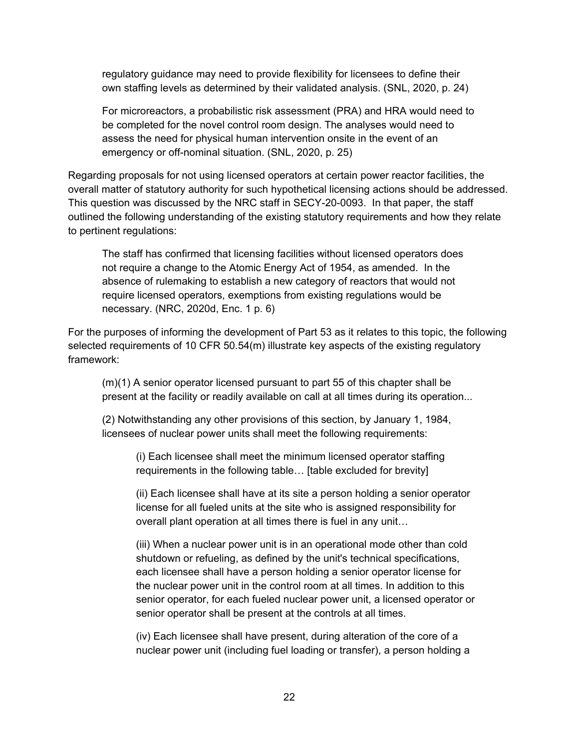> regulatory guidance may need to provide flexibility for licensees to define their own staffing levels as determined by their validated analysis. (SNL, 2020, p. 24)
>
> For microreactors, a probabilistic risk assessment (PRA) and HRA would need to be completed for the novel control room design. The analyses would need to assess the need for physical human intervention onsite in the event of an emergency or off-nominal situation. (SNL, 2020, p. 25)

Regarding proposals for not using licensed operators at certain power reactor facilities, the overall matter of statutory authority for such hypothetical licensing actions should be addressed. This question was discussed by the NRC staff in SECY-20-0093. In that paper, the staff outlined the following understanding of the existing statutory requirements and how they relate to pertinent regulations:

> The staff has confirmed that licensing facilities without licensed operators does not require a change to the Atomic Energy Act of 1954, as amended. In the absence of rulemaking to establish a new category of reactors that would not require licensed operators, exemptions from existing regulations would be necessary. (NRC, 2020d, Enc. 1 p. 6)

For the purposes of informing the development of Part 53 as it relates to this topic, the following selected requirements of 10 CFR 50.54(m) illustrate key aspects of the existing regulatory framework:

> (m)(1) A senior operator licensed pursuant to part 55 of this chapter shall be present at the facility or readily available on call at all times during its operation...
>
> (2) Notwithstanding any other provisions of this section, by January 1, 1984, licensees of nuclear power units shall meet the following requirements:
>
>> (i) Each licensee shall meet the minimum licensed operator staffing requirements in the following table… [table excluded for brevity]
>>
>> (ii) Each licensee shall have at its site a person holding a senior operator license for all fueled units at the site who is assigned responsibility for overall plant operation at all times there is fuel in any unit…
>>
>> (iii) When a nuclear power unit is in an operational mode other than cold shutdown or refueling, as defined by the unit's technical specifications, each licensee shall have a person holding a senior operator license for the nuclear power unit in the control room at all times. In addition to this senior operator, for each fueled nuclear power unit, a licensed operator or senior operator shall be present at the controls at all times.
>>
>> (iv) Each licensee shall have present, during alteration of the core of a nuclear power unit (including fuel loading or transfer), a person holding a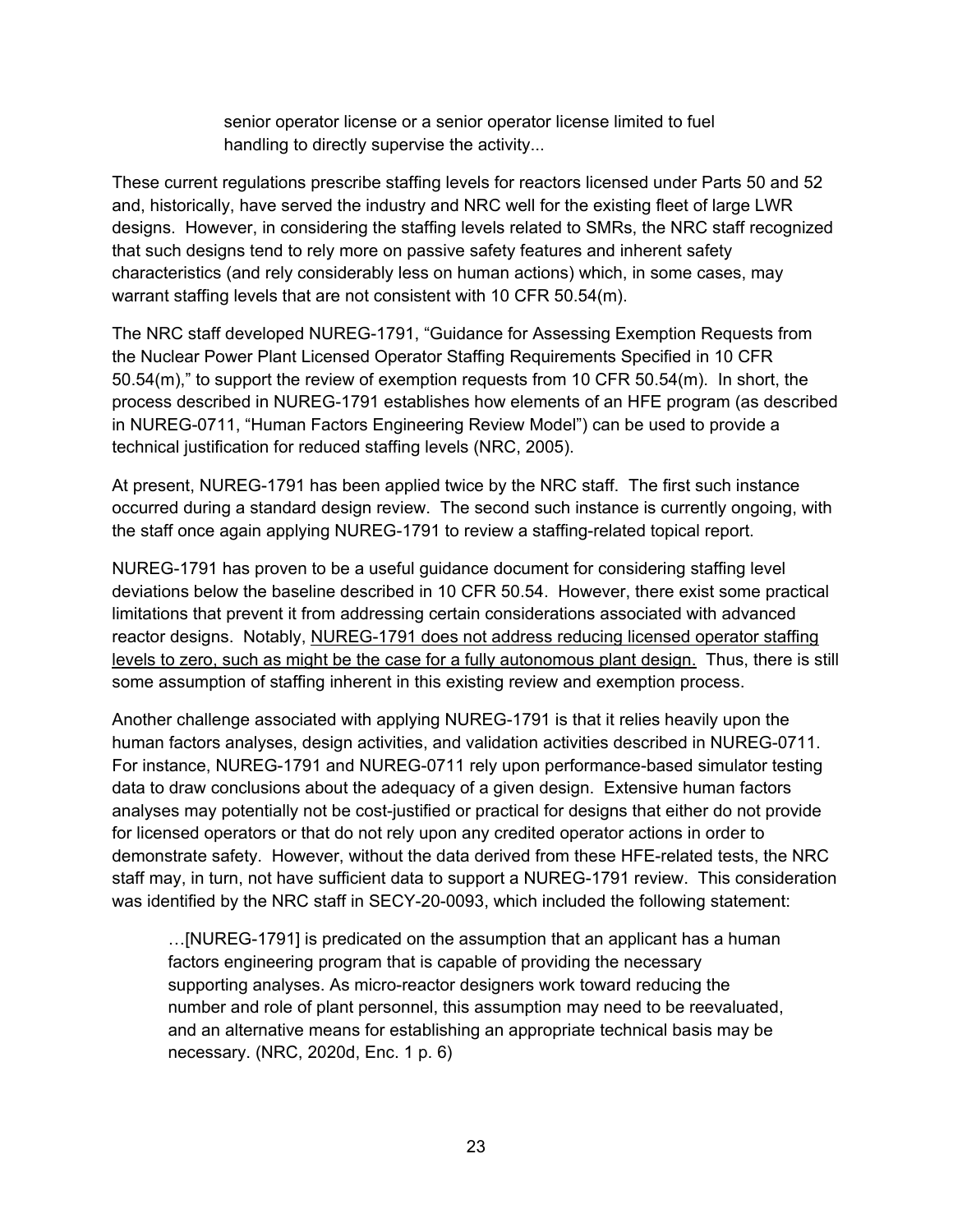> senior operator license or a senior operator license limited to fuel handling to directly supervise the activity...

These current regulations prescribe staffing levels for reactors licensed under Parts 50 and 52 and, historically, have served the industry and NRC well for the existing fleet of large LWR designs. However, in considering the staffing levels related to SMRs, the NRC staff recognized that such designs tend to rely more on passive safety features and inherent safety characteristics (and rely considerably less on human actions) which, in some cases, may warrant staffing levels that are not consistent with 10 CFR 50.54(m).

The NRC staff developed NUREG-1791, "Guidance for Assessing Exemption Requests from the Nuclear Power Plant Licensed Operator Staffing Requirements Specified in 10 CFR 50.54(m)," to support the review of exemption requests from 10 CFR 50.54(m). In short, the process described in NUREG-1791 establishes how elements of an HFE program (as described in NUREG-0711, "Human Factors Engineering Review Model") can be used to provide a technical justification for reduced staffing levels (NRC, 2005).

At present, NUREG-1791 has been applied twice by the NRC staff. The first such instance occurred during a standard design review. The second such instance is currently ongoing, with the staff once again applying NUREG-1791 to review a staffing-related topical report.

NUREG-1791 has proven to be a useful guidance document for considering staffing level deviations below the baseline described in 10 CFR 50.54. However, there exist some practical limitations that prevent it from addressing certain considerations associated with advanced reactor designs. Notably, <u>NUREG-1791 does not address reducing licensed operator staffing levels to zero, such as might be the case for a fully autonomous plant design.</u> Thus, there is still some assumption of staffing inherent in this existing review and exemption process.

Another challenge associated with applying NUREG-1791 is that it relies heavily upon the human factors analyses, design activities, and validation activities described in NUREG-0711. For instance, NUREG-1791 and NUREG-0711 rely upon performance-based simulator testing data to draw conclusions about the adequacy of a given design. Extensive human factors analyses may potentially not be cost-justified or practical for designs that either do not provide for licensed operators or that do not rely upon any credited operator actions in order to demonstrate safety. However, without the data derived from these HFE-related tests, the NRC staff may, in turn, not have sufficient data to support a NUREG-1791 review. This consideration was identified by the NRC staff in SECY-20-0093, which included the following statement:

> …[NUREG-1791] is predicated on the assumption that an applicant has a human factors engineering program that is capable of providing the necessary supporting analyses. As micro-reactor designers work toward reducing the number and role of plant personnel, this assumption may need to be reevaluated, and an alternative means for establishing an appropriate technical basis may be necessary. (NRC, 2020d, Enc. 1 p. 6)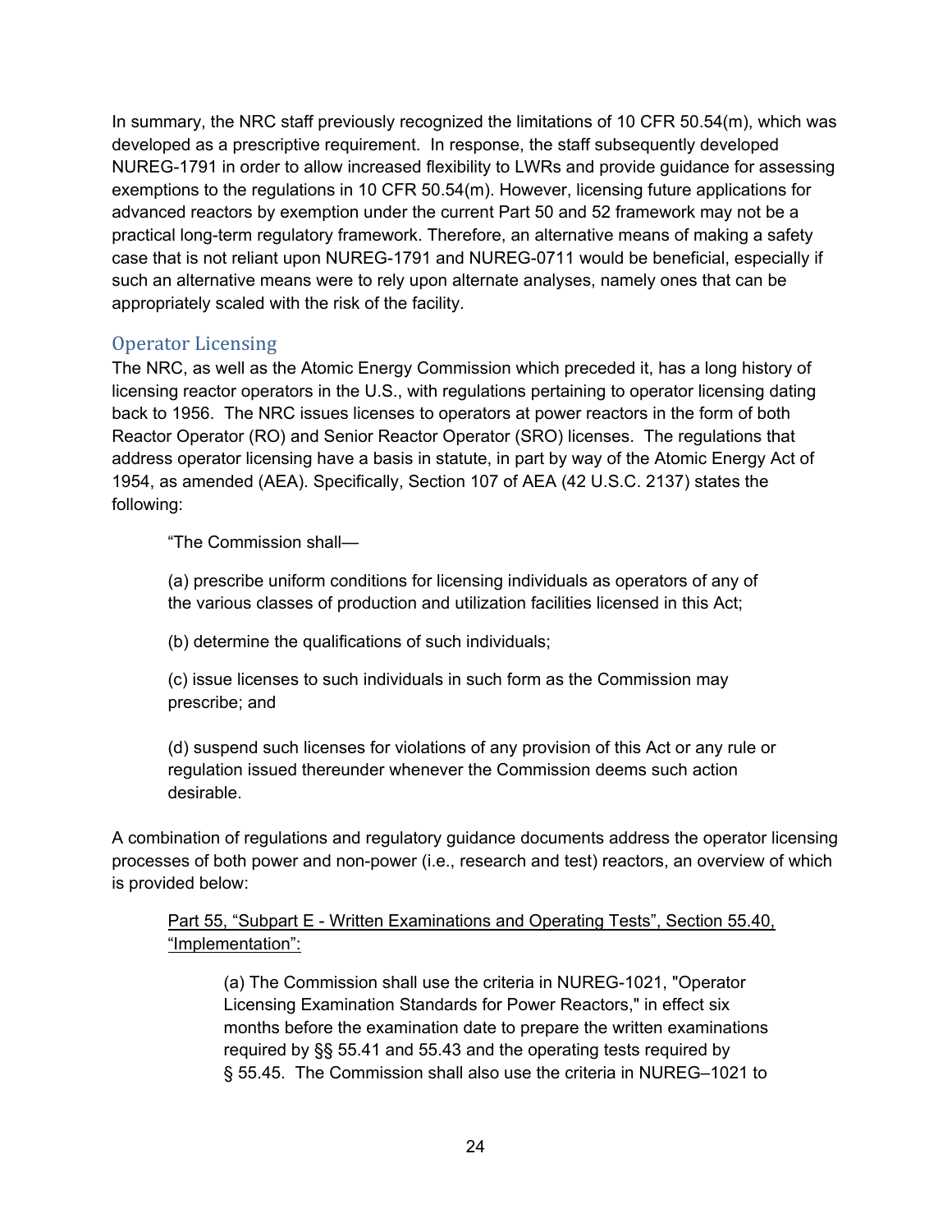In summary, the NRC staff previously recognized the limitations of 10 CFR 50.54(m), which was developed as a prescriptive requirement. In response, the staff subsequently developed NUREG-1791 in order to allow increased flexibility to LWRs and provide guidance for assessing exemptions to the regulations in 10 CFR 50.54(m). However, licensing future applications for advanced reactors by exemption under the current Part 50 and 52 framework may not be a practical long-term regulatory framework. Therefore, an alternative means of making a safety case that is not reliant upon NUREG-1791 and NUREG-0711 would be beneficial, especially if such an alternative means were to rely upon alternate analyses, namely ones that can be appropriately scaled with the risk of the facility.

## Operator Licensing

The NRC, as well as the Atomic Energy Commission which preceded it, has a long history of licensing reactor operators in the U.S., with regulations pertaining to operator licensing dating back to 1956. The NRC issues licenses to operators at power reactors in the form of both Reactor Operator (RO) and Senior Reactor Operator (SRO) licenses. The regulations that address operator licensing have a basis in statute, in part by way of the Atomic Energy Act of 1954, as amended (AEA). Specifically, Section 107 of AEA (42 U.S.C. 2137) states the following:

> "The Commission shall—
>
> (a) prescribe uniform conditions for licensing individuals as operators of any of the various classes of production and utilization facilities licensed in this Act;
>
> (b) determine the qualifications of such individuals;
>
> (c) issue licenses to such individuals in such form as the Commission may prescribe; and
>
> (d) suspend such licenses for violations of any provision of this Act or any rule or regulation issued thereunder whenever the Commission deems such action desirable.

A combination of regulations and regulatory guidance documents address the operator licensing processes of both power and non-power (i.e., research and test) reactors, an overview of which is provided below:

> Part 55, "Subpart E - Written Examinations and Operating Tests", Section 55.40, "Implementation":
>
> > (a) The Commission shall use the criteria in NUREG-1021, "Operator Licensing Examination Standards for Power Reactors," in effect six months before the examination date to prepare the written examinations required by §§ 55.41 and 55.43 and the operating tests required by § 55.45. The Commission shall also use the criteria in NUREG–1021 to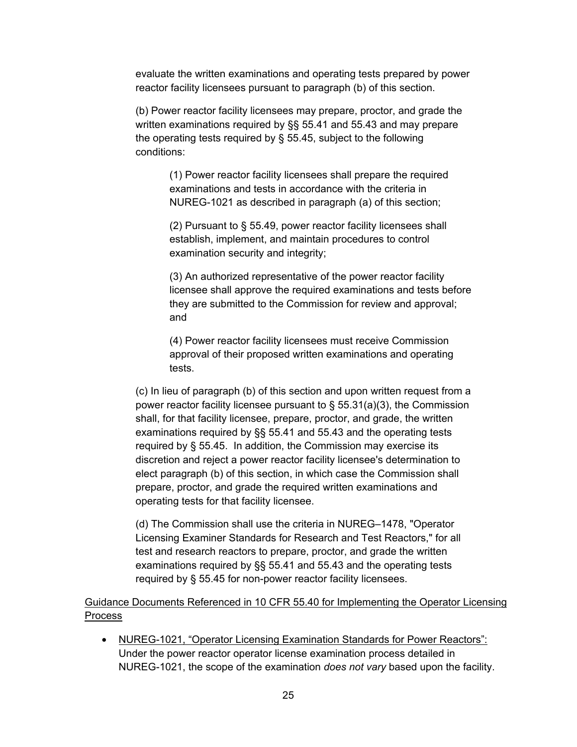evaluate the written examinations and operating tests prepared by power reactor facility licensees pursuant to paragraph (b) of this section.

(b) Power reactor facility licensees may prepare, proctor, and grade the written examinations required by §§ 55.41 and 55.43 and may prepare the operating tests required by § 55.45, subject to the following conditions:

> (1) Power reactor facility licensees shall prepare the required examinations and tests in accordance with the criteria in NUREG-1021 as described in paragraph (a) of this section;
>
> (2) Pursuant to § 55.49, power reactor facility licensees shall establish, implement, and maintain procedures to control examination security and integrity;
>
> (3) An authorized representative of the power reactor facility licensee shall approve the required examinations and tests before they are submitted to the Commission for review and approval; and
>
> (4) Power reactor facility licensees must receive Commission approval of their proposed written examinations and operating tests.

(c) In lieu of paragraph (b) of this section and upon written request from a power reactor facility licensee pursuant to § 55.31(a)(3), the Commission shall, for that facility licensee, prepare, proctor, and grade, the written examinations required by §§ 55.41 and 55.43 and the operating tests required by § 55.45. In addition, the Commission may exercise its discretion and reject a power reactor facility licensee's determination to elect paragraph (b) of this section, in which case the Commission shall prepare, proctor, and grade the required written examinations and operating tests for that facility licensee.

(d) The Commission shall use the criteria in NUREG–1478, "Operator Licensing Examiner Standards for Research and Test Reactors," for all test and research reactors to prepare, proctor, and grade the written examinations required by §§ 55.41 and 55.43 and the operating tests required by § 55.45 for non-power reactor facility licensees.

<u>Guidance Documents Referenced in 10 CFR 55.40 for Implementing the Operator Licensing Process</u>

- <u>NUREG-1021, "Operator Licensing Examination Standards for Power Reactors":</u> Under the power reactor operator license examination process detailed in NUREG-1021, the scope of the examination *does not vary* based upon the facility.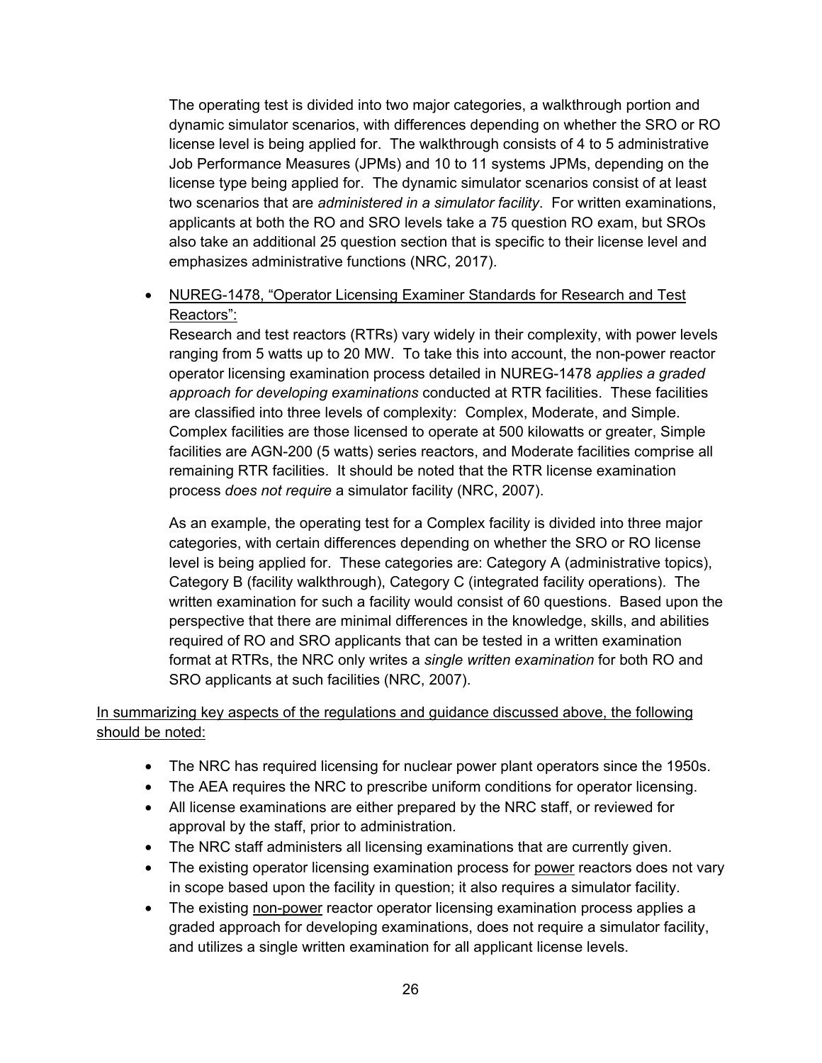The operating test is divided into two major categories, a walkthrough portion and dynamic simulator scenarios, with differences depending on whether the SRO or RO license level is being applied for. The walkthrough consists of 4 to 5 administrative Job Performance Measures (JPMs) and 10 to 11 systems JPMs, depending on the license type being applied for. The dynamic simulator scenarios consist of at least two scenarios that are *administered in a simulator facility*. For written examinations, applicants at both the RO and SRO levels take a 75 question RO exam, but SROs also take an additional 25 question section that is specific to their license level and emphasizes administrative functions (NRC, 2017).

- <u>NUREG-1478, "Operator Licensing Examiner Standards for Research and Test Reactors":</u>
  Research and test reactors (RTRs) vary widely in their complexity, with power levels ranging from 5 watts up to 20 MW. To take this into account, the non-power reactor operator licensing examination process detailed in NUREG-1478 *applies a graded approach for developing examinations* conducted at RTR facilities. These facilities are classified into three levels of complexity: Complex, Moderate, and Simple. Complex facilities are those licensed to operate at 500 kilowatts or greater, Simple facilities are AGN-200 (5 watts) series reactors, and Moderate facilities comprise all remaining RTR facilities. It should be noted that the RTR license examination process *does not require* a simulator facility (NRC, 2007).

  As an example, the operating test for a Complex facility is divided into three major categories, with certain differences depending on whether the SRO or RO license level is being applied for. These categories are: Category A (administrative topics), Category B (facility walkthrough), Category C (integrated facility operations). The written examination for such a facility would consist of 60 questions. Based upon the perspective that there are minimal differences in the knowledge, skills, and abilities required of RO and SRO applicants that can be tested in a written examination format at RTRs, the NRC only writes a *single written examination* for both RO and SRO applicants at such facilities (NRC, 2007).

<u>In summarizing key aspects of the regulations and guidance discussed above, the following should be noted:</u>

- The NRC has required licensing for nuclear power plant operators since the 1950s.
- The AEA requires the NRC to prescribe uniform conditions for operator licensing.
- All license examinations are either prepared by the NRC staff, or reviewed for approval by the staff, prior to administration.
- The NRC staff administers all licensing examinations that are currently given.
- The existing operator licensing examination process for <u>power</u> reactors does not vary in scope based upon the facility in question; it also requires a simulator facility.
- The existing <u>non-power</u> reactor operator licensing examination process applies a graded approach for developing examinations, does not require a simulator facility, and utilizes a single written examination for all applicant license levels.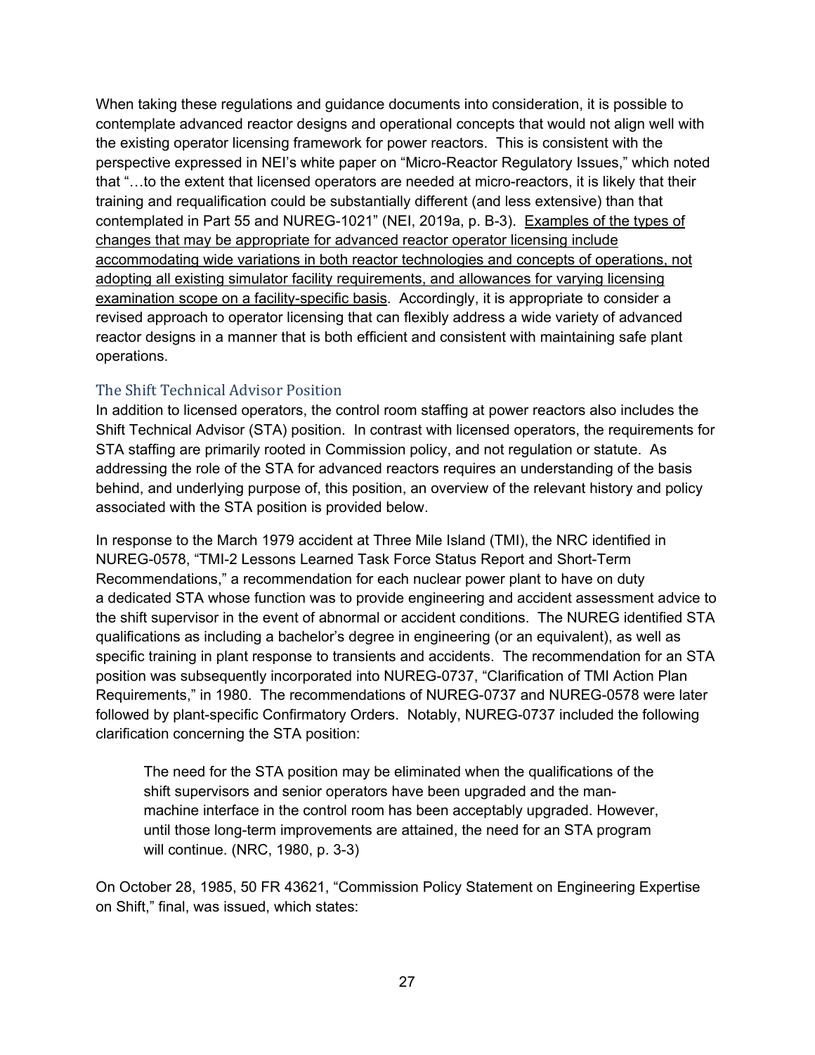When taking these regulations and guidance documents into consideration, it is possible to contemplate advanced reactor designs and operational concepts that would not align well with the existing operator licensing framework for power reactors. This is consistent with the perspective expressed in NEI's white paper on "Micro-Reactor Regulatory Issues," which noted that "…to the extent that licensed operators are needed at micro-reactors, it is likely that their training and requalification could be substantially different (and less extensive) than that contemplated in Part 55 and NUREG-1021" (NEI, 2019a, p. B-3). <u>Examples of the types of changes that may be appropriate for advanced reactor operator licensing include accommodating wide variations in both reactor technologies and concepts of operations, not adopting all existing simulator facility requirements, and allowances for varying licensing examination scope on a facility-specific basis</u>. Accordingly, it is appropriate to consider a revised approach to operator licensing that can flexibly address a wide variety of advanced reactor designs in a manner that is both efficient and consistent with maintaining safe plant operations.

## The Shift Technical Advisor Position

In addition to licensed operators, the control room staffing at power reactors also includes the Shift Technical Advisor (STA) position. In contrast with licensed operators, the requirements for STA staffing are primarily rooted in Commission policy, and not regulation or statute. As addressing the role of the STA for advanced reactors requires an understanding of the basis behind, and underlying purpose of, this position, an overview of the relevant history and policy associated with the STA position is provided below.

In response to the March 1979 accident at Three Mile Island (TMI), the NRC identified in NUREG-0578, "TMI-2 Lessons Learned Task Force Status Report and Short-Term Recommendations," a recommendation for each nuclear power plant to have on duty a dedicated STA whose function was to provide engineering and accident assessment advice to the shift supervisor in the event of abnormal or accident conditions. The NUREG identified STA qualifications as including a bachelor's degree in engineering (or an equivalent), as well as specific training in plant response to transients and accidents. The recommendation for an STA position was subsequently incorporated into NUREG-0737, "Clarification of TMI Action Plan Requirements," in 1980. The recommendations of NUREG-0737 and NUREG-0578 were later followed by plant-specific Confirmatory Orders. Notably, NUREG-0737 included the following clarification concerning the STA position:

> The need for the STA position may be eliminated when the qualifications of the shift supervisors and senior operators have been upgraded and the man-machine interface in the control room has been acceptably upgraded. However, until those long-term improvements are attained, the need for an STA program will continue. (NRC, 1980, p. 3-3)

On October 28, 1985, 50 FR 43621, "Commission Policy Statement on Engineering Expertise on Shift," final, was issued, which states: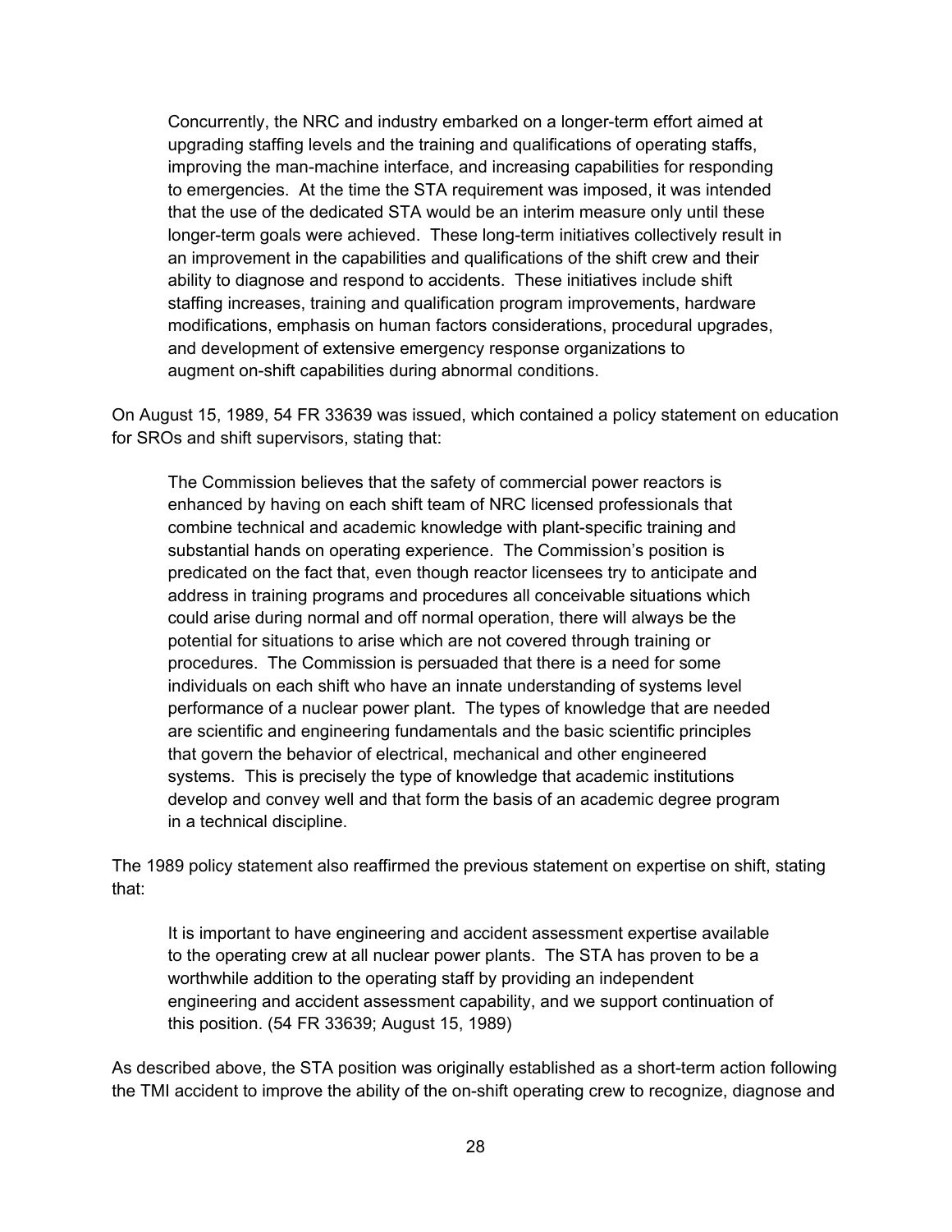> Concurrently, the NRC and industry embarked on a longer-term effort aimed at upgrading staffing levels and the training and qualifications of operating staffs, improving the man-machine interface, and increasing capabilities for responding to emergencies. At the time the STA requirement was imposed, it was intended that the use of the dedicated STA would be an interim measure only until these longer-term goals were achieved. These long-term initiatives collectively result in an improvement in the capabilities and qualifications of the shift crew and their ability to diagnose and respond to accidents. These initiatives include shift staffing increases, training and qualification program improvements, hardware modifications, emphasis on human factors considerations, procedural upgrades, and development of extensive emergency response organizations to augment on-shift capabilities during abnormal conditions.

On August 15, 1989, 54 FR 33639 was issued, which contained a policy statement on education for SROs and shift supervisors, stating that:

> The Commission believes that the safety of commercial power reactors is enhanced by having on each shift team of NRC licensed professionals that combine technical and academic knowledge with plant-specific training and substantial hands on operating experience. The Commission's position is predicated on the fact that, even though reactor licensees try to anticipate and address in training programs and procedures all conceivable situations which could arise during normal and off normal operation, there will always be the potential for situations to arise which are not covered through training or procedures. The Commission is persuaded that there is a need for some individuals on each shift who have an innate understanding of systems level performance of a nuclear power plant. The types of knowledge that are needed are scientific and engineering fundamentals and the basic scientific principles that govern the behavior of electrical, mechanical and other engineered systems. This is precisely the type of knowledge that academic institutions develop and convey well and that form the basis of an academic degree program in a technical discipline.

The 1989 policy statement also reaffirmed the previous statement on expertise on shift, stating that:

> It is important to have engineering and accident assessment expertise available to the operating crew at all nuclear power plants. The STA has proven to be a worthwhile addition to the operating staff by providing an independent engineering and accident assessment capability, and we support continuation of this position. (54 FR 33639; August 15, 1989)

As described above, the STA position was originally established as a short-term action following the TMI accident to improve the ability of the on-shift operating crew to recognize, diagnose and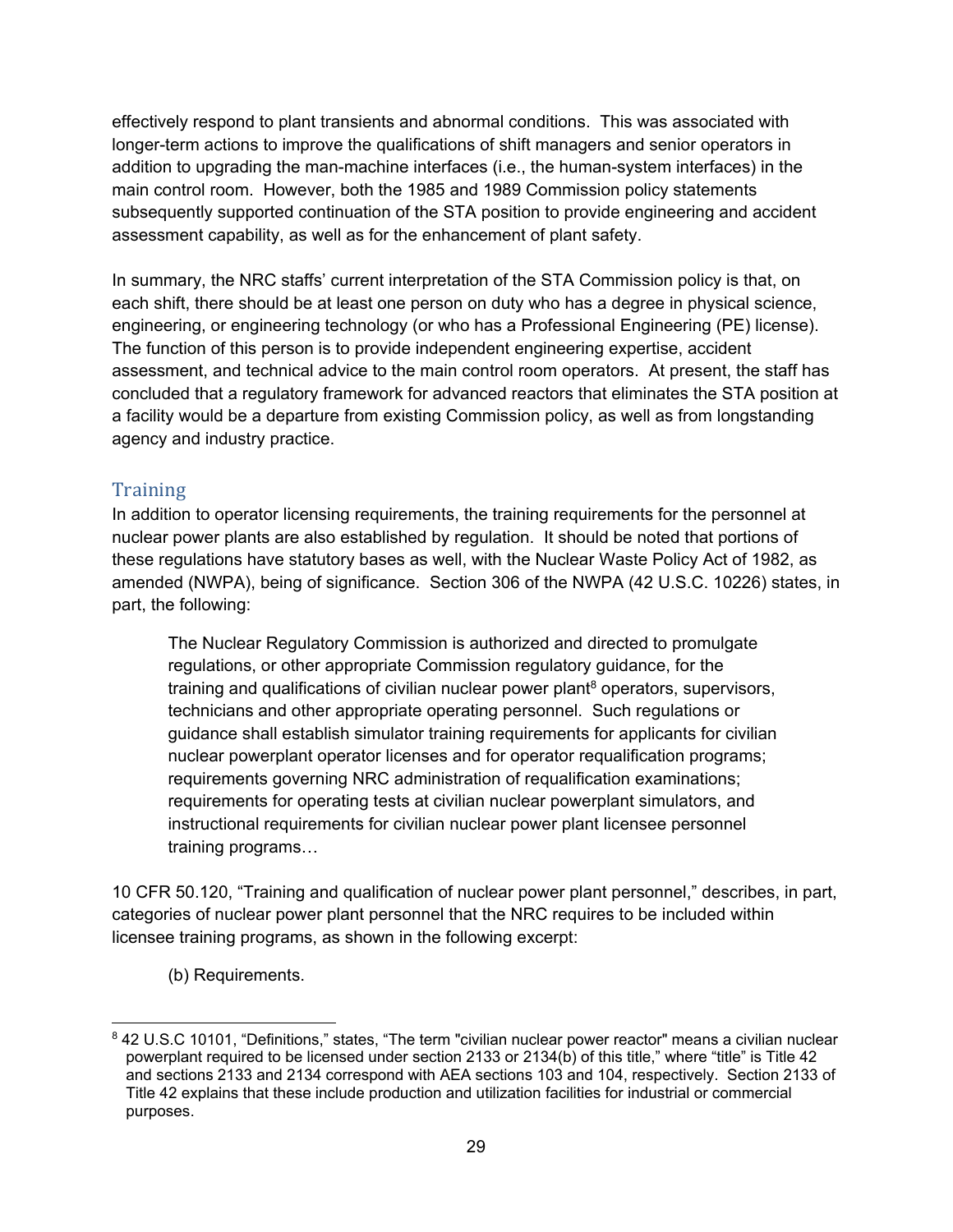effectively respond to plant transients and abnormal conditions. This was associated with longer-term actions to improve the qualifications of shift managers and senior operators in addition to upgrading the man-machine interfaces (i.e., the human-system interfaces) in the main control room. However, both the 1985 and 1989 Commission policy statements subsequently supported continuation of the STA position to provide engineering and accident assessment capability, as well as for the enhancement of plant safety.

In summary, the NRC staffs' current interpretation of the STA Commission policy is that, on each shift, there should be at least one person on duty who has a degree in physical science, engineering, or engineering technology (or who has a Professional Engineering (PE) license). The function of this person is to provide independent engineering expertise, accident assessment, and technical advice to the main control room operators. At present, the staff has concluded that a regulatory framework for advanced reactors that eliminates the STA position at a facility would be a departure from existing Commission policy, as well as from longstanding agency and industry practice.

## Training

In addition to operator licensing requirements, the training requirements for the personnel at nuclear power plants are also established by regulation. It should be noted that portions of these regulations have statutory bases as well, with the Nuclear Waste Policy Act of 1982, as amended (NWPA), being of significance. Section 306 of the NWPA (42 U.S.C. 10226) states, in part, the following:

> The Nuclear Regulatory Commission is authorized and directed to promulgate regulations, or other appropriate Commission regulatory guidance, for the training and qualifications of civilian nuclear power plant[8] operators, supervisors, technicians and other appropriate operating personnel. Such regulations or guidance shall establish simulator training requirements for applicants for civilian nuclear powerplant operator licenses and for operator requalification programs; requirements governing NRC administration of requalification examinations; requirements for operating tests at civilian nuclear powerplant simulators, and instructional requirements for civilian nuclear power plant licensee personnel training programs…

10 CFR 50.120, "Training and qualification of nuclear power plant personnel," describes, in part, categories of nuclear power plant personnel that the NRC requires to be included within licensee training programs, as shown in the following excerpt:

> (b) Requirements.

---

[8] 42 U.S.C 10101, "Definitions," states, "The term "civilian nuclear power reactor" means a civilian nuclear powerplant required to be licensed under section 2133 or 2134(b) of this title," where "title" is Title 42 and sections 2133 and 2134 correspond with AEA sections 103 and 104, respectively. Section 2133 of Title 42 explains that these include production and utilization facilities for industrial or commercial purposes.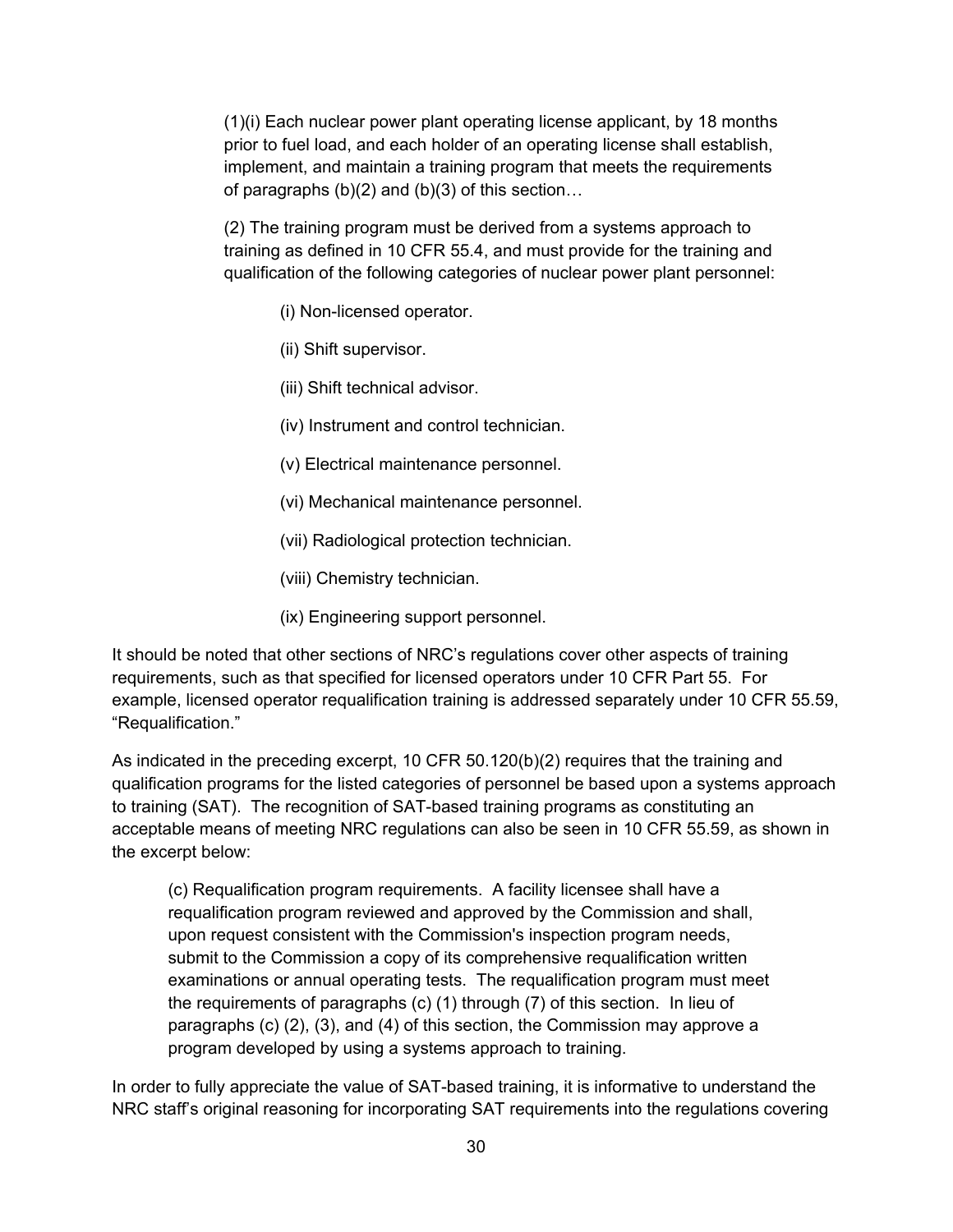> (1)(i) Each nuclear power plant operating license applicant, by 18 months prior to fuel load, and each holder of an operating license shall establish, implement, and maintain a training program that meets the requirements of paragraphs (b)(2) and (b)(3) of this section…
>
> (2) The training program must be derived from a systems approach to training as defined in 10 CFR 55.4, and must provide for the training and qualification of the following categories of nuclear power plant personnel:
>
> > (i) Non-licensed operator.
> >
> > (ii) Shift supervisor.
> >
> > (iii) Shift technical advisor.
> >
> > (iv) Instrument and control technician.
> >
> > (v) Electrical maintenance personnel.
> >
> > (vi) Mechanical maintenance personnel.
> >
> > (vii) Radiological protection technician.
> >
> > (viii) Chemistry technician.
> >
> > (ix) Engineering support personnel.

It should be noted that other sections of NRC's regulations cover other aspects of training requirements, such as that specified for licensed operators under 10 CFR Part 55. For example, licensed operator requalification training is addressed separately under 10 CFR 55.59, "Requalification."

As indicated in the preceding excerpt, 10 CFR 50.120(b)(2) requires that the training and qualification programs for the listed categories of personnel be based upon a systems approach to training (SAT). The recognition of SAT-based training programs as constituting an acceptable means of meeting NRC regulations can also be seen in 10 CFR 55.59, as shown in the excerpt below:

> (c) Requalification program requirements. A facility licensee shall have a requalification program reviewed and approved by the Commission and shall, upon request consistent with the Commission's inspection program needs, submit to the Commission a copy of its comprehensive requalification written examinations or annual operating tests. The requalification program must meet the requirements of paragraphs (c) (1) through (7) of this section. In lieu of paragraphs (c) (2), (3), and (4) of this section, the Commission may approve a program developed by using a systems approach to training.

In order to fully appreciate the value of SAT-based training, it is informative to understand the NRC staff's original reasoning for incorporating SAT requirements into the regulations covering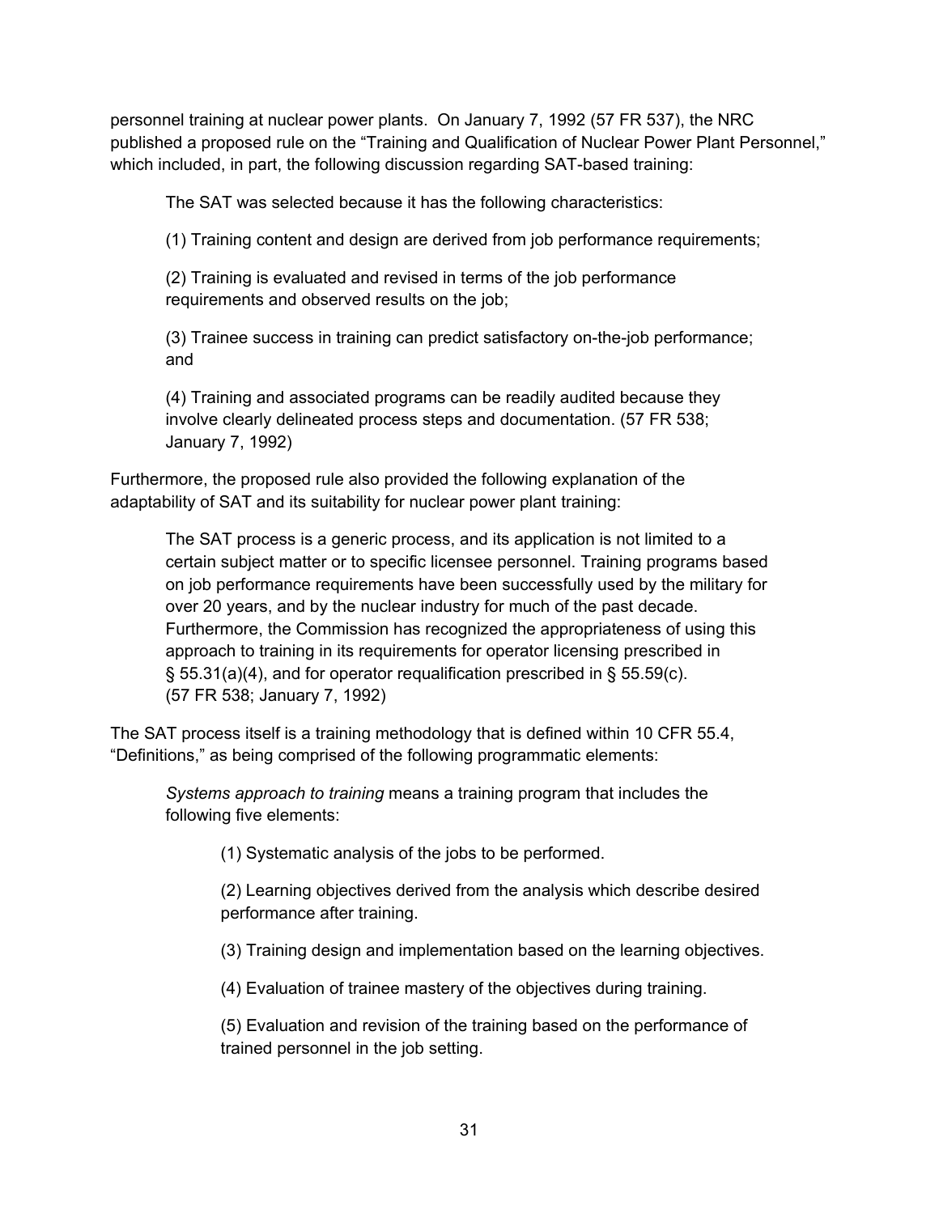personnel training at nuclear power plants. On January 7, 1992 (57 FR 537), the NRC published a proposed rule on the "Training and Qualification of Nuclear Power Plant Personnel," which included, in part, the following discussion regarding SAT-based training:

> The SAT was selected because it has the following characteristics:
>
> (1) Training content and design are derived from job performance requirements;
>
> (2) Training is evaluated and revised in terms of the job performance requirements and observed results on the job;
>
> (3) Trainee success in training can predict satisfactory on-the-job performance; and
>
> (4) Training and associated programs can be readily audited because they involve clearly delineated process steps and documentation. (57 FR 538; January 7, 1992)

Furthermore, the proposed rule also provided the following explanation of the adaptability of SAT and its suitability for nuclear power plant training:

> The SAT process is a generic process, and its application is not limited to a certain subject matter or to specific licensee personnel. Training programs based on job performance requirements have been successfully used by the military for over 20 years, and by the nuclear industry for much of the past decade. Furthermore, the Commission has recognized the appropriateness of using this approach to training in its requirements for operator licensing prescribed in § 55.31(a)(4), and for operator requalification prescribed in § 55.59(c). (57 FR 538; January 7, 1992)

The SAT process itself is a training methodology that is defined within 10 CFR 55.4, "Definitions," as being comprised of the following programmatic elements:

> *Systems approach to training* means a training program that includes the following five elements:
>
> > (1) Systematic analysis of the jobs to be performed.
> >
> > (2) Learning objectives derived from the analysis which describe desired performance after training.
> >
> > (3) Training design and implementation based on the learning objectives.
> >
> > (4) Evaluation of trainee mastery of the objectives during training.
> >
> > (5) Evaluation and revision of the training based on the performance of trained personnel in the job setting.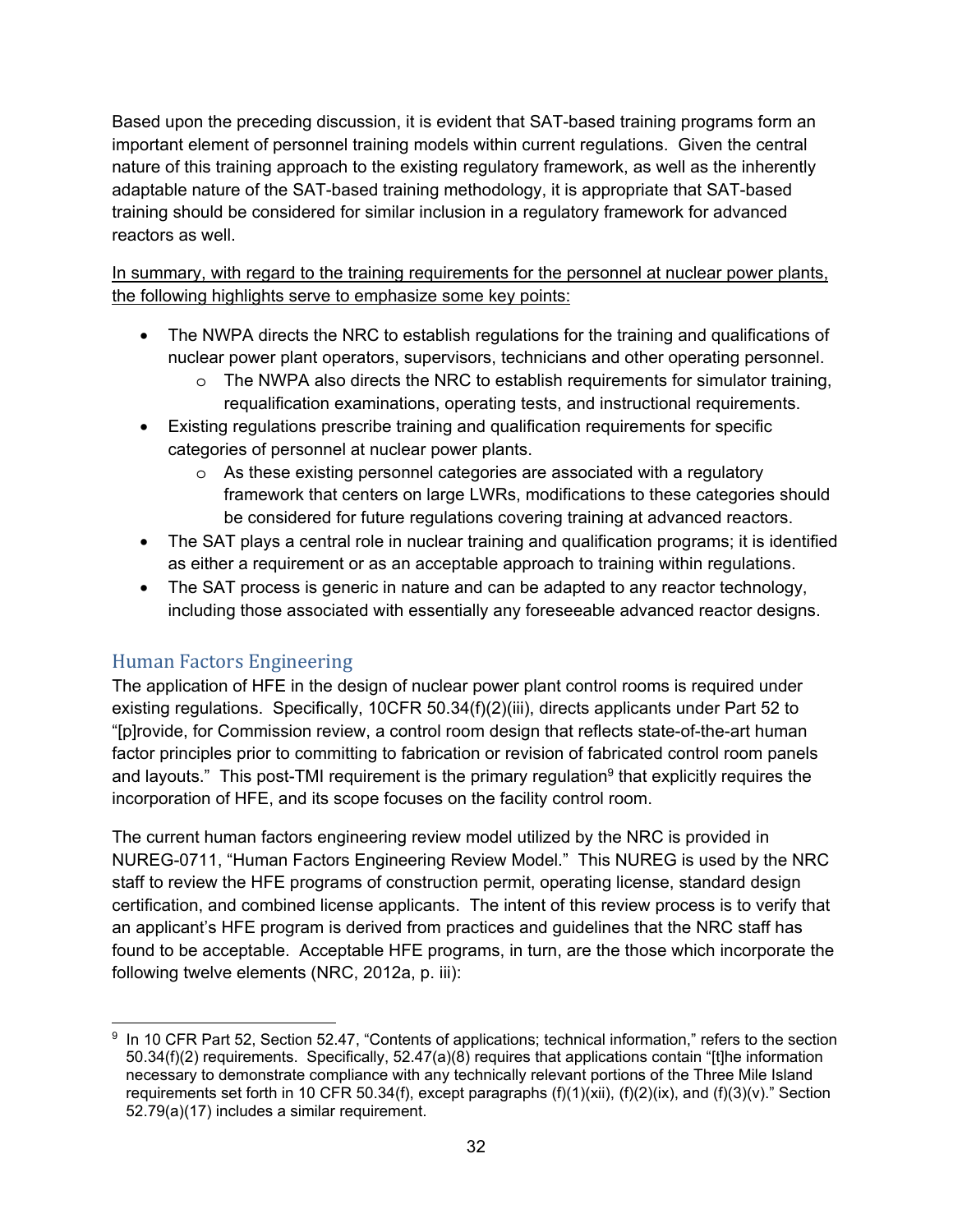Based upon the preceding discussion, it is evident that SAT-based training programs form an important element of personnel training models within current regulations. Given the central nature of this training approach to the existing regulatory framework, as well as the inherently adaptable nature of the SAT-based training methodology, it is appropriate that SAT-based training should be considered for similar inclusion in a regulatory framework for advanced reactors as well.

<u>In summary, with regard to the training requirements for the personnel at nuclear power plants, the following highlights serve to emphasize some key points:</u>

- The NWPA directs the NRC to establish regulations for the training and qualifications of nuclear power plant operators, supervisors, technicians and other operating personnel.
  - The NWPA also directs the NRC to establish requirements for simulator training, requalification examinations, operating tests, and instructional requirements.
- Existing regulations prescribe training and qualification requirements for specific categories of personnel at nuclear power plants.
  - As these existing personnel categories are associated with a regulatory framework that centers on large LWRs, modifications to these categories should be considered for future regulations covering training at advanced reactors.
- The SAT plays a central role in nuclear training and qualification programs; it is identified as either a requirement or as an acceptable approach to training within regulations.
- The SAT process is generic in nature and can be adapted to any reactor technology, including those associated with essentially any foreseeable advanced reactor designs.

## Human Factors Engineering

The application of HFE in the design of nuclear power plant control rooms is required under existing regulations. Specifically, 10CFR 50.34(f)(2)(iii), directs applicants under Part 52 to "[p]rovide, for Commission review, a control room design that reflects state-of-the-art human factor principles prior to committing to fabrication or revision of fabricated control room panels and layouts." This post-TMI requirement is the primary regulation[9] that explicitly requires the incorporation of HFE, and its scope focuses on the facility control room.

The current human factors engineering review model utilized by the NRC is provided in NUREG-0711, "Human Factors Engineering Review Model." This NUREG is used by the NRC staff to review the HFE programs of construction permit, operating license, standard design certification, and combined license applicants. The intent of this review process is to verify that an applicant's HFE program is derived from practices and guidelines that the NRC staff has found to be acceptable. Acceptable HFE programs, in turn, are the those which incorporate the following twelve elements (NRC, 2012a, p. iii):

---

[9] In 10 CFR Part 52, Section 52.47, "Contents of applications; technical information," refers to the section 50.34(f)(2) requirements. Specifically, 52.47(a)(8) requires that applications contain "[t]he information necessary to demonstrate compliance with any technically relevant portions of the Three Mile Island requirements set forth in 10 CFR 50.34(f), except paragraphs (f)(1)(xii), (f)(2)(ix), and (f)(3)(v)." Section 52.79(a)(17) includes a similar requirement.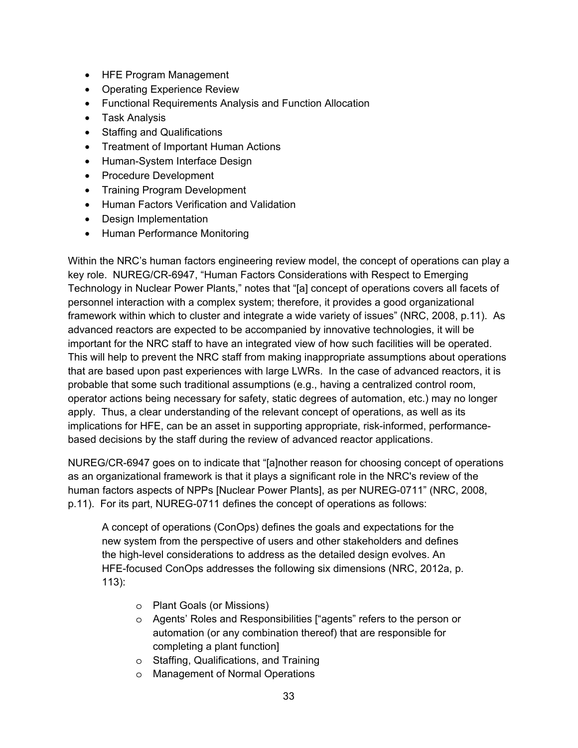- HFE Program Management
- Operating Experience Review
- Functional Requirements Analysis and Function Allocation
- Task Analysis
- Staffing and Qualifications
- Treatment of Important Human Actions
- Human-System Interface Design
- Procedure Development
- Training Program Development
- Human Factors Verification and Validation
- Design Implementation
- Human Performance Monitoring

Within the NRC's human factors engineering review model, the concept of operations can play a key role. NUREG/CR-6947, "Human Factors Considerations with Respect to Emerging Technology in Nuclear Power Plants," notes that "[a] concept of operations covers all facets of personnel interaction with a complex system; therefore, it provides a good organizational framework within which to cluster and integrate a wide variety of issues" (NRC, 2008, p.11). As advanced reactors are expected to be accompanied by innovative technologies, it will be important for the NRC staff to have an integrated view of how such facilities will be operated. This will help to prevent the NRC staff from making inappropriate assumptions about operations that are based upon past experiences with large LWRs. In the case of advanced reactors, it is probable that some such traditional assumptions (e.g., having a centralized control room, operator actions being necessary for safety, static degrees of automation, etc.) may no longer apply. Thus, a clear understanding of the relevant concept of operations, as well as its implications for HFE, can be an asset in supporting appropriate, risk-informed, performance-based decisions by the staff during the review of advanced reactor applications.

NUREG/CR-6947 goes on to indicate that "[a]nother reason for choosing concept of operations as an organizational framework is that it plays a significant role in the NRC's review of the human factors aspects of NPPs [Nuclear Power Plants], as per NUREG-0711" (NRC, 2008, p.11). For its part, NUREG-0711 defines the concept of operations as follows:

> A concept of operations (ConOps) defines the goals and expectations for the new system from the perspective of users and other stakeholders and defines the high-level considerations to address as the detailed design evolves. An HFE-focused ConOps addresses the following six dimensions (NRC, 2012a, p. 113):
>
> - Plant Goals (or Missions)
> - Agents' Roles and Responsibilities ["agents" refers to the person or automation (or any combination thereof) that are responsible for completing a plant function]
> - Staffing, Qualifications, and Training
> - Management of Normal Operations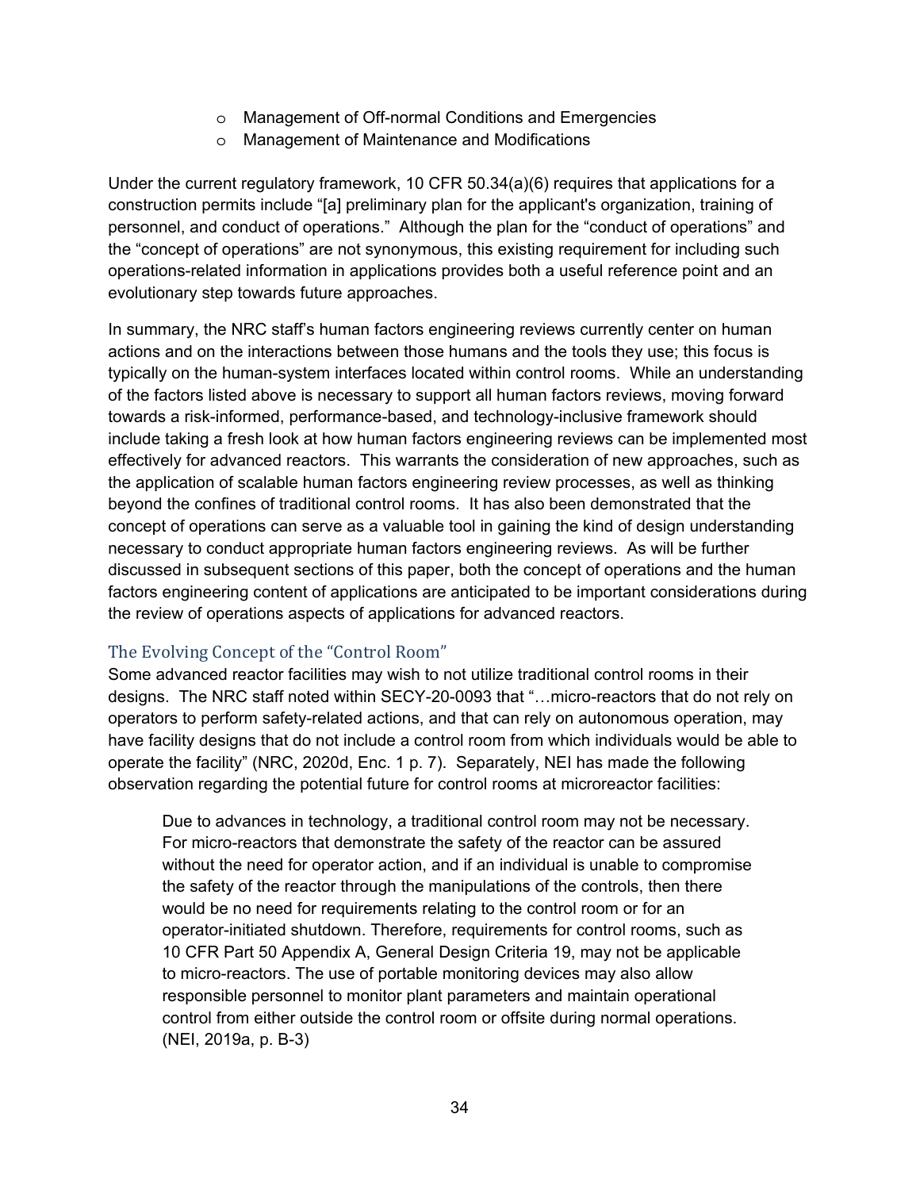- o Management of Off-normal Conditions and Emergencies
- o Management of Maintenance and Modifications

Under the current regulatory framework, 10 CFR 50.34(a)(6) requires that applications for a construction permits include "[a] preliminary plan for the applicant's organization, training of personnel, and conduct of operations." Although the plan for the "conduct of operations" and the "concept of operations" are not synonymous, this existing requirement for including such operations-related information in applications provides both a useful reference point and an evolutionary step towards future approaches.

In summary, the NRC staff's human factors engineering reviews currently center on human actions and on the interactions between those humans and the tools they use; this focus is typically on the human-system interfaces located within control rooms. While an understanding of the factors listed above is necessary to support all human factors reviews, moving forward towards a risk-informed, performance-based, and technology-inclusive framework should include taking a fresh look at how human factors engineering reviews can be implemented most effectively for advanced reactors. This warrants the consideration of new approaches, such as the application of scalable human factors engineering review processes, as well as thinking beyond the confines of traditional control rooms. It has also been demonstrated that the concept of operations can serve as a valuable tool in gaining the kind of design understanding necessary to conduct appropriate human factors engineering reviews. As will be further discussed in subsequent sections of this paper, both the concept of operations and the human factors engineering content of applications are anticipated to be important considerations during the review of operations aspects of applications for advanced reactors.

## The Evolving Concept of the "Control Room"

Some advanced reactor facilities may wish to not utilize traditional control rooms in their designs. The NRC staff noted within SECY-20-0093 that "…micro-reactors that do not rely on operators to perform safety-related actions, and that can rely on autonomous operation, may have facility designs that do not include a control room from which individuals would be able to operate the facility" (NRC, 2020d, Enc. 1 p. 7). Separately, NEI has made the following observation regarding the potential future for control rooms at microreactor facilities:

> Due to advances in technology, a traditional control room may not be necessary. For micro-reactors that demonstrate the safety of the reactor can be assured without the need for operator action, and if an individual is unable to compromise the safety of the reactor through the manipulations of the controls, then there would be no need for requirements relating to the control room or for an operator-initiated shutdown. Therefore, requirements for control rooms, such as 10 CFR Part 50 Appendix A, General Design Criteria 19, may not be applicable to micro-reactors. The use of portable monitoring devices may also allow responsible personnel to monitor plant parameters and maintain operational control from either outside the control room or offsite during normal operations. (NEI, 2019a, p. B-3)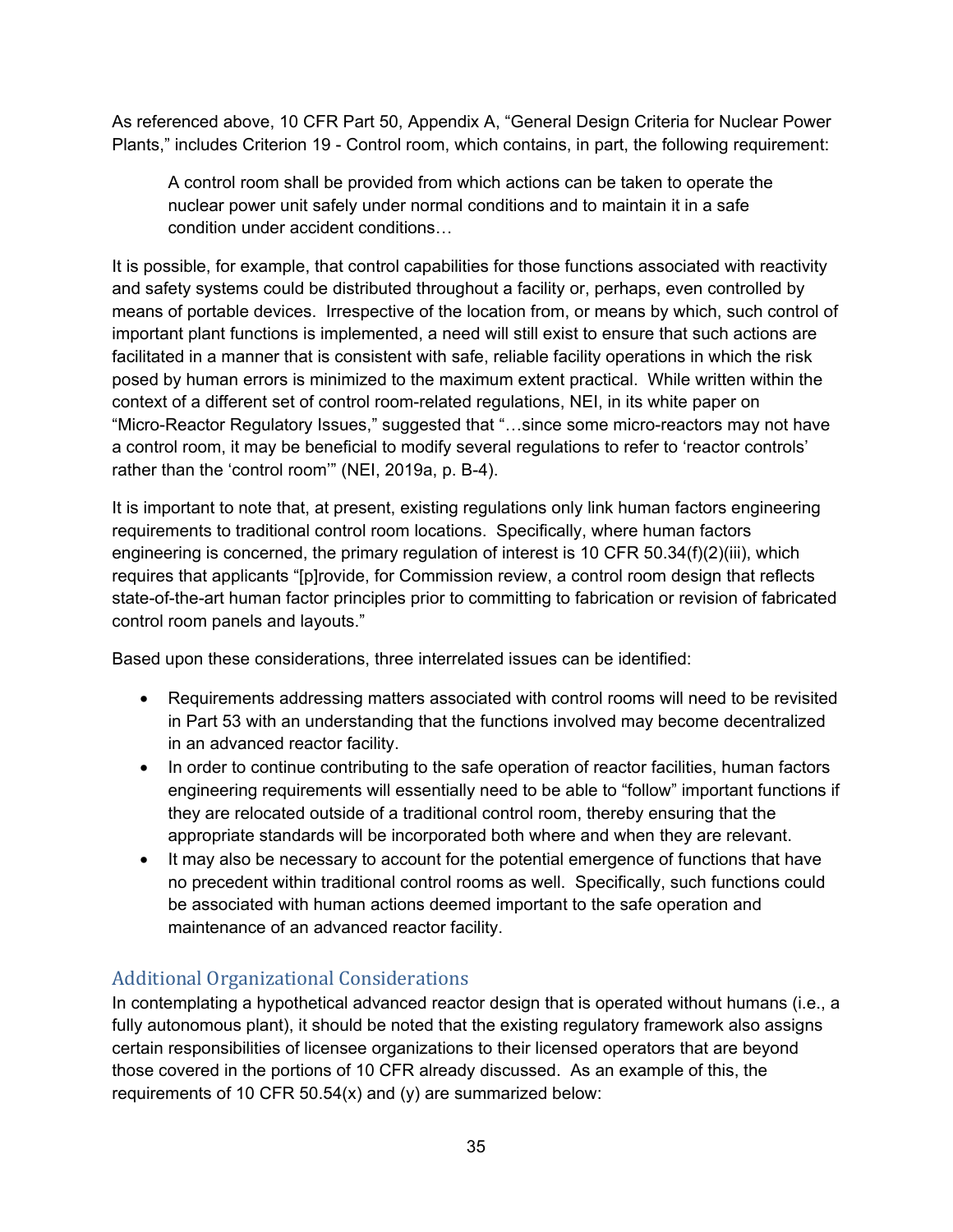As referenced above, 10 CFR Part 50, Appendix A, "General Design Criteria for Nuclear Power Plants," includes Criterion 19 - Control room, which contains, in part, the following requirement:

> A control room shall be provided from which actions can be taken to operate the nuclear power unit safely under normal conditions and to maintain it in a safe condition under accident conditions…

It is possible, for example, that control capabilities for those functions associated with reactivity and safety systems could be distributed throughout a facility or, perhaps, even controlled by means of portable devices. Irrespective of the location from, or means by which, such control of important plant functions is implemented, a need will still exist to ensure that such actions are facilitated in a manner that is consistent with safe, reliable facility operations in which the risk posed by human errors is minimized to the maximum extent practical. While written within the context of a different set of control room-related regulations, NEI, in its white paper on "Micro-Reactor Regulatory Issues," suggested that "…since some micro-reactors may not have a control room, it may be beneficial to modify several regulations to refer to 'reactor controls' rather than the 'control room'" (NEI, 2019a, p. B-4).

It is important to note that, at present, existing regulations only link human factors engineering requirements to traditional control room locations. Specifically, where human factors engineering is concerned, the primary regulation of interest is 10 CFR 50.34(f)(2)(iii), which requires that applicants "[p]rovide, for Commission review, a control room design that reflects state-of-the-art human factor principles prior to committing to fabrication or revision of fabricated control room panels and layouts."

Based upon these considerations, three interrelated issues can be identified:

- Requirements addressing matters associated with control rooms will need to be revisited in Part 53 with an understanding that the functions involved may become decentralized in an advanced reactor facility.
- In order to continue contributing to the safe operation of reactor facilities, human factors engineering requirements will essentially need to be able to "follow" important functions if they are relocated outside of a traditional control room, thereby ensuring that the appropriate standards will be incorporated both where and when they are relevant.
- It may also be necessary to account for the potential emergence of functions that have no precedent within traditional control rooms as well. Specifically, such functions could be associated with human actions deemed important to the safe operation and maintenance of an advanced reactor facility.

## Additional Organizational Considerations

In contemplating a hypothetical advanced reactor design that is operated without humans (i.e., a fully autonomous plant), it should be noted that the existing regulatory framework also assigns certain responsibilities of licensee organizations to their licensed operators that are beyond those covered in the portions of 10 CFR already discussed. As an example of this, the requirements of 10 CFR 50.54(x) and (y) are summarized below: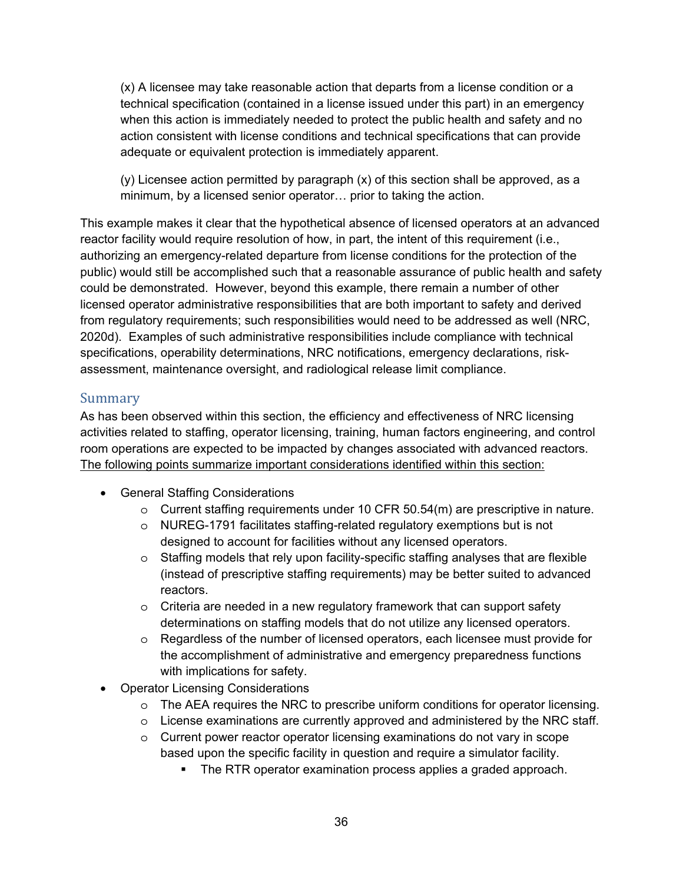(x) A licensee may take reasonable action that departs from a license condition or a technical specification (contained in a license issued under this part) in an emergency when this action is immediately needed to protect the public health and safety and no action consistent with license conditions and technical specifications that can provide adequate or equivalent protection is immediately apparent.

(y) Licensee action permitted by paragraph (x) of this section shall be approved, as a minimum, by a licensed senior operator… prior to taking the action.

This example makes it clear that the hypothetical absence of licensed operators at an advanced reactor facility would require resolution of how, in part, the intent of this requirement (i.e., authorizing an emergency-related departure from license conditions for the protection of the public) would still be accomplished such that a reasonable assurance of public health and safety could be demonstrated. However, beyond this example, there remain a number of other licensed operator administrative responsibilities that are both important to safety and derived from regulatory requirements; such responsibilities would need to be addressed as well (NRC, 2020d). Examples of such administrative responsibilities include compliance with technical specifications, operability determinations, NRC notifications, emergency declarations, risk-assessment, maintenance oversight, and radiological release limit compliance.

## Summary

As has been observed within this section, the efficiency and effectiveness of NRC licensing activities related to staffing, operator licensing, training, human factors engineering, and control room operations are expected to be impacted by changes associated with advanced reactors. <u>The following points summarize important considerations identified within this section:</u>

- General Staffing Considerations
  - Current staffing requirements under 10 CFR 50.54(m) are prescriptive in nature.
  - NUREG-1791 facilitates staffing-related regulatory exemptions but is not designed to account for facilities without any licensed operators.
  - Staffing models that rely upon facility-specific staffing analyses that are flexible (instead of prescriptive staffing requirements) may be better suited to advanced reactors.
  - Criteria are needed in a new regulatory framework that can support safety determinations on staffing models that do not utilize any licensed operators.
  - Regardless of the number of licensed operators, each licensee must provide for the accomplishment of administrative and emergency preparedness functions with implications for safety.
- Operator Licensing Considerations
  - The AEA requires the NRC to prescribe uniform conditions for operator licensing.
  - License examinations are currently approved and administered by the NRC staff.
  - Current power reactor operator licensing examinations do not vary in scope based upon the specific facility in question and require a simulator facility.
    - The RTR operator examination process applies a graded approach.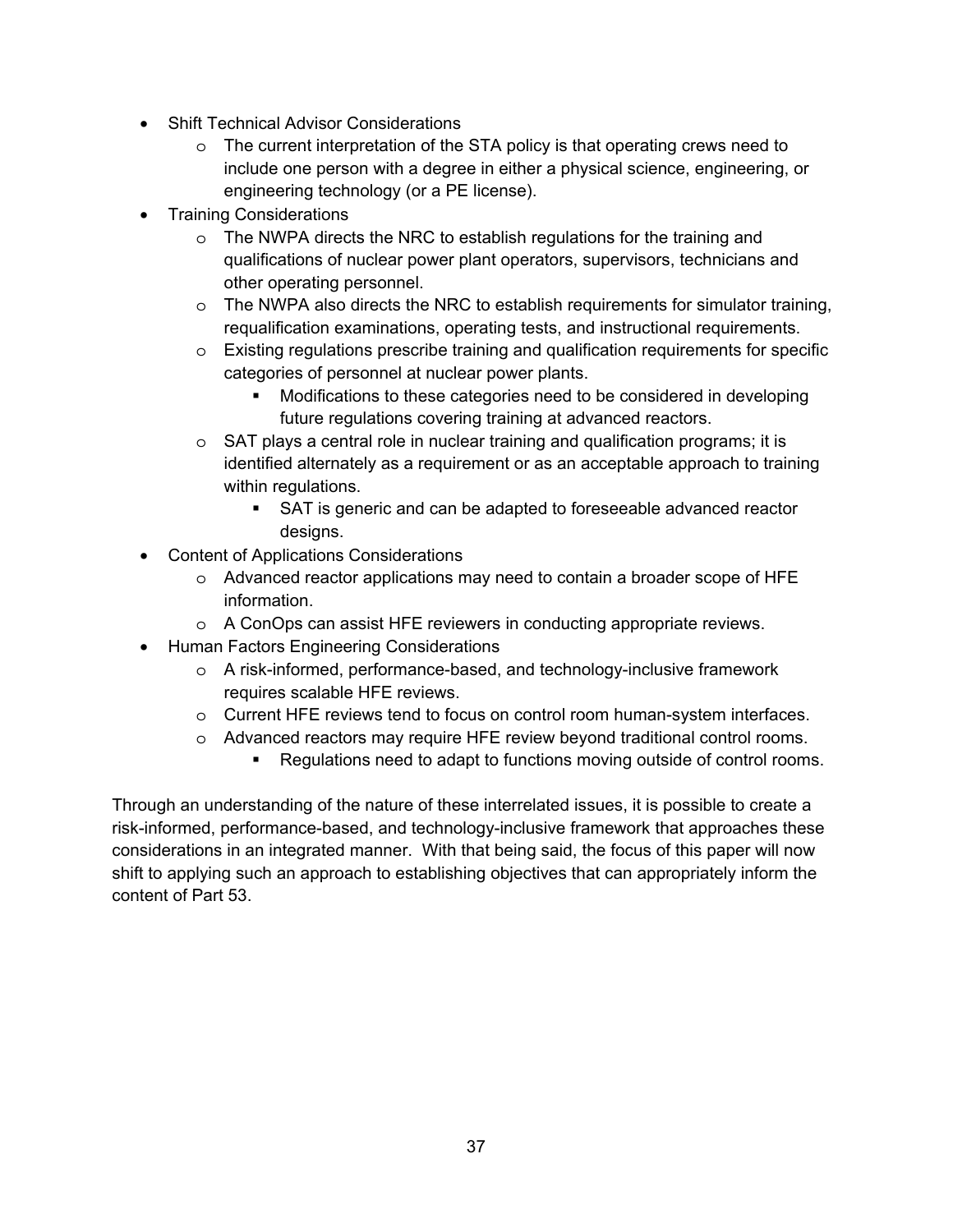- Shift Technical Advisor Considerations
  - The current interpretation of the STA policy is that operating crews need to include one person with a degree in either a physical science, engineering, or engineering technology (or a PE license).
- Training Considerations
  - The NWPA directs the NRC to establish regulations for the training and qualifications of nuclear power plant operators, supervisors, technicians and other operating personnel.
  - The NWPA also directs the NRC to establish requirements for simulator training, requalification examinations, operating tests, and instructional requirements.
  - Existing regulations prescribe training and qualification requirements for specific categories of personnel at nuclear power plants.
    - Modifications to these categories need to be considered in developing future regulations covering training at advanced reactors.
  - SAT plays a central role in nuclear training and qualification programs; it is identified alternately as a requirement or as an acceptable approach to training within regulations.
    - SAT is generic and can be adapted to foreseeable advanced reactor designs.
- Content of Applications Considerations
  - Advanced reactor applications may need to contain a broader scope of HFE information.
  - A ConOps can assist HFE reviewers in conducting appropriate reviews.
- Human Factors Engineering Considerations
  - A risk-informed, performance-based, and technology-inclusive framework requires scalable HFE reviews.
  - Current HFE reviews tend to focus on control room human-system interfaces.
  - Advanced reactors may require HFE review beyond traditional control rooms.
    - Regulations need to adapt to functions moving outside of control rooms.

Through an understanding of the nature of these interrelated issues, it is possible to create a risk-informed, performance-based, and technology-inclusive framework that approaches these considerations in an integrated manner. With that being said, the focus of this paper will now shift to applying such an approach to establishing objectives that can appropriately inform the content of Part 53.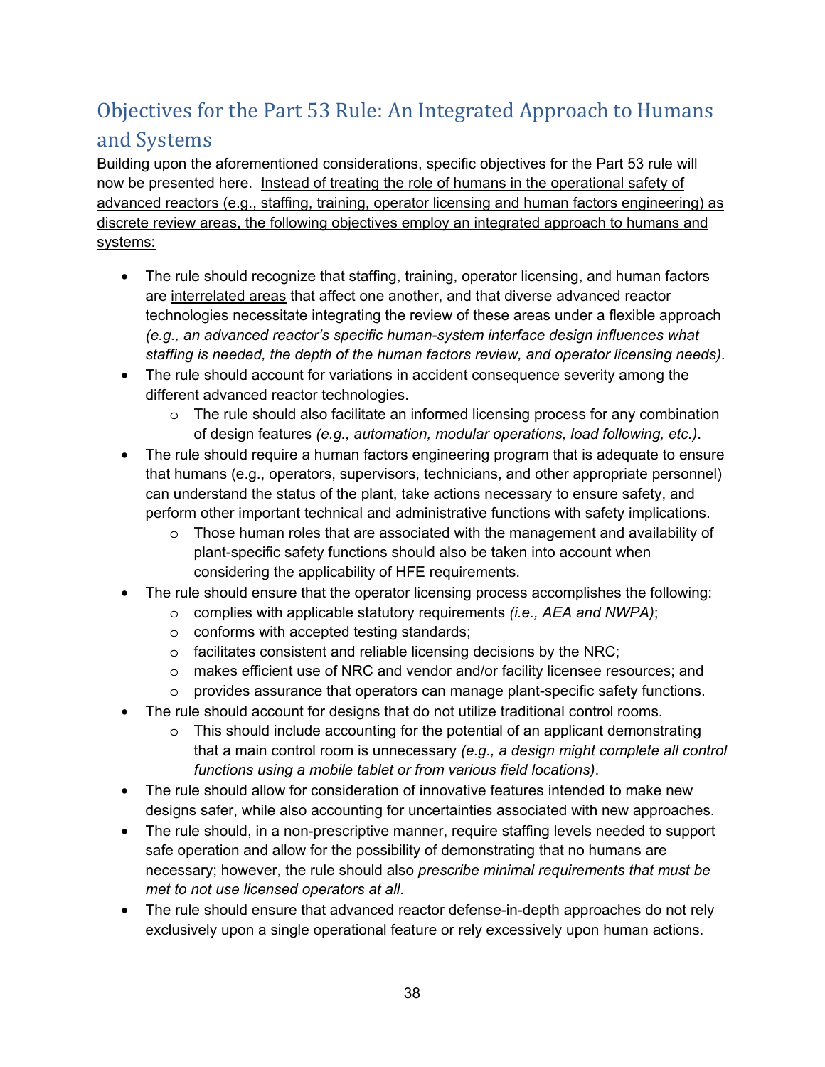## Objectives for the Part 53 Rule: An Integrated Approach to Humans and Systems

Building upon the aforementioned considerations, specific objectives for the Part 53 rule will now be presented here. <u>Instead of treating the role of humans in the operational safety of advanced reactors (e.g., staffing, training, operator licensing and human factors engineering) as discrete review areas, the following objectives employ an integrated approach to humans and systems:</u>

- The rule should recognize that staffing, training, operator licensing, and human factors are <u>interrelated areas</u> that affect one another, and that diverse advanced reactor technologies necessitate integrating the review of these areas under a flexible approach *(e.g., an advanced reactor's specific human-system interface design influences what staffing is needed, the depth of the human factors review, and operator licensing needs)*.
- The rule should account for variations in accident consequence severity among the different advanced reactor technologies.
  - The rule should also facilitate an informed licensing process for any combination of design features *(e.g., automation, modular operations, load following, etc.)*.
- The rule should require a human factors engineering program that is adequate to ensure that humans (e.g., operators, supervisors, technicians, and other appropriate personnel) can understand the status of the plant, take actions necessary to ensure safety, and perform other important technical and administrative functions with safety implications.
  - Those human roles that are associated with the management and availability of plant-specific safety functions should also be taken into account when considering the applicability of HFE requirements.
- The rule should ensure that the operator licensing process accomplishes the following:
  - complies with applicable statutory requirements *(i.e., AEA and NWPA)*;
  - conforms with accepted testing standards;
  - facilitates consistent and reliable licensing decisions by the NRC;
  - makes efficient use of NRC and vendor and/or facility licensee resources; and
  - provides assurance that operators can manage plant-specific safety functions.
- The rule should account for designs that do not utilize traditional control rooms.
  - This should include accounting for the potential of an applicant demonstrating that a main control room is unnecessary *(e.g., a design might complete all control functions using a mobile tablet or from various field locations)*.
- The rule should allow for consideration of innovative features intended to make new designs safer, while also accounting for uncertainties associated with new approaches.
- The rule should, in a non-prescriptive manner, require staffing levels needed to support safe operation and allow for the possibility of demonstrating that no humans are necessary; however, the rule should also *prescribe minimal requirements that must be met to not use licensed operators at all*.
- The rule should ensure that advanced reactor defense-in-depth approaches do not rely exclusively upon a single operational feature or rely excessively upon human actions.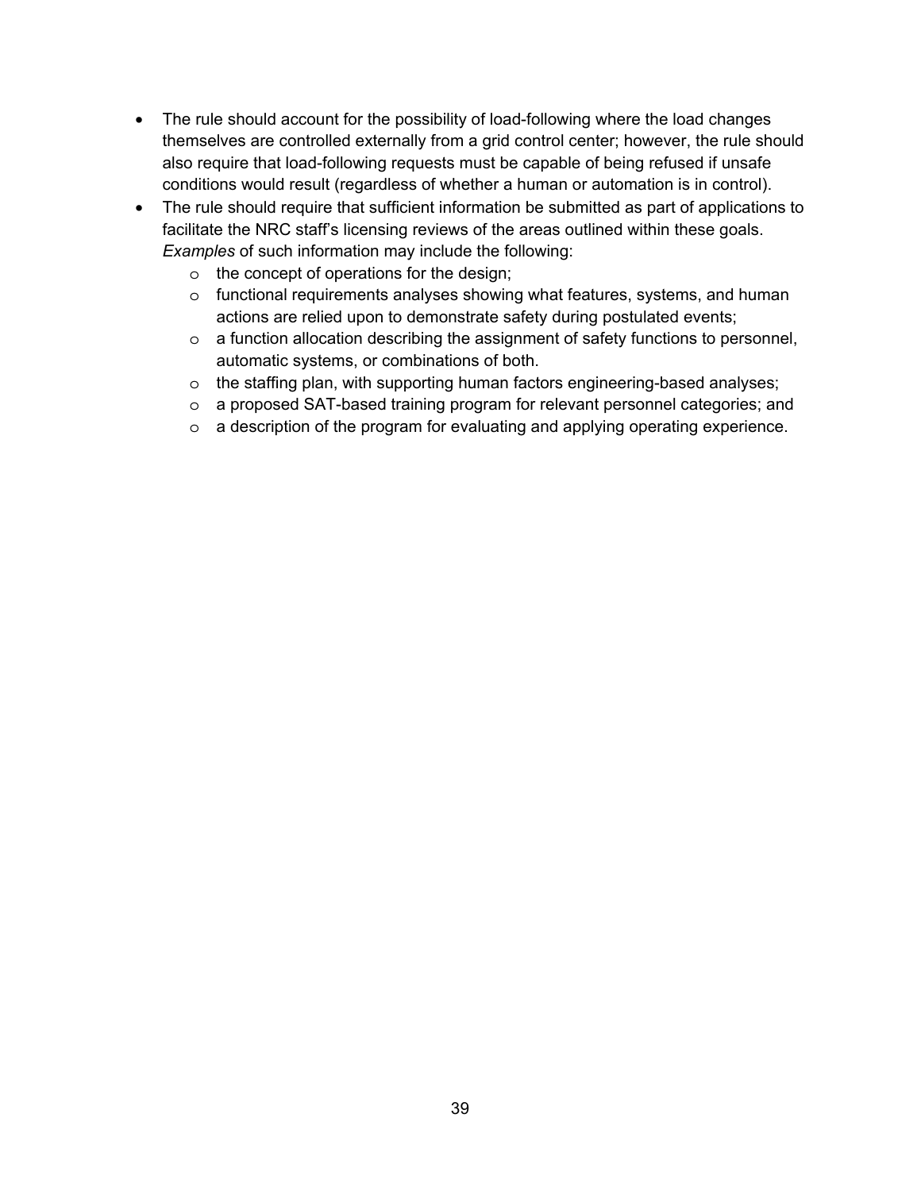- The rule should account for the possibility of load-following where the load changes themselves are controlled externally from a grid control center; however, the rule should also require that load-following requests must be capable of being refused if unsafe conditions would result (regardless of whether a human or automation is in control).
- The rule should require that sufficient information be submitted as part of applications to facilitate the NRC staff's licensing reviews of the areas outlined within these goals. *Examples* of such information may include the following:
  - the concept of operations for the design;
  - functional requirements analyses showing what features, systems, and human actions are relied upon to demonstrate safety during postulated events;
  - a function allocation describing the assignment of safety functions to personnel, automatic systems, or combinations of both.
  - the staffing plan, with supporting human factors engineering-based analyses;
  - a proposed SAT-based training program for relevant personnel categories; and
  - a description of the program for evaluating and applying operating experience.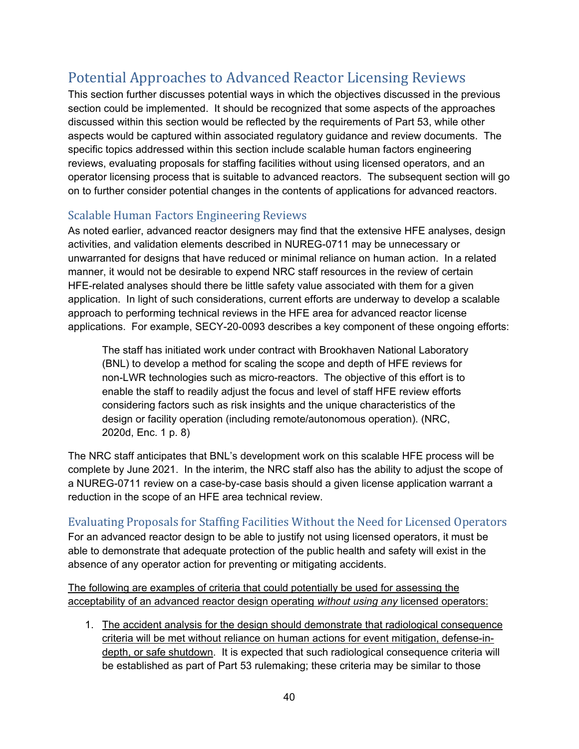## Potential Approaches to Advanced Reactor Licensing Reviews

This section further discusses potential ways in which the objectives discussed in the previous section could be implemented. It should be recognized that some aspects of the approaches discussed within this section would be reflected by the requirements of Part 53, while other aspects would be captured within associated regulatory guidance and review documents. The specific topics addressed within this section include scalable human factors engineering reviews, evaluating proposals for staffing facilities without using licensed operators, and an operator licensing process that is suitable to advanced reactors. The subsequent section will go on to further consider potential changes in the contents of applications for advanced reactors.

### Scalable Human Factors Engineering Reviews

As noted earlier, advanced reactor designers may find that the extensive HFE analyses, design activities, and validation elements described in NUREG-0711 may be unnecessary or unwarranted for designs that have reduced or minimal reliance on human action. In a related manner, it would not be desirable to expend NRC staff resources in the review of certain HFE-related analyses should there be little safety value associated with them for a given application. In light of such considerations, current efforts are underway to develop a scalable approach to performing technical reviews in the HFE area for advanced reactor license applications. For example, SECY-20-0093 describes a key component of these ongoing efforts:

> The staff has initiated work under contract with Brookhaven National Laboratory (BNL) to develop a method for scaling the scope and depth of HFE reviews for non-LWR technologies such as micro-reactors. The objective of this effort is to enable the staff to readily adjust the focus and level of staff HFE review efforts considering factors such as risk insights and the unique characteristics of the design or facility operation (including remote/autonomous operation). (NRC, 2020d, Enc. 1 p. 8)

The NRC staff anticipates that BNL's development work on this scalable HFE process will be complete by June 2021. In the interim, the NRC staff also has the ability to adjust the scope of a NUREG-0711 review on a case-by-case basis should a given license application warrant a reduction in the scope of an HFE area technical review.

### Evaluating Proposals for Staffing Facilities Without the Need for Licensed Operators

For an advanced reactor design to be able to justify not using licensed operators, it must be able to demonstrate that adequate protection of the public health and safety will exist in the absence of any operator action for preventing or mitigating accidents.

<u>The following are examples of criteria that could potentially be used for assessing the acceptability of an advanced reactor design operating *without using any* licensed operators:</u>

1. <u>The accident analysis for the design should demonstrate that radiological consequence criteria will be met without reliance on human actions for event mitigation, defense-in-depth, or safe shutdown</u>. It is expected that such radiological consequence criteria will be established as part of Part 53 rulemaking; these criteria may be similar to those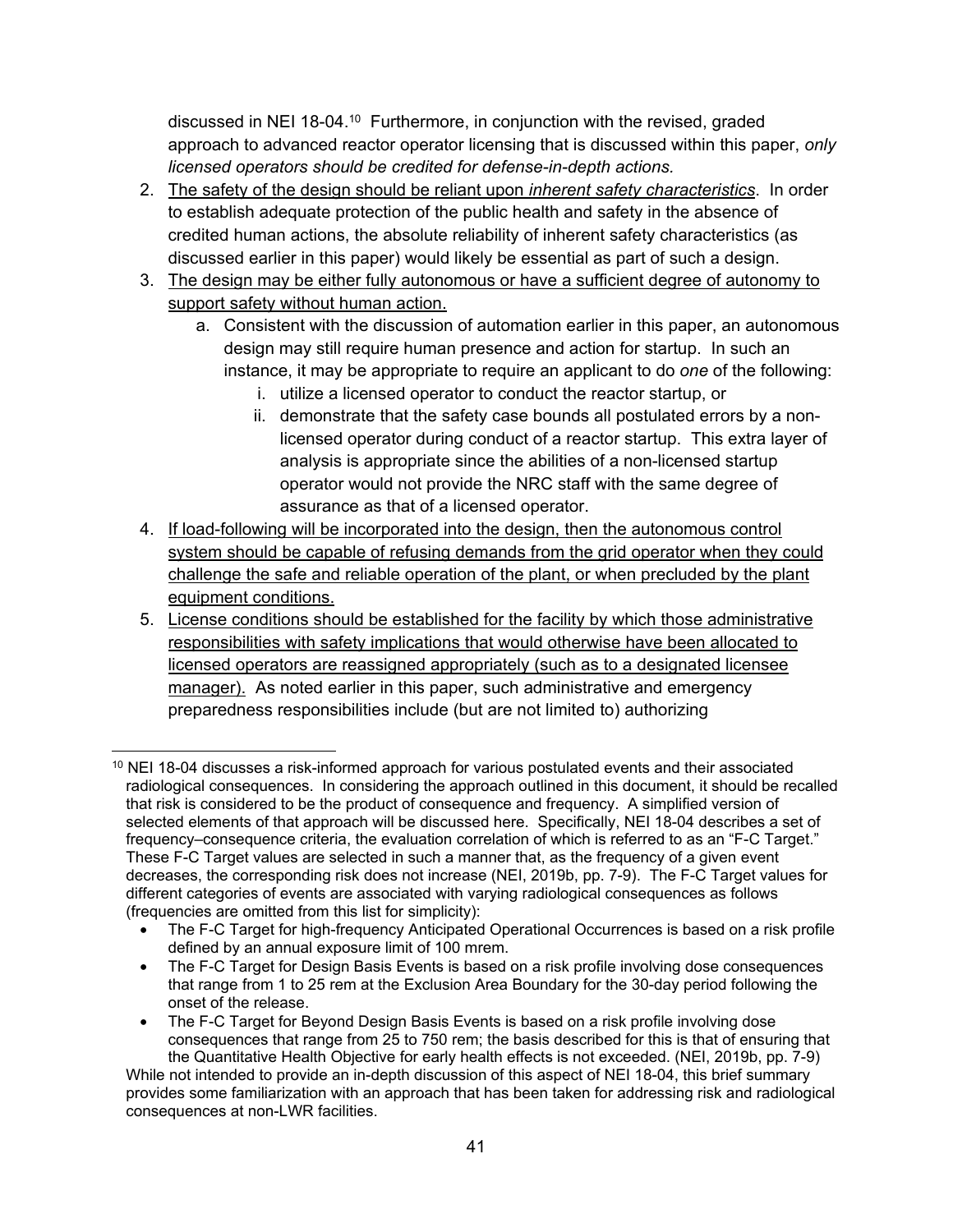discussed in NEI 18-04.[10] Furthermore, in conjunction with the revised, graded approach to advanced reactor operator licensing that is discussed within this paper, *only licensed operators should be credited for defense-in-depth actions.*

2. The safety of the design should be reliant upon *inherent safety characteristics*. In order to establish adequate protection of the public health and safety in the absence of credited human actions, the absolute reliability of inherent safety characteristics (as discussed earlier in this paper) would likely be essential as part of such a design.
3. The design may be either fully autonomous or have a sufficient degree of autonomy to support safety without human action.
   a. Consistent with the discussion of automation earlier in this paper, an autonomous design may still require human presence and action for startup. In such an instance, it may be appropriate to require an applicant to do *one* of the following:
      i. utilize a licensed operator to conduct the reactor startup, or
      ii. demonstrate that the safety case bounds all postulated errors by a non-licensed operator during conduct of a reactor startup. This extra layer of analysis is appropriate since the abilities of a non-licensed startup operator would not provide the NRC staff with the same degree of assurance as that of a licensed operator.
4. If load-following will be incorporated into the design, then the autonomous control system should be capable of refusing demands from the grid operator when they could challenge the safe and reliable operation of the plant, or when precluded by the plant equipment conditions.
5. License conditions should be established for the facility by which those administrative responsibilities with safety implications that would otherwise have been allocated to licensed operators are reassigned appropriately (such as to a designated licensee manager). As noted earlier in this paper, such administrative and emergency preparedness responsibilities include (but are not limited to) authorizing

---

[10] NEI 18-04 discusses a risk-informed approach for various postulated events and their associated radiological consequences. In considering the approach outlined in this document, it should be recalled that risk is considered to be the product of consequence and frequency. A simplified version of selected elements of that approach will be discussed here. Specifically, NEI 18-04 describes a set of frequency–consequence criteria, the evaluation correlation of which is referred to as an "F-C Target." These F-C Target values are selected in such a manner that, as the frequency of a given event decreases, the corresponding risk does not increase (NEI, 2019b, pp. 7-9). The F-C Target values for different categories of events are associated with varying radiological consequences as follows (frequencies are omitted from this list for simplicity):

- The F-C Target for high-frequency Anticipated Operational Occurrences is based on a risk profile defined by an annual exposure limit of 100 mrem.
- The F-C Target for Design Basis Events is based on a risk profile involving dose consequences that range from 1 to 25 rem at the Exclusion Area Boundary for the 30-day period following the onset of the release.
- The F-C Target for Beyond Design Basis Events is based on a risk profile involving dose consequences that range from 25 to 750 rem; the basis described for this is that of ensuring that the Quantitative Health Objective for early health effects is not exceeded. (NEI, 2019b, pp. 7-9)

While not intended to provide an in-depth discussion of this aspect of NEI 18-04, this brief summary provides some familiarization with an approach that has been taken for addressing risk and radiological consequences at non-LWR facilities.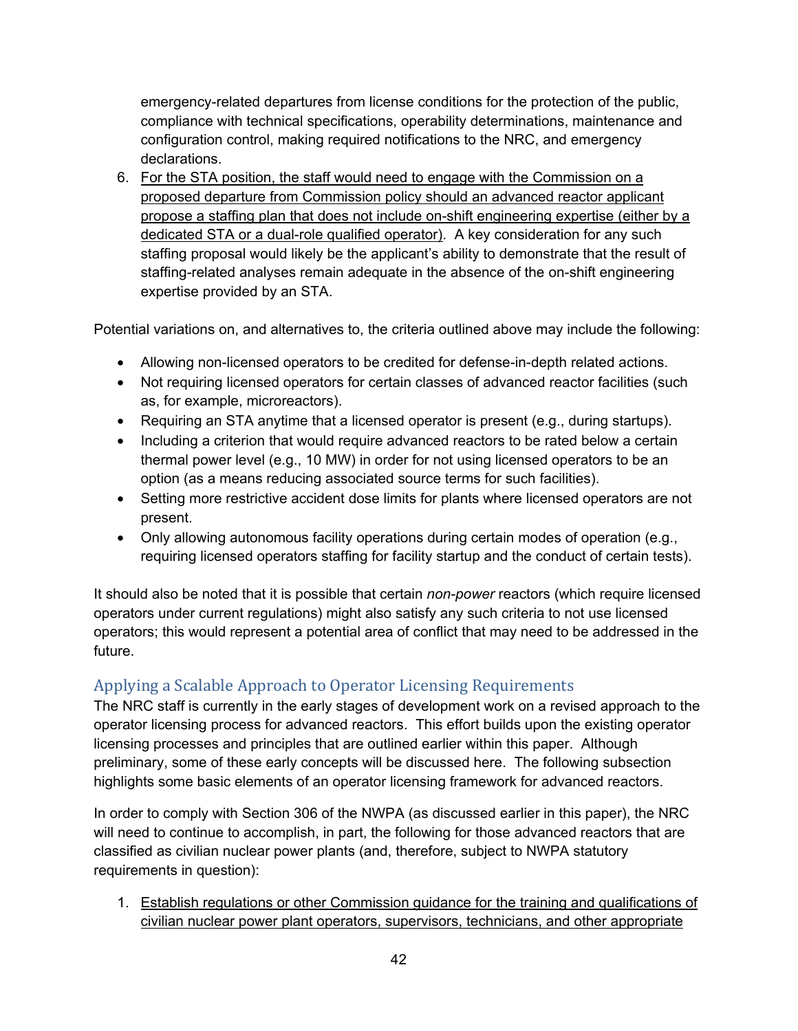emergency-related departures from license conditions for the protection of the public, compliance with technical specifications, operability determinations, maintenance and configuration control, making required notifications to the NRC, and emergency declarations.

6. <u>For the STA position, the staff would need to engage with the Commission on a proposed departure from Commission policy should an advanced reactor applicant propose a staffing plan that does not include on-shift engineering expertise (either by a dedicated STA or a dual-role qualified operator)</u>. A key consideration for any such staffing proposal would likely be the applicant's ability to demonstrate that the result of staffing-related analyses remain adequate in the absence of the on-shift engineering expertise provided by an STA.

Potential variations on, and alternatives to, the criteria outlined above may include the following:

- Allowing non-licensed operators to be credited for defense-in-depth related actions.
- Not requiring licensed operators for certain classes of advanced reactor facilities (such as, for example, microreactors).
- Requiring an STA anytime that a licensed operator is present (e.g., during startups).
- Including a criterion that would require advanced reactors to be rated below a certain thermal power level (e.g., 10 MW) in order for not using licensed operators to be an option (as a means reducing associated source terms for such facilities).
- Setting more restrictive accident dose limits for plants where licensed operators are not present.
- Only allowing autonomous facility operations during certain modes of operation (e.g., requiring licensed operators staffing for facility startup and the conduct of certain tests).

It should also be noted that it is possible that certain *non-power* reactors (which require licensed operators under current regulations) might also satisfy any such criteria to not use licensed operators; this would represent a potential area of conflict that may need to be addressed in the future.

## Applying a Scalable Approach to Operator Licensing Requirements

The NRC staff is currently in the early stages of development work on a revised approach to the operator licensing process for advanced reactors. This effort builds upon the existing operator licensing processes and principles that are outlined earlier within this paper. Although preliminary, some of these early concepts will be discussed here. The following subsection highlights some basic elements of an operator licensing framework for advanced reactors.

In order to comply with Section 306 of the NWPA (as discussed earlier in this paper), the NRC will need to continue to accomplish, in part, the following for those advanced reactors that are classified as civilian nuclear power plants (and, therefore, subject to NWPA statutory requirements in question):

1. <u>Establish regulations or other Commission guidance for the training and qualifications of civilian nuclear power plant operators, supervisors, technicians, and other appropriate</u>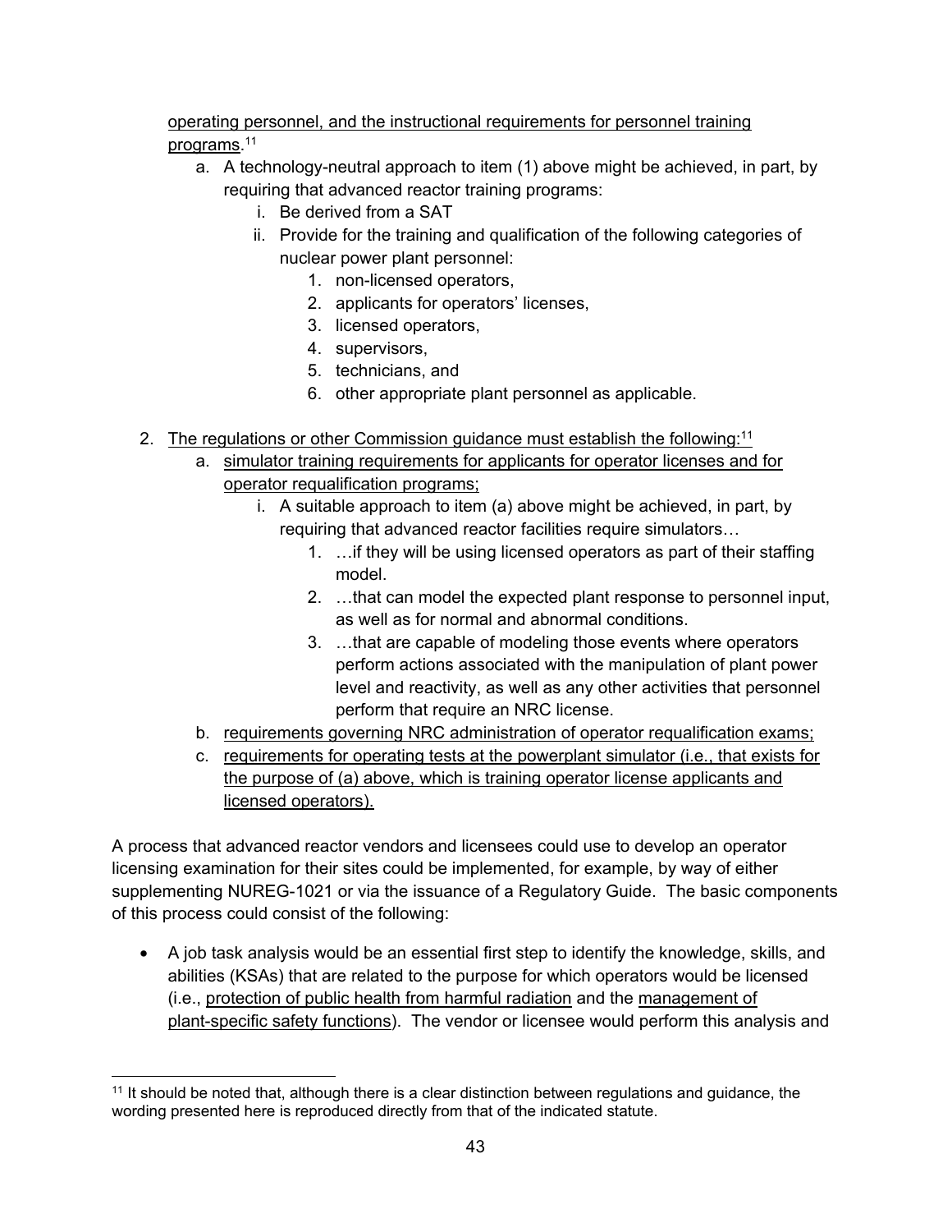operating personnel, and the instructional requirements for personnel training programs.[11]

   a. A technology-neutral approach to item (1) above might be achieved, in part, by requiring that advanced reactor training programs:
      i. Be derived from a SAT
      ii. Provide for the training and qualification of the following categories of nuclear power plant personnel:
         1. non-licensed operators,
         2. applicants for operators' licenses,
         3. licensed operators,
         4. supervisors,
         5. technicians, and
         6. other appropriate plant personnel as applicable.

2. The regulations or other Commission guidance must establish the following:[11]
   a. simulator training requirements for applicants for operator licenses and for operator requalification programs;
      i. A suitable approach to item (a) above might be achieved, in part, by requiring that advanced reactor facilities require simulators…
         1. …if they will be using licensed operators as part of their staffing model.
         2. …that can model the expected plant response to personnel input, as well as for normal and abnormal conditions.
         3. …that are capable of modeling those events where operators perform actions associated with the manipulation of plant power level and reactivity, as well as any other activities that personnel perform that require an NRC license.
   b. requirements governing NRC administration of operator requalification exams;
   c. requirements for operating tests at the powerplant simulator (i.e., that exists for the purpose of (a) above, which is training operator license applicants and licensed operators).

A process that advanced reactor vendors and licensees could use to develop an operator licensing examination for their sites could be implemented, for example, by way of either supplementing NUREG-1021 or via the issuance of a Regulatory Guide. The basic components of this process could consist of the following:

- A job task analysis would be an essential first step to identify the knowledge, skills, and abilities (KSAs) that are related to the purpose for which operators would be licensed (i.e., protection of public health from harmful radiation and the management of plant-specific safety functions). The vendor or licensee would perform this analysis and

[11] It should be noted that, although there is a clear distinction between regulations and guidance, the wording presented here is reproduced directly from that of the indicated statute.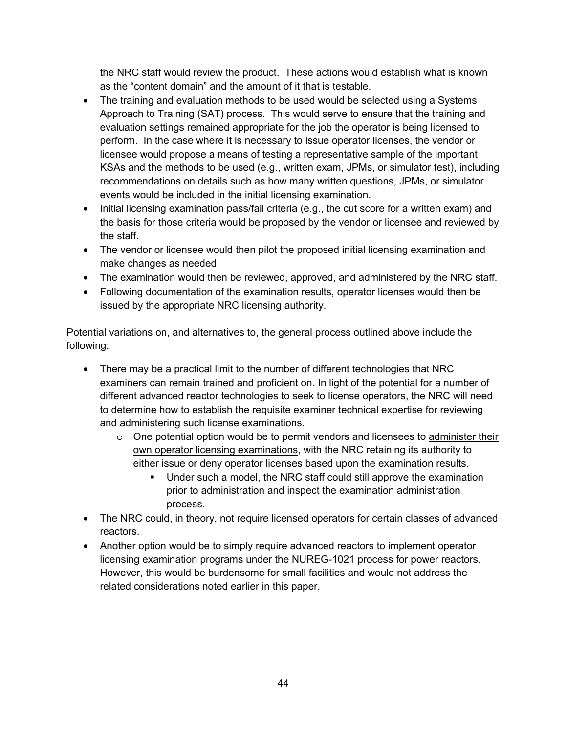the NRC staff would review the product. These actions would establish what is known as the "content domain" and the amount of it that is testable.

- The training and evaluation methods to be used would be selected using a Systems Approach to Training (SAT) process. This would serve to ensure that the training and evaluation settings remained appropriate for the job the operator is being licensed to perform. In the case where it is necessary to issue operator licenses, the vendor or licensee would propose a means of testing a representative sample of the important KSAs and the methods to be used (e.g., written exam, JPMs, or simulator test), including recommendations on details such as how many written questions, JPMs, or simulator events would be included in the initial licensing examination.
- Initial licensing examination pass/fail criteria (e.g., the cut score for a written exam) and the basis for those criteria would be proposed by the vendor or licensee and reviewed by the staff.
- The vendor or licensee would then pilot the proposed initial licensing examination and make changes as needed.
- The examination would then be reviewed, approved, and administered by the NRC staff.
- Following documentation of the examination results, operator licenses would then be issued by the appropriate NRC licensing authority.

Potential variations on, and alternatives to, the general process outlined above include the following:

- There may be a practical limit to the number of different technologies that NRC examiners can remain trained and proficient on. In light of the potential for a number of different advanced reactor technologies to seek to license operators, the NRC will need to determine how to establish the requisite examiner technical expertise for reviewing and administering such license examinations.
    - One potential option would be to permit vendors and licensees to <u>administer their own operator licensing examinations</u>, with the NRC retaining its authority to either issue or deny operator licenses based upon the examination results.
        - Under such a model, the NRC staff could still approve the examination prior to administration and inspect the examination administration process.
- The NRC could, in theory, not require licensed operators for certain classes of advanced reactors.
- Another option would be to simply require advanced reactors to implement operator licensing examination programs under the NUREG-1021 process for power reactors. However, this would be burdensome for small facilities and would not address the related considerations noted earlier in this paper.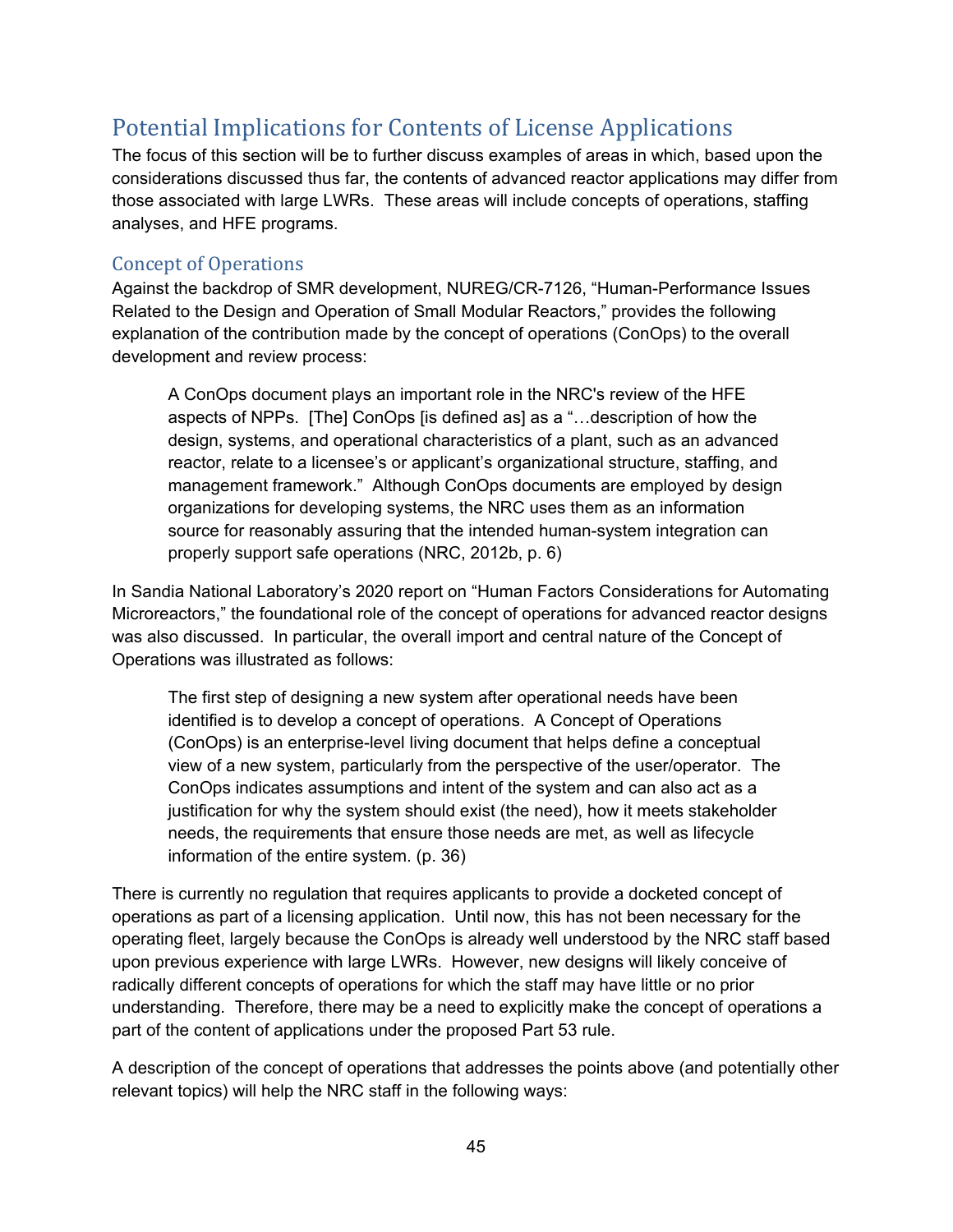## Potential Implications for Contents of License Applications

The focus of this section will be to further discuss examples of areas in which, based upon the considerations discussed thus far, the contents of advanced reactor applications may differ from those associated with large LWRs. These areas will include concepts of operations, staffing analyses, and HFE programs.

### Concept of Operations

Against the backdrop of SMR development, NUREG/CR-7126, "Human-Performance Issues Related to the Design and Operation of Small Modular Reactors," provides the following explanation of the contribution made by the concept of operations (ConOps) to the overall development and review process:

> A ConOps document plays an important role in the NRC's review of the HFE aspects of NPPs. [The] ConOps [is defined as] as a "…description of how the design, systems, and operational characteristics of a plant, such as an advanced reactor, relate to a licensee's or applicant's organizational structure, staffing, and management framework." Although ConOps documents are employed by design organizations for developing systems, the NRC uses them as an information source for reasonably assuring that the intended human-system integration can properly support safe operations (NRC, 2012b, p. 6)

In Sandia National Laboratory's 2020 report on "Human Factors Considerations for Automating Microreactors," the foundational role of the concept of operations for advanced reactor designs was also discussed. In particular, the overall import and central nature of the Concept of Operations was illustrated as follows:

> The first step of designing a new system after operational needs have been identified is to develop a concept of operations. A Concept of Operations (ConOps) is an enterprise-level living document that helps define a conceptual view of a new system, particularly from the perspective of the user/operator. The ConOps indicates assumptions and intent of the system and can also act as a justification for why the system should exist (the need), how it meets stakeholder needs, the requirements that ensure those needs are met, as well as lifecycle information of the entire system. (p. 36)

There is currently no regulation that requires applicants to provide a docketed concept of operations as part of a licensing application. Until now, this has not been necessary for the operating fleet, largely because the ConOps is already well understood by the NRC staff based upon previous experience with large LWRs. However, new designs will likely conceive of radically different concepts of operations for which the staff may have little or no prior understanding. Therefore, there may be a need to explicitly make the concept of operations a part of the content of applications under the proposed Part 53 rule.

A description of the concept of operations that addresses the points above (and potentially other relevant topics) will help the NRC staff in the following ways: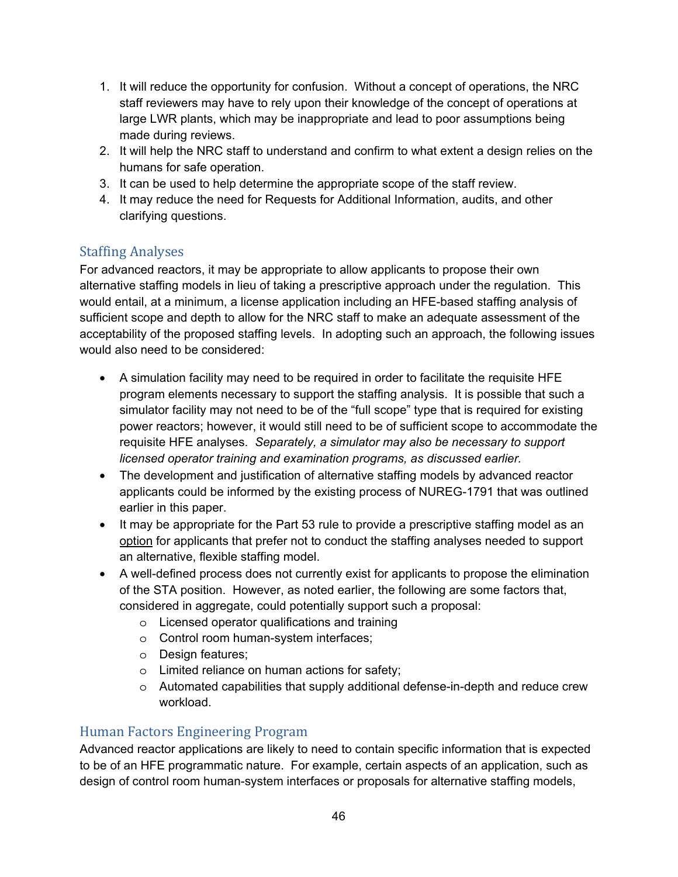1. It will reduce the opportunity for confusion. Without a concept of operations, the NRC staff reviewers may have to rely upon their knowledge of the concept of operations at large LWR plants, which may be inappropriate and lead to poor assumptions being made during reviews.
2. It will help the NRC staff to understand and confirm to what extent a design relies on the humans for safe operation.
3. It can be used to help determine the appropriate scope of the staff review.
4. It may reduce the need for Requests for Additional Information, audits, and other clarifying questions.

## Staffing Analyses

For advanced reactors, it may be appropriate to allow applicants to propose their own alternative staffing models in lieu of taking a prescriptive approach under the regulation. This would entail, at a minimum, a license application including an HFE-based staffing analysis of sufficient scope and depth to allow for the NRC staff to make an adequate assessment of the acceptability of the proposed staffing levels. In adopting such an approach, the following issues would also need to be considered:

- A simulation facility may need to be required in order to facilitate the requisite HFE program elements necessary to support the staffing analysis. It is possible that such a simulator facility may not need to be of the "full scope" type that is required for existing power reactors; however, it would still need to be of sufficient scope to accommodate the requisite HFE analyses. *Separately, a simulator may also be necessary to support licensed operator training and examination programs, as discussed earlier.*
- The development and justification of alternative staffing models by advanced reactor applicants could be informed by the existing process of NUREG-1791 that was outlined earlier in this paper.
- It may be appropriate for the Part 53 rule to provide a prescriptive staffing model as an <u>option</u> for applicants that prefer not to conduct the staffing analyses needed to support an alternative, flexible staffing model.
- A well-defined process does not currently exist for applicants to propose the elimination of the STA position. However, as noted earlier, the following are some factors that, considered in aggregate, could potentially support such a proposal:
  - Licensed operator qualifications and training
  - Control room human-system interfaces;
  - Design features;
  - Limited reliance on human actions for safety;
  - Automated capabilities that supply additional defense-in-depth and reduce crew workload.

## Human Factors Engineering Program

Advanced reactor applications are likely to need to contain specific information that is expected to be of an HFE programmatic nature. For example, certain aspects of an application, such as design of control room human-system interfaces or proposals for alternative staffing models,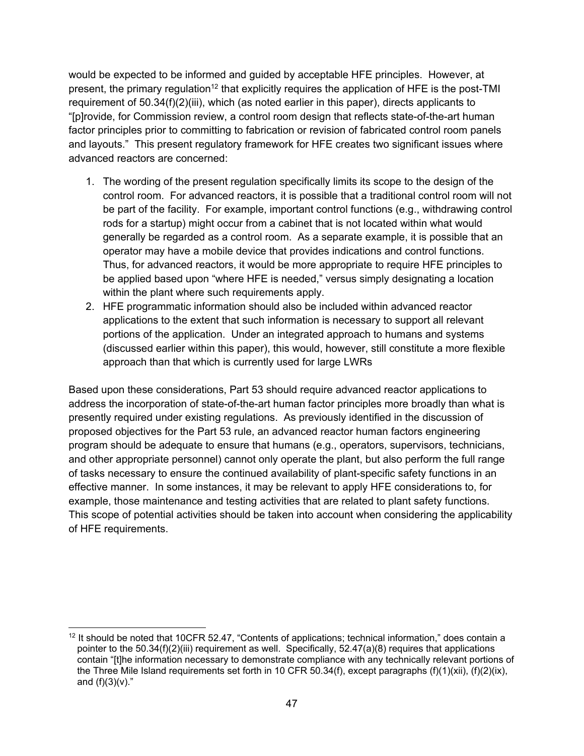would be expected to be informed and guided by acceptable HFE principles. However, at present, the primary regulation[12] that explicitly requires the application of HFE is the post-TMI requirement of 50.34(f)(2)(iii), which (as noted earlier in this paper), directs applicants to "[p]rovide, for Commission review, a control room design that reflects state-of-the-art human factor principles prior to committing to fabrication or revision of fabricated control room panels and layouts." This present regulatory framework for HFE creates two significant issues where advanced reactors are concerned:

1. The wording of the present regulation specifically limits its scope to the design of the control room. For advanced reactors, it is possible that a traditional control room will not be part of the facility. For example, important control functions (e.g., withdrawing control rods for a startup) might occur from a cabinet that is not located within what would generally be regarded as a control room. As a separate example, it is possible that an operator may have a mobile device that provides indications and control functions. Thus, for advanced reactors, it would be more appropriate to require HFE principles to be applied based upon "where HFE is needed," versus simply designating a location within the plant where such requirements apply.
2. HFE programmatic information should also be included within advanced reactor applications to the extent that such information is necessary to support all relevant portions of the application. Under an integrated approach to humans and systems (discussed earlier within this paper), this would, however, still constitute a more flexible approach than that which is currently used for large LWRs

Based upon these considerations, Part 53 should require advanced reactor applications to address the incorporation of state-of-the-art human factor principles more broadly than what is presently required under existing regulations. As previously identified in the discussion of proposed objectives for the Part 53 rule, an advanced reactor human factors engineering program should be adequate to ensure that humans (e.g., operators, supervisors, technicians, and other appropriate personnel) cannot only operate the plant, but also perform the full range of tasks necessary to ensure the continued availability of plant-specific safety functions in an effective manner. In some instances, it may be relevant to apply HFE considerations to, for example, those maintenance and testing activities that are related to plant safety functions. This scope of potential activities should be taken into account when considering the applicability of HFE requirements.

---

[12] It should be noted that 10CFR 52.47, "Contents of applications; technical information," does contain a pointer to the 50.34(f)(2)(iii) requirement as well. Specifically, 52.47(a)(8) requires that applications contain "[t]he information necessary to demonstrate compliance with any technically relevant portions of the Three Mile Island requirements set forth in 10 CFR 50.34(f), except paragraphs (f)(1)(xii), (f)(2)(ix), and (f)(3)(v)."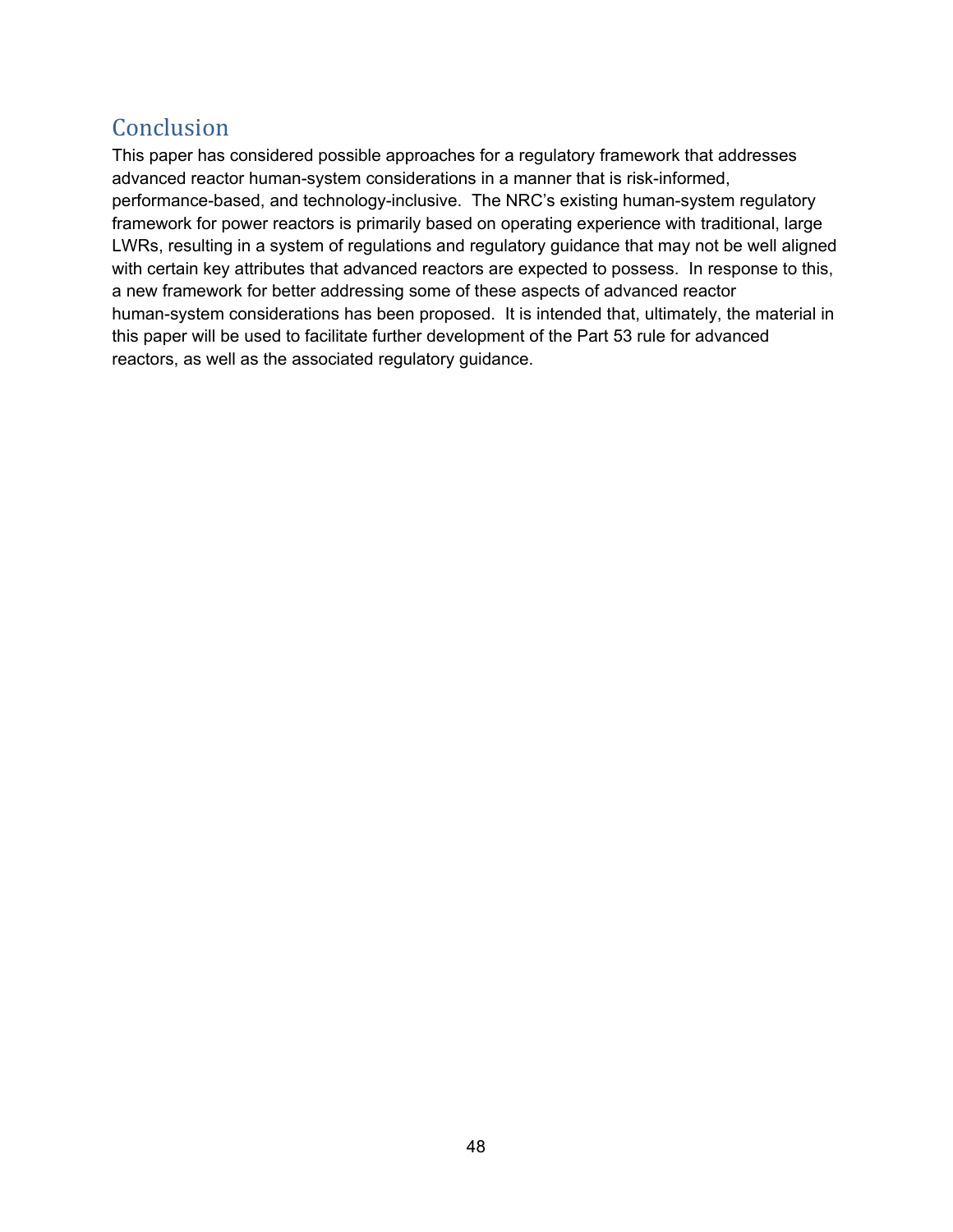## Conclusion

This paper has considered possible approaches for a regulatory framework that addresses advanced reactor human-system considerations in a manner that is risk-informed, performance-based, and technology-inclusive. The NRC's existing human-system regulatory framework for power reactors is primarily based on operating experience with traditional, large LWRs, resulting in a system of regulations and regulatory guidance that may not be well aligned with certain key attributes that advanced reactors are expected to possess. In response to this, a new framework for better addressing some of these aspects of advanced reactor human-system considerations has been proposed. It is intended that, ultimately, the material in this paper will be used to facilitate further development of the Part 53 rule for advanced reactors, as well as the associated regulatory guidance.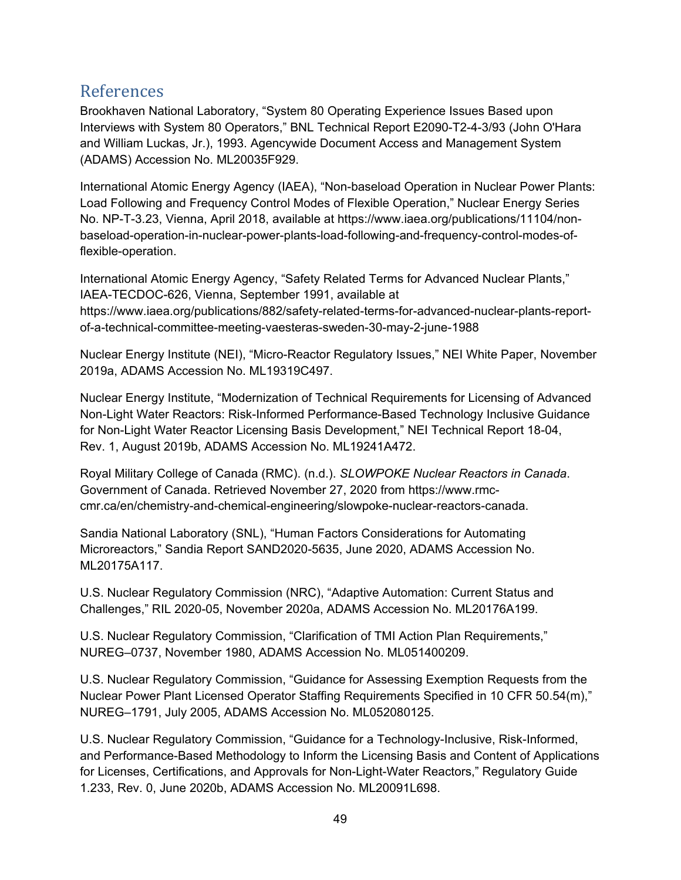## References

Brookhaven National Laboratory, "System 80 Operating Experience Issues Based upon Interviews with System 80 Operators," BNL Technical Report E2090-T2-4-3/93 (John O'Hara and William Luckas, Jr.), 1993. Agencywide Document Access and Management System (ADAMS) Accession No. ML20035F929.

International Atomic Energy Agency (IAEA), "Non-baseload Operation in Nuclear Power Plants: Load Following and Frequency Control Modes of Flexible Operation," Nuclear Energy Series No. NP-T-3.23, Vienna, April 2018, available at https://www.iaea.org/publications/11104/non-baseload-operation-in-nuclear-power-plants-load-following-and-frequency-control-modes-of-flexible-operation.

International Atomic Energy Agency, "Safety Related Terms for Advanced Nuclear Plants," IAEA-TECDOC-626, Vienna, September 1991, available at https://www.iaea.org/publications/882/safety-related-terms-for-advanced-nuclear-plants-report-of-a-technical-committee-meeting-vaesteras-sweden-30-may-2-june-1988

Nuclear Energy Institute (NEI), "Micro-Reactor Regulatory Issues," NEI White Paper, November 2019a, ADAMS Accession No. ML19319C497.

Nuclear Energy Institute, "Modernization of Technical Requirements for Licensing of Advanced Non-Light Water Reactors: Risk-Informed Performance-Based Technology Inclusive Guidance for Non-Light Water Reactor Licensing Basis Development," NEI Technical Report 18-04, Rev. 1, August 2019b, ADAMS Accession No. ML19241A472.

Royal Military College of Canada (RMC). (n.d.). *SLOWPOKE Nuclear Reactors in Canada*. Government of Canada. Retrieved November 27, 2020 from https://www.rmc-cmr.ca/en/chemistry-and-chemical-engineering/slowpoke-nuclear-reactors-canada.

Sandia National Laboratory (SNL), "Human Factors Considerations for Automating Microreactors," Sandia Report SAND2020-5635, June 2020, ADAMS Accession No. ML20175A117.

U.S. Nuclear Regulatory Commission (NRC), "Adaptive Automation: Current Status and Challenges," RIL 2020-05, November 2020a, ADAMS Accession No. ML20176A199.

U.S. Nuclear Regulatory Commission, "Clarification of TMI Action Plan Requirements," NUREG–0737, November 1980, ADAMS Accession No. ML051400209.

U.S. Nuclear Regulatory Commission, "Guidance for Assessing Exemption Requests from the Nuclear Power Plant Licensed Operator Staffing Requirements Specified in 10 CFR 50.54(m)," NUREG–1791, July 2005, ADAMS Accession No. ML052080125.

U.S. Nuclear Regulatory Commission, "Guidance for a Technology-Inclusive, Risk-Informed, and Performance-Based Methodology to Inform the Licensing Basis and Content of Applications for Licenses, Certifications, and Approvals for Non-Light-Water Reactors," Regulatory Guide 1.233, Rev. 0, June 2020b, ADAMS Accession No. ML20091L698.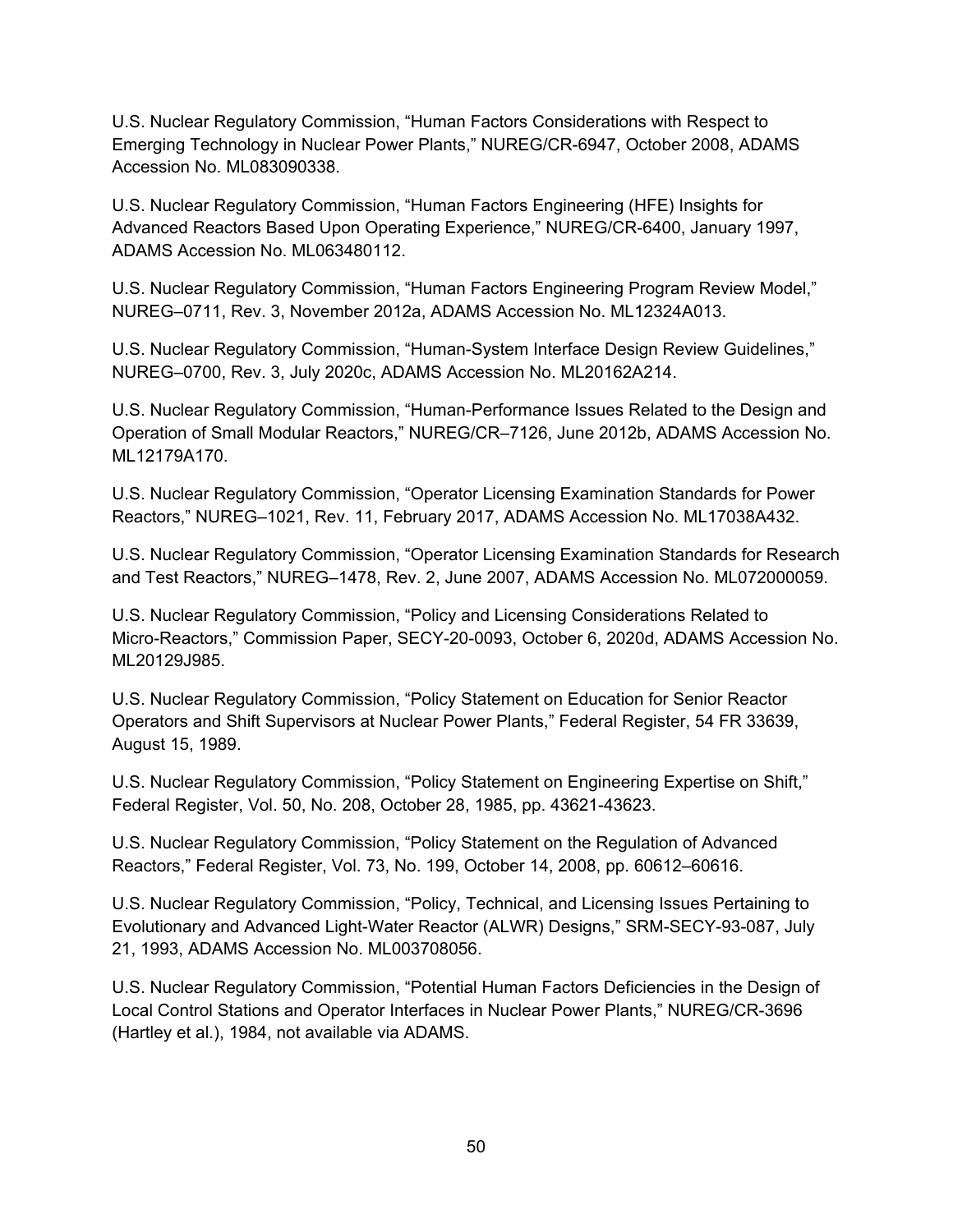U.S. Nuclear Regulatory Commission, “Human Factors Considerations with Respect to Emerging Technology in Nuclear Power Plants,” NUREG/CR-6947, October 2008, ADAMS Accession No. ML083090338.

U.S. Nuclear Regulatory Commission, “Human Factors Engineering (HFE) Insights for Advanced Reactors Based Upon Operating Experience,” NUREG/CR-6400, January 1997, ADAMS Accession No. ML063480112.

U.S. Nuclear Regulatory Commission, “Human Factors Engineering Program Review Model,” NUREG–0711, Rev. 3, November 2012a, ADAMS Accession No. ML12324A013.

U.S. Nuclear Regulatory Commission, “Human-System Interface Design Review Guidelines,” NUREG–0700, Rev. 3, July 2020c, ADAMS Accession No. ML20162A214.

U.S. Nuclear Regulatory Commission, “Human-Performance Issues Related to the Design and Operation of Small Modular Reactors,” NUREG/CR–7126, June 2012b, ADAMS Accession No. ML12179A170.

U.S. Nuclear Regulatory Commission, “Operator Licensing Examination Standards for Power Reactors,” NUREG–1021, Rev. 11, February 2017, ADAMS Accession No. ML17038A432.

U.S. Nuclear Regulatory Commission, “Operator Licensing Examination Standards for Research and Test Reactors,” NUREG–1478, Rev. 2, June 2007, ADAMS Accession No. ML072000059.

U.S. Nuclear Regulatory Commission, “Policy and Licensing Considerations Related to Micro-Reactors,” Commission Paper, SECY-20-0093, October 6, 2020d, ADAMS Accession No. ML20129J985.

U.S. Nuclear Regulatory Commission, “Policy Statement on Education for Senior Reactor Operators and Shift Supervisors at Nuclear Power Plants,” Federal Register, 54 FR 33639, August 15, 1989.

U.S. Nuclear Regulatory Commission, “Policy Statement on Engineering Expertise on Shift,” Federal Register, Vol. 50, No. 208, October 28, 1985, pp. 43621-43623.

U.S. Nuclear Regulatory Commission, “Policy Statement on the Regulation of Advanced Reactors,” Federal Register, Vol. 73, No. 199, October 14, 2008, pp. 60612–60616.

U.S. Nuclear Regulatory Commission, “Policy, Technical, and Licensing Issues Pertaining to Evolutionary and Advanced Light-Water Reactor (ALWR) Designs,” SRM-SECY-93-087, July 21, 1993, ADAMS Accession No. ML003708056.

U.S. Nuclear Regulatory Commission, “Potential Human Factors Deficiencies in the Design of Local Control Stations and Operator Interfaces in Nuclear Power Plants,” NUREG/CR-3696 (Hartley et al.), 1984, not available via ADAMS.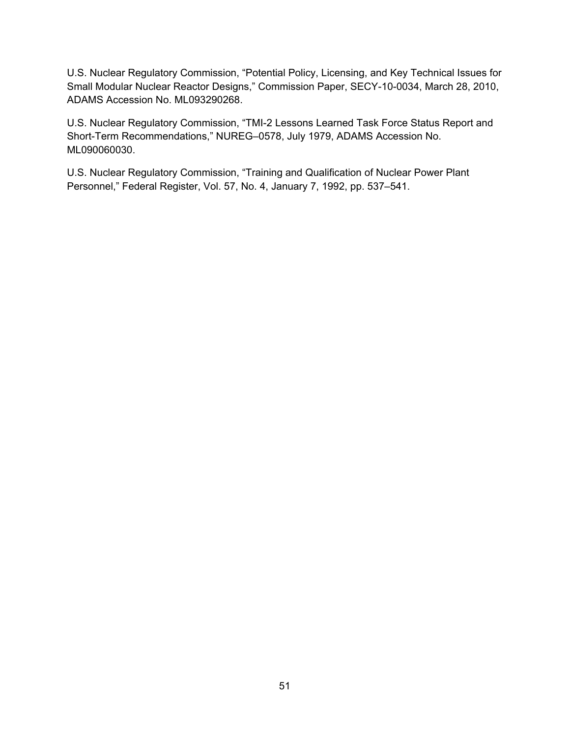U.S. Nuclear Regulatory Commission, "Potential Policy, Licensing, and Key Technical Issues for Small Modular Nuclear Reactor Designs," Commission Paper, SECY-10-0034, March 28, 2010, ADAMS Accession No. ML093290268.

U.S. Nuclear Regulatory Commission, "TMI-2 Lessons Learned Task Force Status Report and Short-Term Recommendations," NUREG–0578, July 1979, ADAMS Accession No. ML090060030.

U.S. Nuclear Regulatory Commission, "Training and Qualification of Nuclear Power Plant Personnel," Federal Register, Vol. 57, No. 4, January 7, 1992, pp. 537–541.